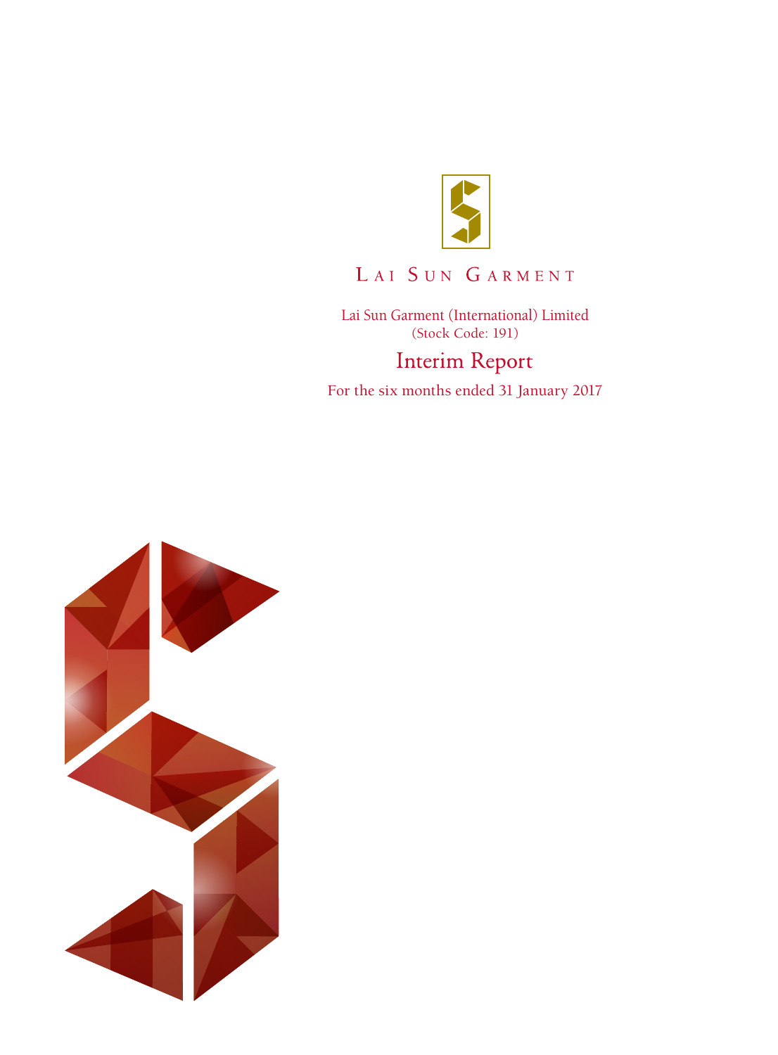LAI SUN GARMENT

Lai Sun Garment (International) Limited
(Stock Code: 191)

# Interim Report

For the six months ended 31 January 2017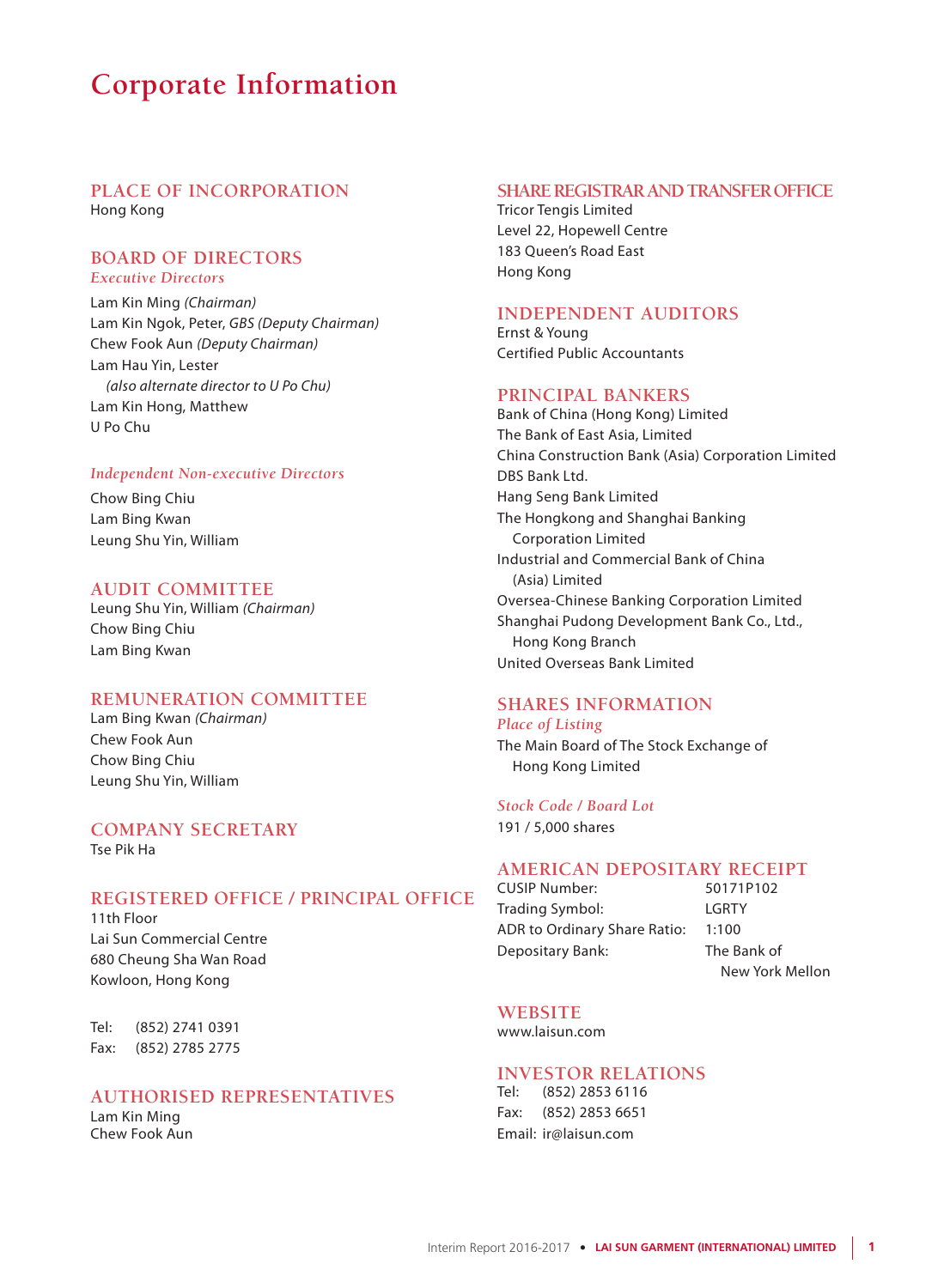# Corporate Information

## PLACE OF INCORPORATION

Hong Kong

## BOARD OF DIRECTORS

### *Executive Directors*

Lam Kin Ming *(Chairman)*
Lam Kin Ngok, Peter, *GBS (Deputy Chairman)*
Chew Fook Aun *(Deputy Chairman)*
Lam Hau Yin, Lester
*(also alternate director to U Po Chu)*
Lam Kin Hong, Matthew
U Po Chu

### *Independent Non-executive Directors*

Chow Bing Chiu
Lam Bing Kwan
Leung Shu Yin, William

## AUDIT COMMITTEE

Leung Shu Yin, William *(Chairman)*
Chow Bing Chiu
Lam Bing Kwan

## REMUNERATION COMMITTEE

Lam Bing Kwan *(Chairman)*
Chew Fook Aun
Chow Bing Chiu
Leung Shu Yin, William

## COMPANY SECRETARY

Tse Pik Ha

## REGISTERED OFFICE / PRINCIPAL OFFICE

11th Floor
Lai Sun Commercial Centre
680 Cheung Sha Wan Road
Kowloon, Hong Kong

Tel: (852) 2741 0391
Fax: (852) 2785 2775

## AUTHORISED REPRESENTATIVES

Lam Kin Ming
Chew Fook Aun

## SHARE REGISTRAR AND TRANSFER OFFICE

Tricor Tengis Limited
Level 22, Hopewell Centre
183 Queen's Road East
Hong Kong

## INDEPENDENT AUDITORS

Ernst & Young
Certified Public Accountants

## PRINCIPAL BANKERS

Bank of China (Hong Kong) Limited
The Bank of East Asia, Limited
China Construction Bank (Asia) Corporation Limited
DBS Bank Ltd.
Hang Seng Bank Limited
The Hongkong and Shanghai Banking Corporation Limited
Industrial and Commercial Bank of China (Asia) Limited
Oversea-Chinese Banking Corporation Limited
Shanghai Pudong Development Bank Co., Ltd., Hong Kong Branch
United Overseas Bank Limited

## SHARES INFORMATION

### *Place of Listing*

The Main Board of The Stock Exchange of Hong Kong Limited

### *Stock Code / Board Lot*

191 / 5,000 shares

## AMERICAN DEPOSITARY RECEIPT

| | |
|---|---|
| CUSIP Number: | 50171P102 |
| Trading Symbol: | LGRTY |
| ADR to Ordinary Share Ratio: | 1:100 |
| Depositary Bank: | The Bank of New York Mellon |

## WEBSITE

www.laisun.com

## INVESTOR RELATIONS

Tel: (852) 2853 6116
Fax: (852) 2853 6651
Email: ir@laisun.com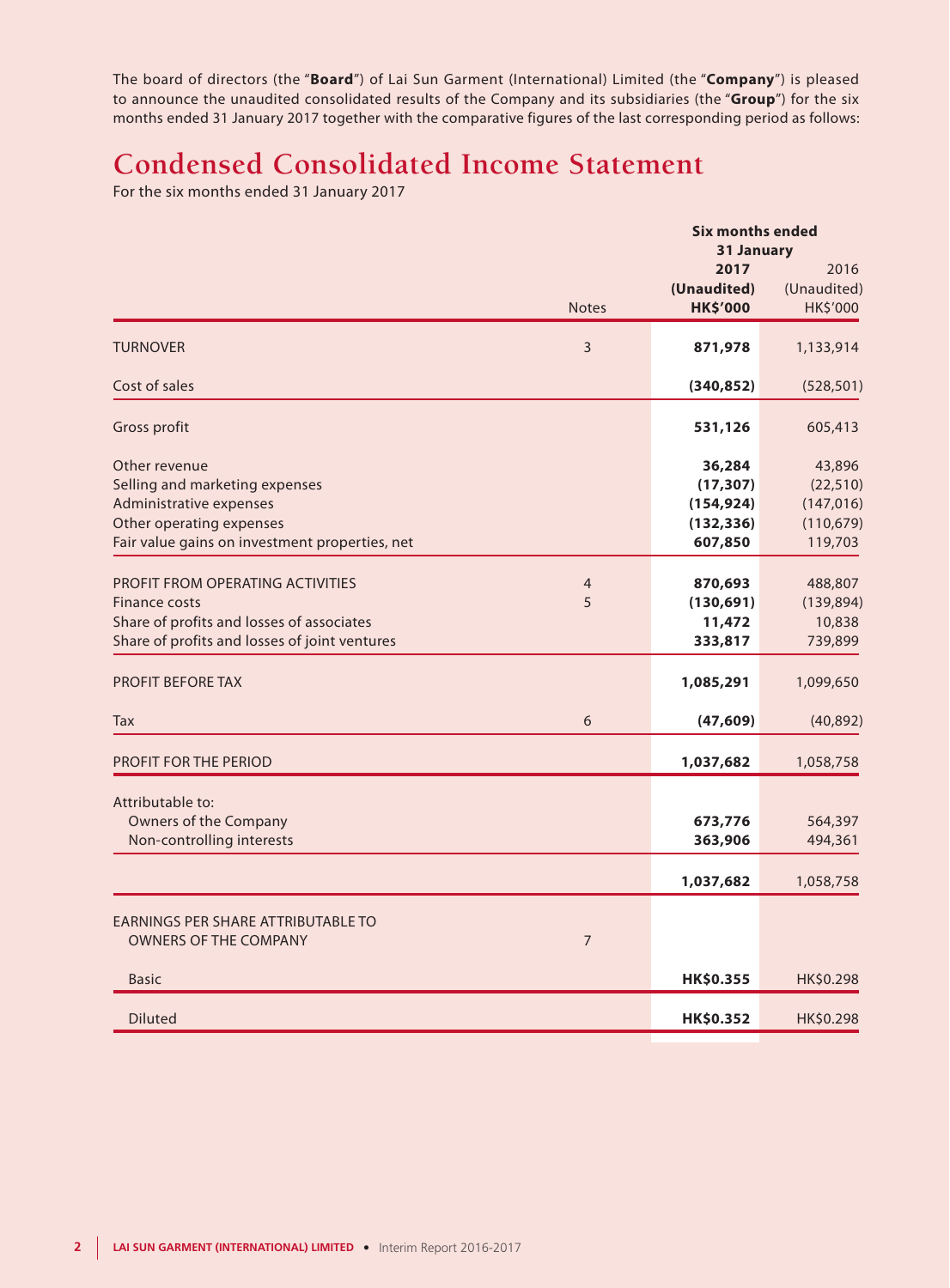The board of directors (the "**Board**") of Lai Sun Garment (International) Limited (the "**Company**") is pleased to announce the unaudited consolidated results of the Company and its subsidiaries (the "**Group**") for the six months ended 31 January 2017 together with the comparative figures of the last corresponding period as follows:

# Condensed Consolidated Income Statement

For the six months ended 31 January 2017

| | | Six months ended 31 January | |
|---|---|---|---|
| | | **2017** | 2016 |
| | | **(Unaudited)** | (Unaudited) |
| | Notes | **HK$'000** | HK$'000 |
| TURNOVER | 3 | **871,978** | 1,133,914 |
| Cost of sales | | **(340,852)** | (528,501) |
| Gross profit | | **531,126** | 605,413 |
| Other revenue | | **36,284** | 43,896 |
| Selling and marketing expenses | | **(17,307)** | (22,510) |
| Administrative expenses | | **(154,924)** | (147,016) |
| Other operating expenses | | **(132,336)** | (110,679) |
| Fair value gains on investment properties, net | | **607,850** | 119,703 |
| PROFIT FROM OPERATING ACTIVITIES | 4 | **870,693** | 488,807 |
| Finance costs | 5 | **(130,691)** | (139,894) |
| Share of profits and losses of associates | | **11,472** | 10,838 |
| Share of profits and losses of joint ventures | | **333,817** | 739,899 |
| PROFIT BEFORE TAX | | **1,085,291** | 1,099,650 |
| Tax | 6 | **(47,609)** | (40,892) |
| PROFIT FOR THE PERIOD | | **1,037,682** | 1,058,758 |
| Attributable to: | | | |
| Owners of the Company | | **673,776** | 564,397 |
| Non-controlling interests | | **363,906** | 494,361 |
| | | **1,037,682** | 1,058,758 |
| EARNINGS PER SHARE ATTRIBUTABLE TO OWNERS OF THE COMPANY | 7 | | |
| Basic | | **HK$0.355** | HK$0.298 |
| Diluted | | **HK$0.352** | HK$0.298 |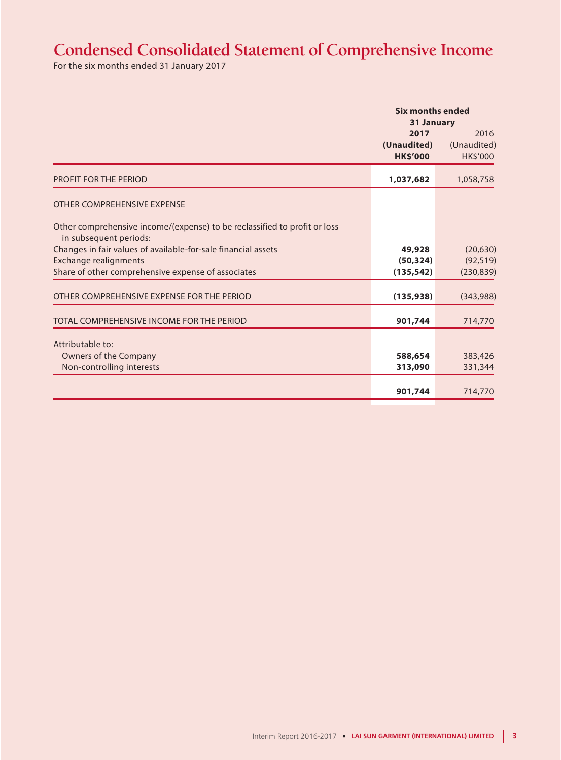# Condensed Consolidated Statement of Comprehensive Income

For the six months ended 31 January 2017

| | Six months ended 31 January | |
|---|---|---|
| | **2017** | 2016 |
| | **(Unaudited)** | (Unaudited) |
| | **HK$'000** | HK$'000 |
| PROFIT FOR THE PERIOD | **1,037,682** | 1,058,758 |
| OTHER COMPREHENSIVE EXPENSE | | |
| Other comprehensive income/(expense) to be reclassified to profit or loss in subsequent periods: | | |
| Changes in fair values of available-for-sale financial assets | **49,928** | (20,630) |
| Exchange realignments | **(50,324)** | (92,519) |
| Share of other comprehensive expense of associates | **(135,542)** | (230,839) |
| OTHER COMPREHENSIVE EXPENSE FOR THE PERIOD | **(135,938)** | (343,988) |
| TOTAL COMPREHENSIVE INCOME FOR THE PERIOD | **901,744** | 714,770 |
| Attributable to: | | |
| Owners of the Company | **588,654** | 383,426 |
| Non-controlling interests | **313,090** | 331,344 |
| | **901,744** | 714,770 |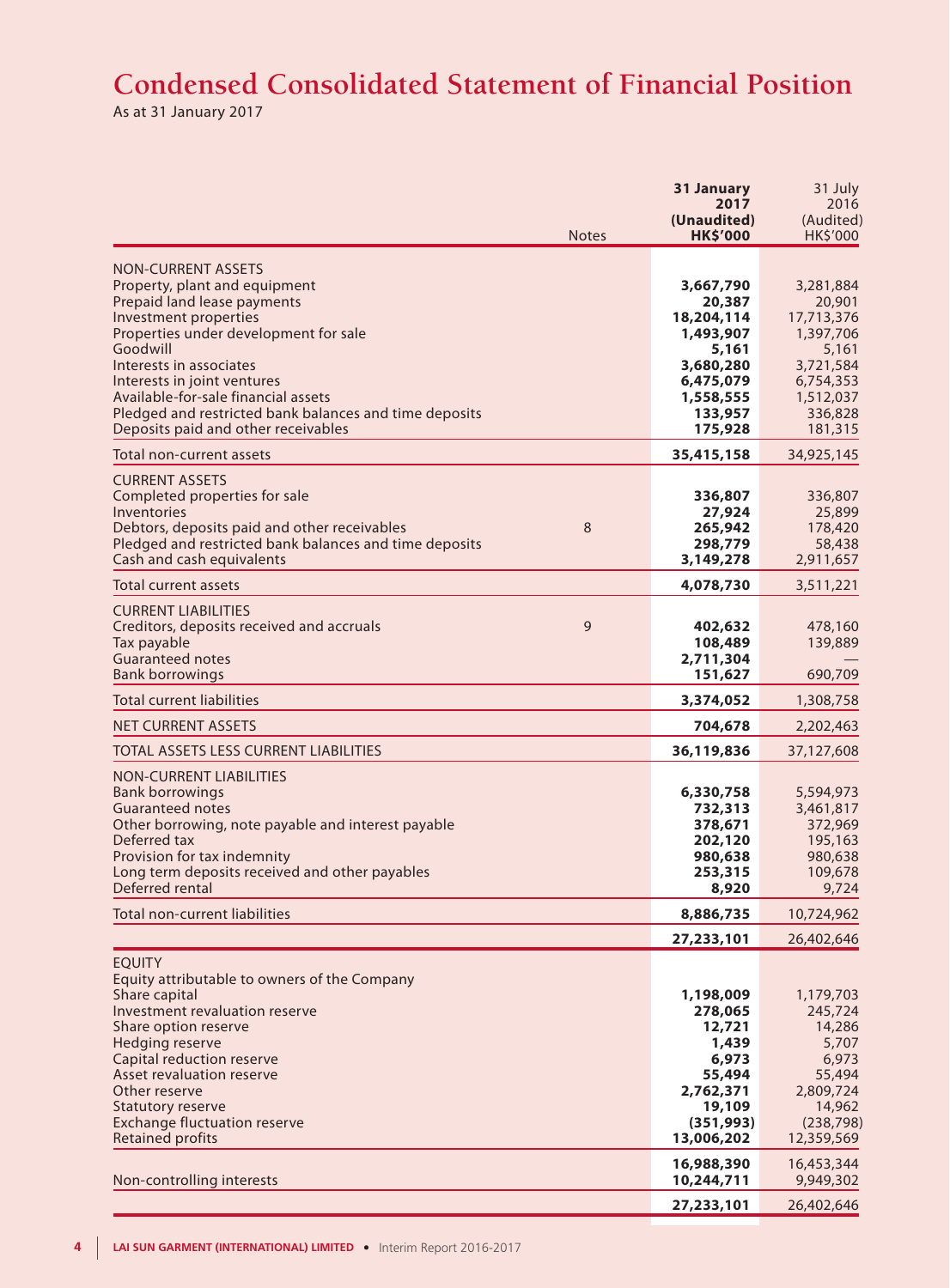# Condensed Consolidated Statement of Financial Position

As at 31 January 2017

| | Notes | 31 January 2017 (Unaudited) HK$'000 | 31 July 2016 (Audited) HK$'000 |
|---|---|---|---|
| **NON-CURRENT ASSETS** | | | |
| Property, plant and equipment | | **3,667,790** | 3,281,884 |
| Prepaid land lease payments | | **20,387** | 20,901 |
| Investment properties | | **18,204,114** | 17,713,376 |
| Properties under development for sale | | **1,493,907** | 1,397,706 |
| Goodwill | | **5,161** | 5,161 |
| Interests in associates | | **3,680,280** | 3,721,584 |
| Interests in joint ventures | | **6,475,079** | 6,754,353 |
| Available-for-sale financial assets | | **1,558,555** | 1,512,037 |
| Pledged and restricted bank balances and time deposits | | **133,957** | 336,828 |
| Deposits paid and other receivables | | **175,928** | 181,315 |
| Total non-current assets | | **35,415,158** | 34,925,145 |
| **CURRENT ASSETS** | | | |
| Completed properties for sale | | **336,807** | 336,807 |
| Inventories | | **27,924** | 25,899 |
| Debtors, deposits paid and other receivables | 8 | **265,942** | 178,420 |
| Pledged and restricted bank balances and time deposits | | **298,779** | 58,438 |
| Cash and cash equivalents | | **3,149,278** | 2,911,657 |
| Total current assets | | **4,078,730** | 3,511,221 |
| **CURRENT LIABILITIES** | | | |
| Creditors, deposits received and accruals | 9 | **402,632** | 478,160 |
| Tax payable | | **108,489** | 139,889 |
| Guaranteed notes | | **2,711,304** | — |
| Bank borrowings | | **151,627** | 690,709 |
| Total current liabilities | | **3,374,052** | 1,308,758 |
| NET CURRENT ASSETS | | **704,678** | 2,202,463 |
| TOTAL ASSETS LESS CURRENT LIABILITIES | | **36,119,836** | 37,127,608 |
| **NON-CURRENT LIABILITIES** | | | |
| Bank borrowings | | **6,330,758** | 5,594,973 |
| Guaranteed notes | | **732,313** | 3,461,817 |
| Other borrowing, note payable and interest payable | | **378,671** | 372,969 |
| Deferred tax | | **202,120** | 195,163 |
| Provision for tax indemnity | | **980,638** | 980,638 |
| Long term deposits received and other payables | | **253,315** | 109,678 |
| Deferred rental | | **8,920** | 9,724 |
| Total non-current liabilities | | **8,886,735** | 10,724,962 |
| | | **27,233,101** | 26,402,646 |
| **EQUITY** | | | |
| Equity attributable to owners of the Company | | | |
| Share capital | | **1,198,009** | 1,179,703 |
| Investment revaluation reserve | | **278,065** | 245,724 |
| Share option reserve | | **12,721** | 14,286 |
| Hedging reserve | | **1,439** | 5,707 |
| Capital reduction reserve | | **6,973** | 6,973 |
| Asset revaluation reserve | | **55,494** | 55,494 |
| Other reserve | | **2,762,371** | 2,809,724 |
| Statutory reserve | | **19,109** | 14,962 |
| Exchange fluctuation reserve | | **(351,993)** | (238,798) |
| Retained profits | | **13,006,202** | 12,359,569 |
| | | **16,988,390** | 16,453,344 |
| Non-controlling interests | | **10,244,711** | 9,949,302 |
| | | **27,233,101** | 26,402,646 |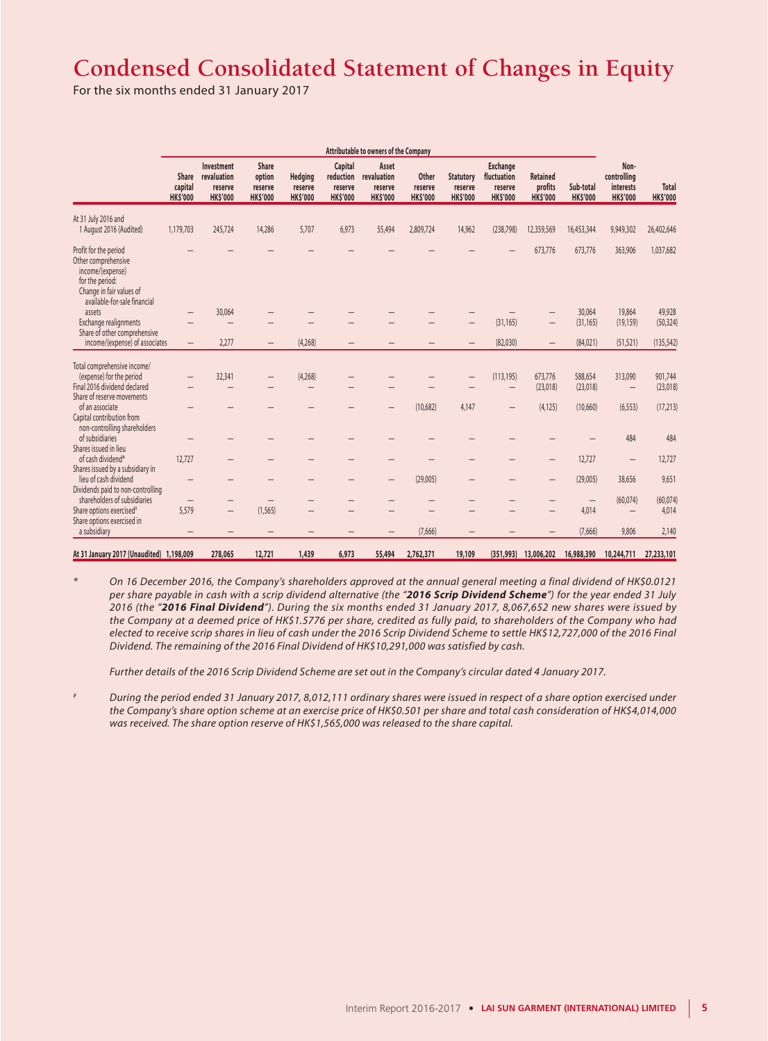# Condensed Consolidated Statement of Changes in Equity

For the six months ended 31 January 2017

| | Attributable to owners of the Company | | | | | | | | | | | | |
|---|---|---|---|---|---|---|---|---|---|---|---|---|---|
| | Share capital HK$'000 | Investment revaluation reserve HK$'000 | Share option reserve HK$'000 | Hedging reserve HK$'000 | Capital reduction reserve HK$'000 | Asset revaluation reserve HK$'000 | Other reserve HK$'000 | Statutory reserve HK$'000 | Exchange fluctuation reserve HK$'000 | Retained profits HK$'000 | Sub-total HK$'000 | Non-controlling interests HK$'000 | Total HK$'000 |
| At 31 July 2016 and 1 August 2016 (Audited) | 1,179,703 | 245,724 | 14,286 | 5,707 | 6,973 | 55,494 | 2,809,724 | 14,962 | (238,798) | 12,359,569 | 16,453,344 | 9,949,302 | 26,402,646 |
| Profit for the period | – | – | – | – | – | – | – | – | – | 673,776 | 673,776 | 363,906 | 1,037,682 |
| Other comprehensive income/(expense) for the period: | | | | | | | | | | | | | |
| Change in fair values of available-for-sale financial assets | – | 30,064 | – | – | – | – | – | – | – | – | 30,064 | 19,864 | 49,928 |
| Exchange realignments | – | – | – | – | – | – | – | – | (31,165) | – | (31,165) | (19,159) | (50,324) |
| Share of other comprehensive income/(expense) of associates | – | 2,277 | – | (4,268) | – | – | – | – | (82,030) | – | (84,021) | (51,521) | (135,542) |
| Total comprehensive income/(expense) for the period | – | 32,341 | – | (4,268) | – | – | – | – | (113,195) | 673,776 | 588,654 | 313,090 | 901,744 |
| Final 2016 dividend declared | – | – | – | – | – | – | – | – | – | (23,018) | (23,018) | – | (23,018) |
| Share of reserve movements of an associate | – | – | – | – | – | – | (10,682) | 4,147 | – | (4,125) | (10,660) | (6,553) | (17,213) |
| Capital contribution from non-controlling shareholders of subsidiaries | – | – | – | – | – | – | – | – | – | – | – | 484 | 484 |
| Shares issued in lieu of cash dividend* | 12,727 | – | – | – | – | – | – | – | – | – | 12,727 | – | 12,727 |
| Shares issued by a subsidiary in lieu of cash dividend | – | – | – | – | – | – | (29,005) | – | – | – | (29,005) | 38,656 | 9,651 |
| Dividends paid to non-controlling shareholders of subsidiaries | – | – | – | – | – | – | – | – | – | – | – | (60,074) | (60,074) |
| Share options exercised# | 5,579 | – | (1,565) | – | – | – | – | – | – | – | 4,014 | – | 4,014 |
| Share options exercised in a subsidiary | – | – | – | – | – | – | (7,666) | – | – | – | (7,666) | 9,806 | 2,140 |
| **At 31 January 2017 (Unaudited)** | **1,198,009** | **278,065** | **12,721** | **1,439** | **6,973** | **55,494** | **2,762,371** | **19,109** | **(351,993)** | **13,006,202** | **16,988,390** | **10,244,711** | **27,233,101** |

\* *On 16 December 2016, the Company's shareholders approved at the annual general meeting a final dividend of HK$0.0121 per share payable in cash with a scrip dividend alternative (the "**2016 Scrip Dividend Scheme**") for the year ended 31 July 2016 (the "**2016 Final Dividend**"). During the six months ended 31 January 2017, 8,067,652 new shares were issued by the Company at a deemed price of HK$1.5776 per share, credited as fully paid, to shareholders of the Company who had elected to receive scrip shares in lieu of cash under the 2016 Scrip Dividend Scheme to settle HK$12,727,000 of the 2016 Final Dividend. The remaining of the 2016 Final Dividend of HK$10,291,000 was satisfied by cash.*

*Further details of the 2016 Scrip Dividend Scheme are set out in the Company's circular dated 4 January 2017.*

\# *During the period ended 31 January 2017, 8,012,111 ordinary shares were issued in respect of a share option exercised under the Company's share option scheme at an exercise price of HK$0.501 per share and total cash consideration of HK$4,014,000 was received. The share option reserve of HK$1,565,000 was released to the share capital.*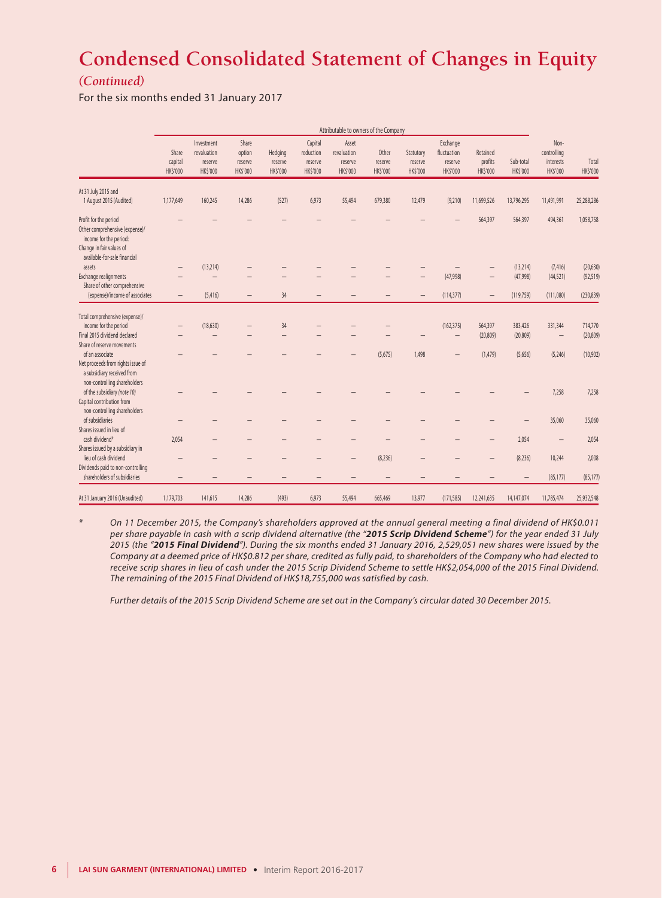# Condensed Consolidated Statement of Changes in Equity

*(Continued)*

For the six months ended 31 January 2017

| | Attributable to owners of the Company | | | | | | | | | | | | |
|---|---|---|---|---|---|---|---|---|---|---|---|---|---|
| | Share capital HK$'000 | Investment revaluation reserve HK$'000 | Share option reserve HK$'000 | Hedging reserve HK$'000 | Capital reduction reserve HK$'000 | Asset revaluation reserve HK$'000 | Other reserve HK$'000 | Statutory reserve HK$'000 | Exchange fluctuation reserve HK$'000 | Retained profits HK$'000 | Sub-total HK$'000 | Non-controlling interests HK$'000 | Total HK$'000 |
| At 31 July 2015 and 1 August 2015 (Audited) | 1,177,649 | 160,245 | 14,286 | (527) | 6,973 | 55,494 | 679,380 | 12,479 | (9,210) | 11,699,526 | 13,796,295 | 11,491,991 | 25,288,286 |
| Profit for the period | – | – | – | – | – | – | – | – | – | 564,397 | 564,397 | 494,361 | 1,058,758 |
| Other comprehensive (expense)/income for the period: | | | | | | | | | | | | | |
| Change in fair values of available-for-sale financial assets | – | (13,214) | – | – | – | – | – | – | – | – | (13,214) | (7,416) | (20,630) |
| Exchange realignments | – | – | – | – | – | – | – | – | (47,998) | – | (47,998) | (44,521) | (92,519) |
| Share of other comprehensive (expense)/income of associates | – | (5,416) | – | 34 | – | – | – | – | (114,377) | – | (119,759) | (111,080) | (230,839) |
| Total comprehensive (expense)/income for the period | – | (18,630) | – | 34 | – | – | – | | (162,375) | 564,397 | 383,426 | 331,344 | 714,770 |
| Final 2015 dividend declared | – | – | – | – | – | – | – | – | – | (20,809) | (20,809) | – | (20,809) |
| Share of reserve movements of an associate | – | – | – | – | – | – | (5,675) | 1,498 | – | (1,479) | (5,656) | (5,246) | (10,902) |
| Net proceeds from rights issue of a subsidiary received from non-controlling shareholders of the subsidiary *(note 10)* | – | – | – | – | – | – | – | – | – | – | – | 7,258 | 7,258 |
| Capital contribution from non-controlling shareholders of subsidiaries | – | – | – | – | – | – | – | – | – | – | – | 35,060 | 35,060 |
| Shares issued in lieu of cash dividend* | 2,054 | – | – | – | – | – | – | – | – | – | 2,054 | – | 2,054 |
| Shares issued by a subsidiary in lieu of cash dividend | – | – | – | – | – | – | (8,236) | – | – | – | (8,236) | 10,244 | 2,008 |
| Dividends paid to non-controlling shareholders of subsidiaries | – | – | – | – | – | – | – | – | – | – | – | (85,177) | (85,177) |
| At 31 January 2016 (Unaudited) | 1,179,703 | 141,615 | 14,286 | (493) | 6,973 | 55,494 | 665,469 | 13,977 | (171,585) | 12,241,635 | 14,147,074 | 11,785,474 | 25,932,548 |

\* *On 11 December 2015, the Company's shareholders approved at the annual general meeting a final dividend of HK$0.011 per share payable in cash with a scrip dividend alternative (the "**2015 Scrip Dividend Scheme**") for the year ended 31 July 2015 (the "**2015 Final Dividend**"). During the six months ended 31 January 2016, 2,529,051 new shares were issued by the Company at a deemed price of HK$0.812 per share, credited as fully paid, to shareholders of the Company who had elected to receive scrip shares in lieu of cash under the 2015 Scrip Dividend Scheme to settle HK$2,054,000 of the 2015 Final Dividend. The remaining of the 2015 Final Dividend of HK$18,755,000 was satisfied by cash.*

*Further details of the 2015 Scrip Dividend Scheme are set out in the Company's circular dated 30 December 2015.*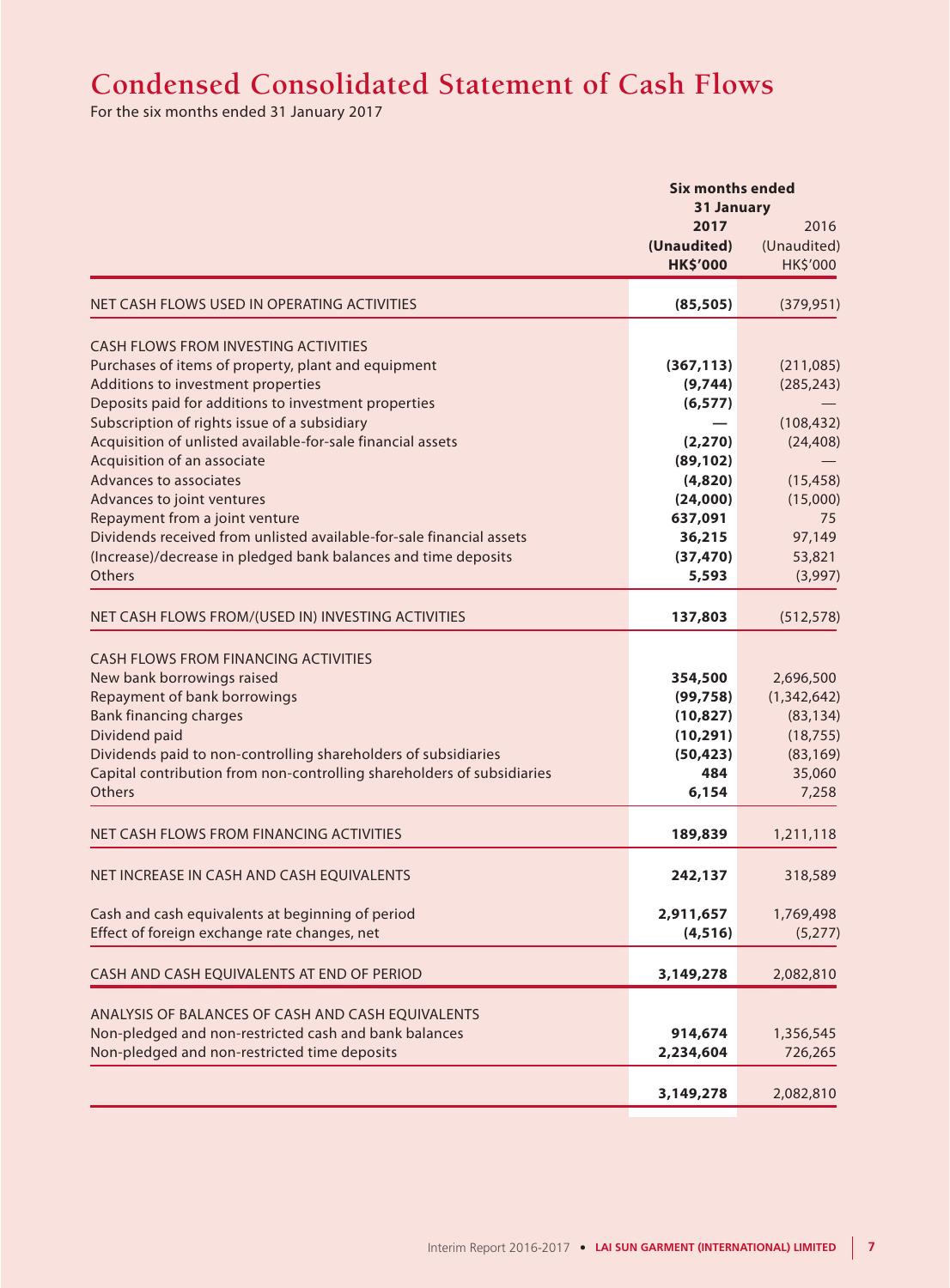# Condensed Consolidated Statement of Cash Flows

For the six months ended 31 January 2017

| | Six months ended 31 January | |
|---|---|---|
| | **2017** | 2016 |
| | **(Unaudited)** | (Unaudited) |
| | **HK$'000** | HK$'000 |
| NET CASH FLOWS USED IN OPERATING ACTIVITIES | **(85,505)** | (379,951) |
| CASH FLOWS FROM INVESTING ACTIVITIES | | |
| Purchases of items of property, plant and equipment | **(367,113)** | (211,085) |
| Additions to investment properties | **(9,744)** | (285,243) |
| Deposits paid for additions to investment properties | **(6,577)** | — |
| Subscription of rights issue of a subsidiary | **—** | (108,432) |
| Acquisition of unlisted available-for-sale financial assets | **(2,270)** | (24,408) |
| Acquisition of an associate | **(89,102)** | — |
| Advances to associates | **(4,820)** | (15,458) |
| Advances to joint ventures | **(24,000)** | (15,000) |
| Repayment from a joint venture | **637,091** | 75 |
| Dividends received from unlisted available-for-sale financial assets | **36,215** | 97,149 |
| (Increase)/decrease in pledged bank balances and time deposits | **(37,470)** | 53,821 |
| Others | **5,593** | (3,997) |
| NET CASH FLOWS FROM/(USED IN) INVESTING ACTIVITIES | **137,803** | (512,578) |
| CASH FLOWS FROM FINANCING ACTIVITIES | | |
| New bank borrowings raised | **354,500** | 2,696,500 |
| Repayment of bank borrowings | **(99,758)** | (1,342,642) |
| Bank financing charges | **(10,827)** | (83,134) |
| Dividend paid | **(10,291)** | (18,755) |
| Dividends paid to non-controlling shareholders of subsidiaries | **(50,423)** | (83,169) |
| Capital contribution from non-controlling shareholders of subsidiaries | **484** | 35,060 |
| Others | **6,154** | 7,258 |
| NET CASH FLOWS FROM FINANCING ACTIVITIES | **189,839** | 1,211,118 |
| NET INCREASE IN CASH AND CASH EQUIVALENTS | **242,137** | 318,589 |
| Cash and cash equivalents at beginning of period | **2,911,657** | 1,769,498 |
| Effect of foreign exchange rate changes, net | **(4,516)** | (5,277) |
| CASH AND CASH EQUIVALENTS AT END OF PERIOD | **3,149,278** | 2,082,810 |
| ANALYSIS OF BALANCES OF CASH AND CASH EQUIVALENTS | | |
| Non-pledged and non-restricted cash and bank balances | **914,674** | 1,356,545 |
| Non-pledged and non-restricted time deposits | **2,234,604** | 726,265 |
| | **3,149,278** | 2,082,810 |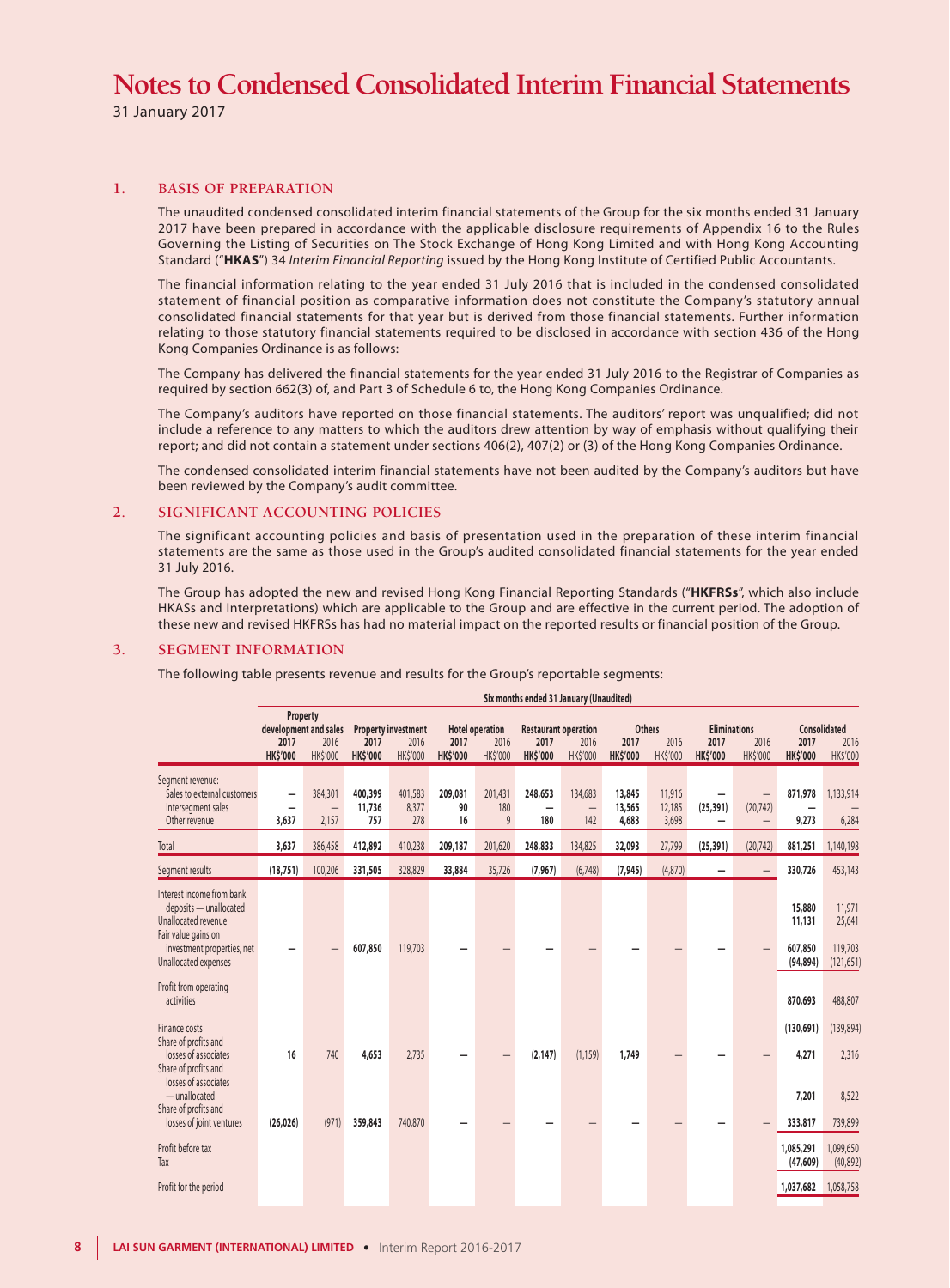# Notes to Condensed Consolidated Interim Financial Statements

31 January 2017

## 1. BASIS OF PREPARATION

The unaudited condensed consolidated interim financial statements of the Group for the six months ended 31 January 2017 have been prepared in accordance with the applicable disclosure requirements of Appendix 16 to the Rules Governing the Listing of Securities on The Stock Exchange of Hong Kong Limited and with Hong Kong Accounting Standard ("**HKAS**") 34 *Interim Financial Reporting* issued by the Hong Kong Institute of Certified Public Accountants.

The financial information relating to the year ended 31 July 2016 that is included in the condensed consolidated statement of financial position as comparative information does not constitute the Company's statutory annual consolidated financial statements for that year but is derived from those financial statements. Further information relating to those statutory financial statements required to be disclosed in accordance with section 436 of the Hong Kong Companies Ordinance is as follows:

The Company has delivered the financial statements for the year ended 31 July 2016 to the Registrar of Companies as required by section 662(3) of, and Part 3 of Schedule 6 to, the Hong Kong Companies Ordinance.

The Company's auditors have reported on those financial statements. The auditors' report was unqualified; did not include a reference to any matters to which the auditors drew attention by way of emphasis without qualifying their report; and did not contain a statement under sections 406(2), 407(2) or (3) of the Hong Kong Companies Ordinance.

The condensed consolidated interim financial statements have not been audited by the Company's auditors but have been reviewed by the Company's audit committee.

## 2. SIGNIFICANT ACCOUNTING POLICIES

The significant accounting policies and basis of presentation used in the preparation of these interim financial statements are the same as those used in the Group's audited consolidated financial statements for the year ended 31 July 2016.

The Group has adopted the new and revised Hong Kong Financial Reporting Standards ("**HKFRSs**", which also include HKASs and Interpretations) which are applicable to the Group and are effective in the current period. The adoption of these new and revised HKFRSs has had no material impact on the reported results or financial position of the Group.

## 3. SEGMENT INFORMATION

The following table presents revenue and results for the Group's reportable segments:

| | Six months ended 31 January (Unaudited) | | | | | | | | | | | | | |
|---|---|---|---|---|---|---|---|---|---|---|---|---|---|---|
| | Property development and sales | | Property investment | | Hotel operation | | Restaurant operation | | Others | | Eliminations | | Consolidated | |
| | **2017** | 2016 | **2017** | 2016 | **2017** | 2016 | **2017** | 2016 | **2017** | 2016 | **2017** | 2016 | **2017** | 2016 |
| | **HK$'000** | HK$'000 | **HK$'000** | HK$'000 | **HK$'000** | HK$'000 | **HK$'000** | HK$'000 | **HK$'000** | HK$'000 | **HK$'000** | HK$'000 | **HK$'000** | HK$'000 |
| Segment revenue: | | | | | | | | | | | | | | |
| Sales to external customers | **–** | 384,301 | **400,399** | 401,583 | **209,081** | 201,431 | **248,653** | 134,683 | **13,845** | 11,916 | **–** | – | **871,978** | 1,133,914 |
| Intersegment sales | **–** | – | **11,736** | 8,377 | **90** | 180 | **–** | – | **13,565** | 12,185 | **(25,391)** | (20,742) | **–** | – |
| Other revenue | **3,637** | 2,157 | **757** | 278 | **16** | 9 | **180** | 142 | **4,683** | 3,698 | **–** | – | **9,273** | 6,284 |
| Total | **3,637** | 386,458 | **412,892** | 410,238 | **209,187** | 201,620 | **248,833** | 134,825 | **32,093** | 27,799 | **(25,391)** | (20,742) | **881,251** | 1,140,198 |
| Segment results | **(18,751)** | 100,206 | **331,505** | 328,829 | **33,884** | 35,726 | **(7,967)** | (6,748) | **(7,945)** | (4,870) | **–** | – | **330,726** | 453,143 |
| Interest income from bank deposits — unallocated | | | | | | | | | | | | | **15,880** | 11,971 |
| Unallocated revenue | | | | | | | | | | | | | **11,131** | 25,641 |
| Fair value gains on investment properties, net | **–** | – | **607,850** | 119,703 | **–** | – | **–** | – | **–** | – | **–** | – | **607,850** | 119,703 |
| Unallocated expenses | | | | | | | | | | | | | **(94,894)** | (121,651) |
| Profit from operating activities | | | | | | | | | | | | | **870,693** | 488,807 |
| Finance costs | | | | | | | | | | | | | **(130,691)** | (139,894) |
| Share of profits and losses of associates | **16** | 740 | **4,653** | 2,735 | **–** | – | **(2,147)** | (1,159) | **1,749** | – | **–** | – | **4,271** | 2,316 |
| Share of profits and losses of associates — unallocated | | | | | | | | | | | | | **7,201** | 8,522 |
| Share of profits and losses of joint ventures | **(26,026)** | (971) | **359,843** | 740,870 | **–** | – | **–** | – | **–** | – | **–** | – | **333,817** | 739,899 |
| Profit before tax | | | | | | | | | | | | | **1,085,291** | 1,099,650 |
| Tax | | | | | | | | | | | | | **(47,609)** | (40,892) |
| Profit for the period | | | | | | | | | | | | | **1,037,682** | 1,058,758 |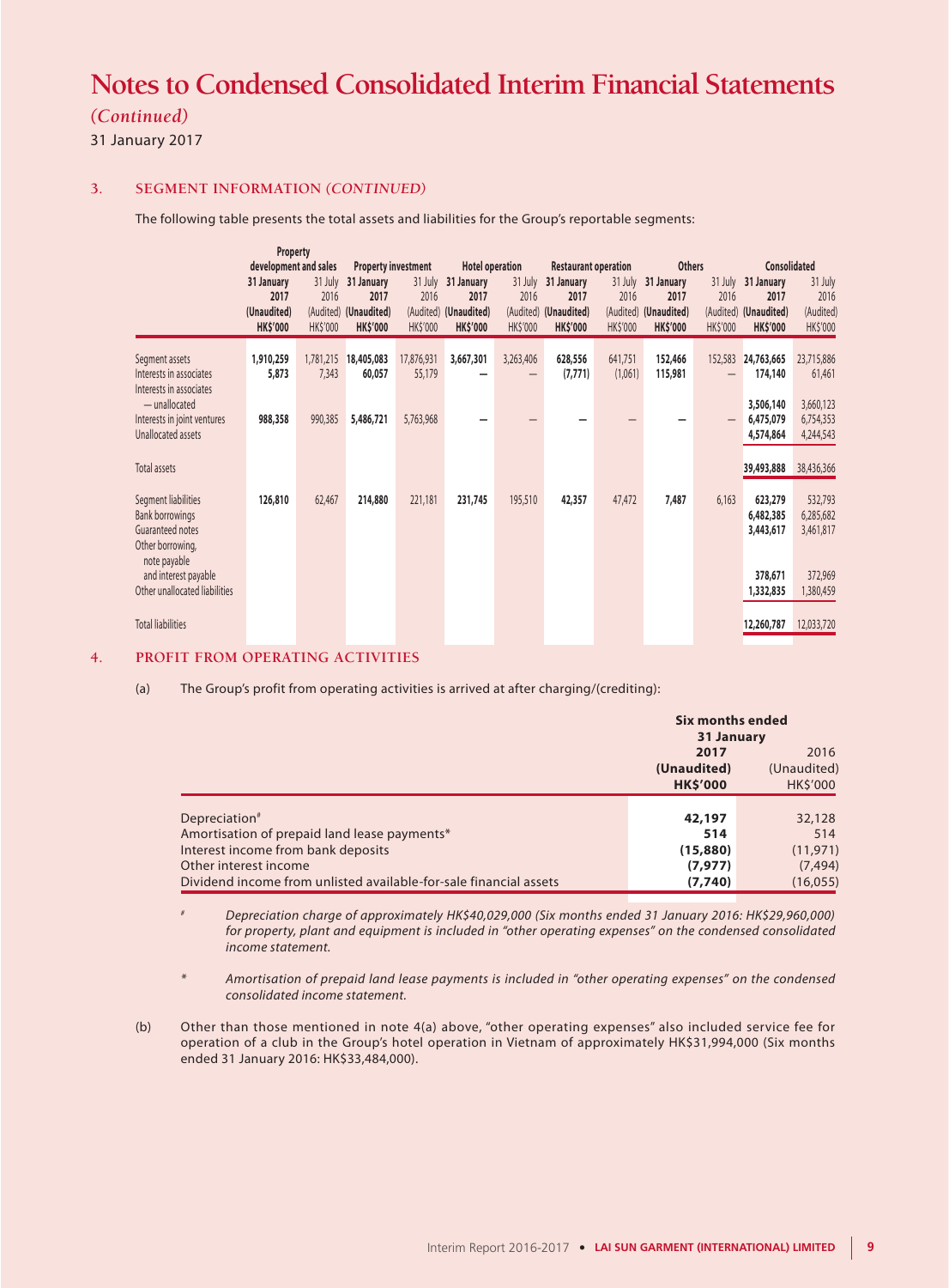# Notes to Condensed Consolidated Interim Financial Statements

*(Continued)*

31 January 2017

## 3. SEGMENT INFORMATION *(CONTINUED)*

The following table presents the total assets and liabilities for the Group's reportable segments:

| | Property development and sales | | Property investment | | Hotel operation | | Restaurant operation | | Others | | Consolidated | |
|---|---|---|---|---|---|---|---|---|---|---|---|---|
| | **31 January 2017 (Unaudited) HK$'000** | 31 July 2016 (Audited) HK$'000 | **31 January 2017 (Unaudited) HK$'000** | 31 July 2016 (Audited) HK$'000 | **31 January 2017 (Unaudited) HK$'000** | 31 July 2016 (Audited) HK$'000 | **31 January 2017 (Unaudited) HK$'000** | 31 July 2016 (Audited) HK$'000 | **31 January 2017 (Unaudited) HK$'000** | 31 July 2016 (Audited) HK$'000 | **31 January 2017 (Unaudited) HK$'000** | 31 July 2016 (Audited) HK$'000 |
| Segment assets | **1,910,259** | 1,781,215 | **18,405,083** | 17,876,931 | **3,667,301** | 3,263,406 | **628,556** | 641,751 | **152,466** | 152,583 | **24,763,665** | 23,715,886 |
| Interests in associates | **5,873** | 7,343 | **60,057** | 55,179 | **—** | — | **(7,771)** | (1,061) | **115,981** | — | **174,140** | 61,461 |
| Interests in associates — unallocated | | | | | | | | | | | **3,506,140** | 3,660,123 |
| Interests in joint ventures | **988,358** | 990,385 | **5,486,721** | 5,763,968 | **—** | — | **—** | — | **—** | — | **6,475,079** | 6,754,353 |
| Unallocated assets | | | | | | | | | | | **4,574,864** | 4,244,543 |
| Total assets | | | | | | | | | | | **39,493,888** | 38,436,366 |
| Segment liabilities | **126,810** | 62,467 | **214,880** | 221,181 | **231,745** | 195,510 | **42,357** | 47,472 | **7,487** | 6,163 | **623,279** | 532,793 |
| Bank borrowings | | | | | | | | | | | **6,482,385** | 6,285,682 |
| Guaranteed notes | | | | | | | | | | | **3,443,617** | 3,461,817 |
| Other borrowing, note payable and interest payable | | | | | | | | | | | **378,671** | 372,969 |
| Other unallocated liabilities | | | | | | | | | | | **1,332,835** | 1,380,459 |
| Total liabilities | | | | | | | | | | | **12,260,787** | 12,033,720 |

## 4. PROFIT FROM OPERATING ACTIVITIES

(a) The Group's profit from operating activities is arrived at after charging/(crediting):

| | Six months ended 31 January | |
|---|---|---|
| | **2017 (Unaudited) HK$'000** | 2016 (Unaudited) HK$'000 |
| Depreciation[#] | **42,197** | 32,128 |
| Amortisation of prepaid land lease payments* | **514** | 514 |
| Interest income from bank deposits | **(15,880)** | (11,971) |
| Other interest income | **(7,977)** | (7,494) |
| Dividend income from unlisted available-for-sale financial assets | **(7,740)** | (16,055) |

[#] *Depreciation charge of approximately HK$40,029,000 (Six months ended 31 January 2016: HK$29,960,000) for property, plant and equipment is included in "other operating expenses" on the condensed consolidated income statement.*

\* *Amortisation of prepaid land lease payments is included in "other operating expenses" on the condensed consolidated income statement.*

(b) Other than those mentioned in note 4(a) above, "other operating expenses" also included service fee for operation of a club in the Group's hotel operation in Vietnam of approximately HK$31,994,000 (Six months ended 31 January 2016: HK$33,484,000).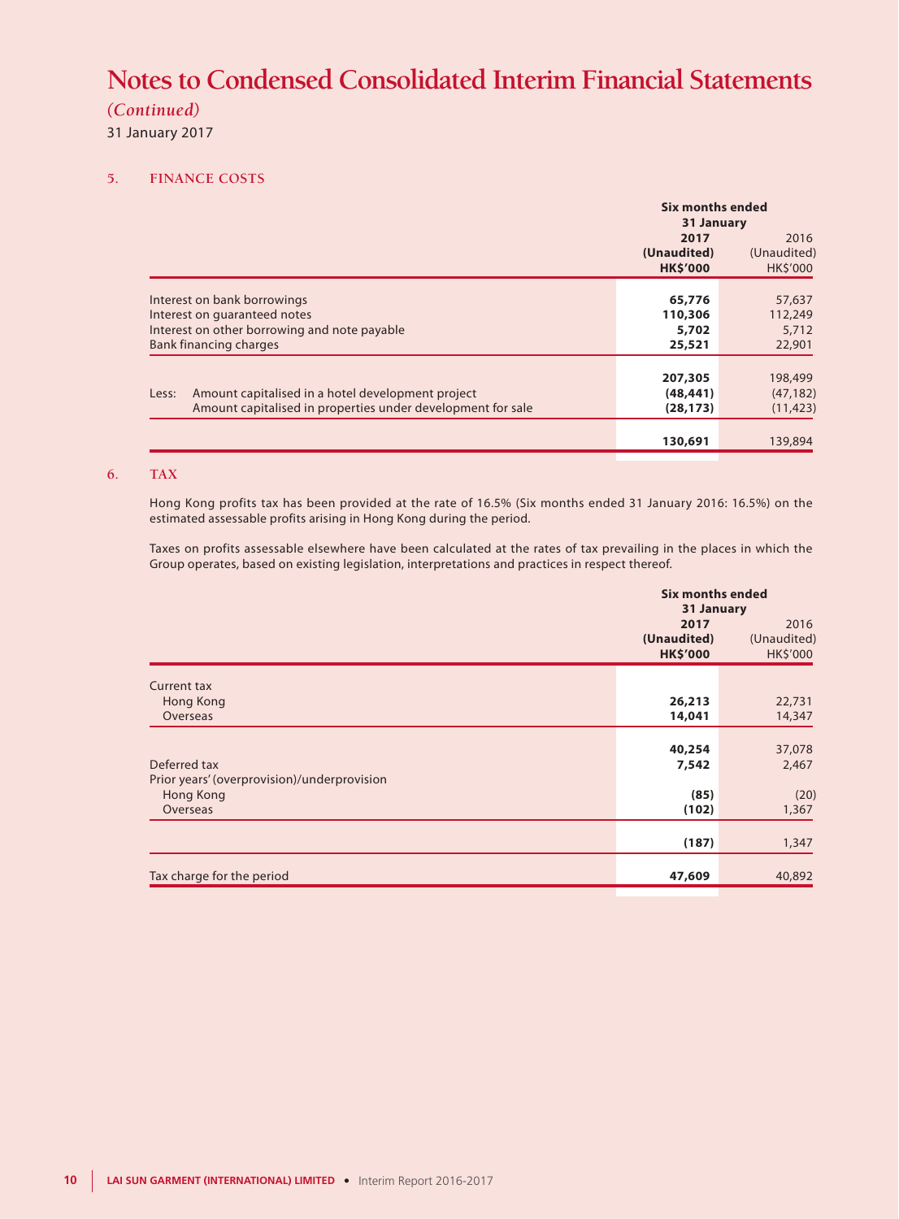# Notes to Condensed Consolidated Interim Financial Statements

*(Continued)*

31 January 2017

## 5. FINANCE COSTS

| | Six months ended 31 January | |
|---|---|---|
| | **2017** | 2016 |
| | **(Unaudited)** | (Unaudited) |
| | **HK$'000** | HK$'000 |
| Interest on bank borrowings | **65,776** | 57,637 |
| Interest on guaranteed notes | **110,306** | 112,249 |
| Interest on other borrowing and note payable | **5,702** | 5,712 |
| Bank financing charges | **25,521** | 22,901 |
| | **207,305** | 198,499 |
| Less: Amount capitalised in a hotel development project | **(48,441)** | (47,182) |
| Amount capitalised in properties under development for sale | **(28,173)** | (11,423) |
| | **130,691** | 139,894 |

## 6. TAX

Hong Kong profits tax has been provided at the rate of 16.5% (Six months ended 31 January 2016: 16.5%) on the estimated assessable profits arising in Hong Kong during the period.

Taxes on profits assessable elsewhere have been calculated at the rates of tax prevailing in the places in which the Group operates, based on existing legislation, interpretations and practices in respect thereof.

| | Six months ended 31 January | |
|---|---|---|
| | **2017** | 2016 |
| | **(Unaudited)** | (Unaudited) |
| | **HK$'000** | HK$'000 |
| Current tax | | |
| Hong Kong | **26,213** | 22,731 |
| Overseas | **14,041** | 14,347 |
| | **40,254** | 37,078 |
| Deferred tax | **7,542** | 2,467 |
| Prior years' (overprovision)/underprovision | | |
| Hong Kong | **(85)** | (20) |
| Overseas | **(102)** | 1,367 |
| | **(187)** | 1,347 |
| Tax charge for the period | **47,609** | 40,892 |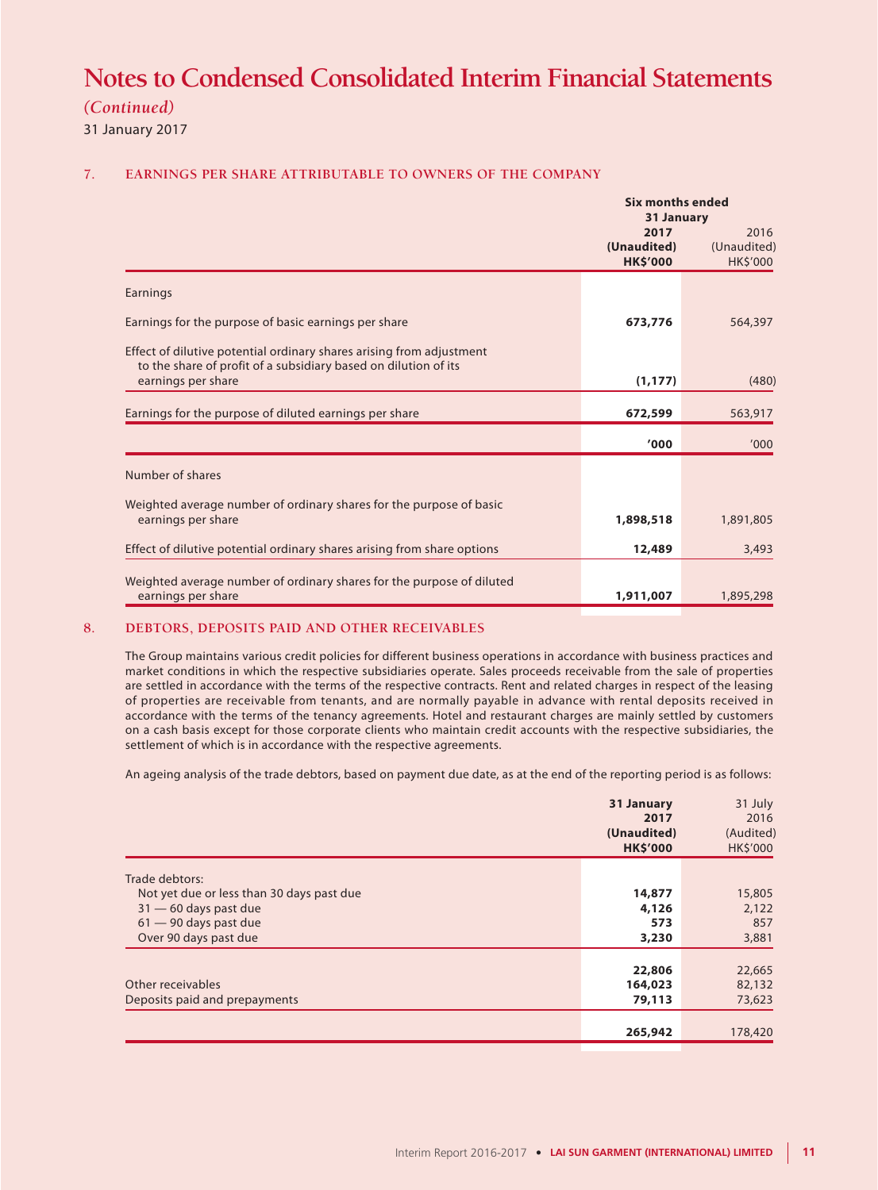# Notes to Condensed Consolidated Interim Financial Statements

*(Continued)*

31 January 2017

## 7. EARNINGS PER SHARE ATTRIBUTABLE TO OWNERS OF THE COMPANY

| | Six months ended 31 January | |
|---|---|---|
| | **2017** | 2016 |
| | **(Unaudited)** | (Unaudited) |
| | **HK$'000** | HK$'000 |
| Earnings | | |
| Earnings for the purpose of basic earnings per share | **673,776** | 564,397 |
| Effect of dilutive potential ordinary shares arising from adjustment to the share of profit of a subsidiary based on dilution of its earnings per share | **(1,177)** | (480) |
| Earnings for the purpose of diluted earnings per share | **672,599** | 563,917 |
| | **'000** | '000 |
| Number of shares | | |
| Weighted average number of ordinary shares for the purpose of basic earnings per share | **1,898,518** | 1,891,805 |
| Effect of dilutive potential ordinary shares arising from share options | **12,489** | 3,493 |
| Weighted average number of ordinary shares for the purpose of diluted earnings per share | **1,911,007** | 1,895,298 |

## 8. DEBTORS, DEPOSITS PAID AND OTHER RECEIVABLES

The Group maintains various credit policies for different business operations in accordance with business practices and market conditions in which the respective subsidiaries operate. Sales proceeds receivable from the sale of properties are settled in accordance with the terms of the respective contracts. Rent and related charges in respect of the leasing of properties are receivable from tenants, and are normally payable in advance with rental deposits received in accordance with the terms of the tenancy agreements. Hotel and restaurant charges are mainly settled by customers on a cash basis except for those corporate clients who maintain credit accounts with the respective subsidiaries, the settlement of which is in accordance with the respective agreements.

An ageing analysis of the trade debtors, based on payment due date, as at the end of the reporting period is as follows:

| | **31 January 2017** | 31 July 2016 |
|---|---|---|
| | **(Unaudited)** | (Audited) |
| | **HK$'000** | HK$'000 |
| Trade debtors: | | |
| Not yet due or less than 30 days past due | **14,877** | 15,805 |
| 31 — 60 days past due | **4,126** | 2,122 |
| 61 — 90 days past due | **573** | 857 |
| Over 90 days past due | **3,230** | 3,881 |
| | **22,806** | 22,665 |
| Other receivables | **164,023** | 82,132 |
| Deposits paid and prepayments | **79,113** | 73,623 |
| | **265,942** | 178,420 |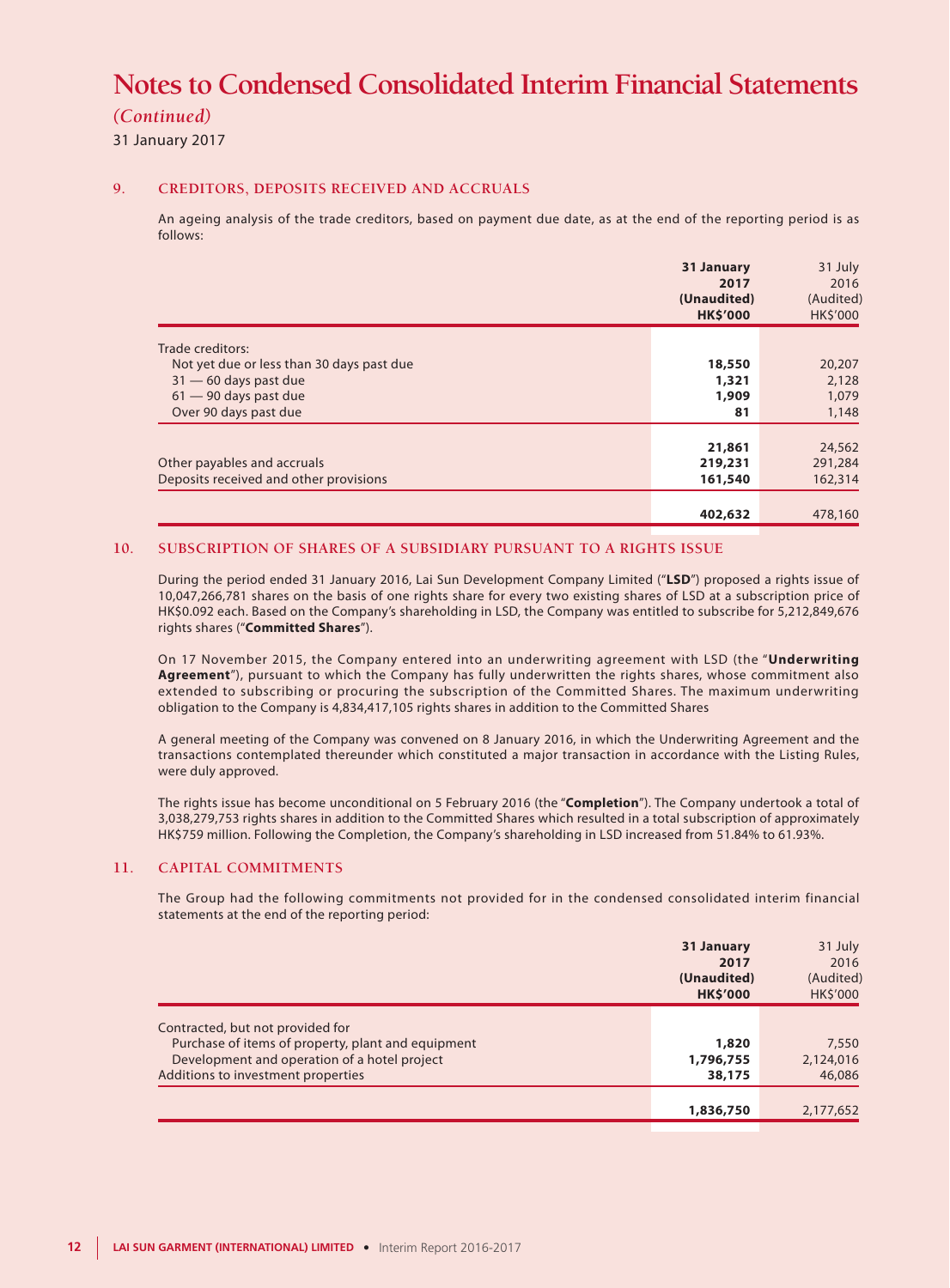# Notes to Condensed Consolidated Interim Financial Statements

*(Continued)*

31 January 2017

## 9. CREDITORS, DEPOSITS RECEIVED AND ACCRUALS

An ageing analysis of the trade creditors, based on payment due date, as at the end of the reporting period is as follows:

| | **31 January 2017 (Unaudited) HK$'000** | 31 July 2016 (Audited) HK$'000 |
|---|---|---|
| Trade creditors: | | |
| Not yet due or less than 30 days past due | **18,550** | 20,207 |
| 31 — 60 days past due | **1,321** | 2,128 |
| 61 — 90 days past due | **1,909** | 1,079 |
| Over 90 days past due | **81** | 1,148 |
| | **21,861** | 24,562 |
| Other payables and accruals | **219,231** | 291,284 |
| Deposits received and other provisions | **161,540** | 162,314 |
| | **402,632** | 478,160 |

## 10. SUBSCRIPTION OF SHARES OF A SUBSIDIARY PURSUANT TO A RIGHTS ISSUE

During the period ended 31 January 2016, Lai Sun Development Company Limited ("**LSD**") proposed a rights issue of 10,047,266,781 shares on the basis of one rights share for every two existing shares of LSD at a subscription price of HK$0.092 each. Based on the Company's shareholding in LSD, the Company was entitled to subscribe for 5,212,849,676 rights shares ("**Committed Shares**").

On 17 November 2015, the Company entered into an underwriting agreement with LSD (the "**Underwriting Agreement**"), pursuant to which the Company has fully underwritten the rights shares, whose commitment also extended to subscribing or procuring the subscription of the Committed Shares. The maximum underwriting obligation to the Company is 4,834,417,105 rights shares in addition to the Committed Shares

A general meeting of the Company was convened on 8 January 2016, in which the Underwriting Agreement and the transactions contemplated thereunder which constituted a major transaction in accordance with the Listing Rules, were duly approved.

The rights issue has become unconditional on 5 February 2016 (the "**Completion**"). The Company undertook a total of 3,038,279,753 rights shares in addition to the Committed Shares which resulted in a total subscription of approximately HK$759 million. Following the Completion, the Company's shareholding in LSD increased from 51.84% to 61.93%.

## 11. CAPITAL COMMITMENTS

The Group had the following commitments not provided for in the condensed consolidated interim financial statements at the end of the reporting period:

| | **31 January 2017 (Unaudited) HK$'000** | 31 July 2016 (Audited) HK$'000 |
|---|---|---|
| Contracted, but not provided for | | |
| Purchase of items of property, plant and equipment | **1,820** | 7,550 |
| Development and operation of a hotel project | **1,796,755** | 2,124,016 |
| Additions to investment properties | **38,175** | 46,086 |
| | **1,836,750** | 2,177,652 |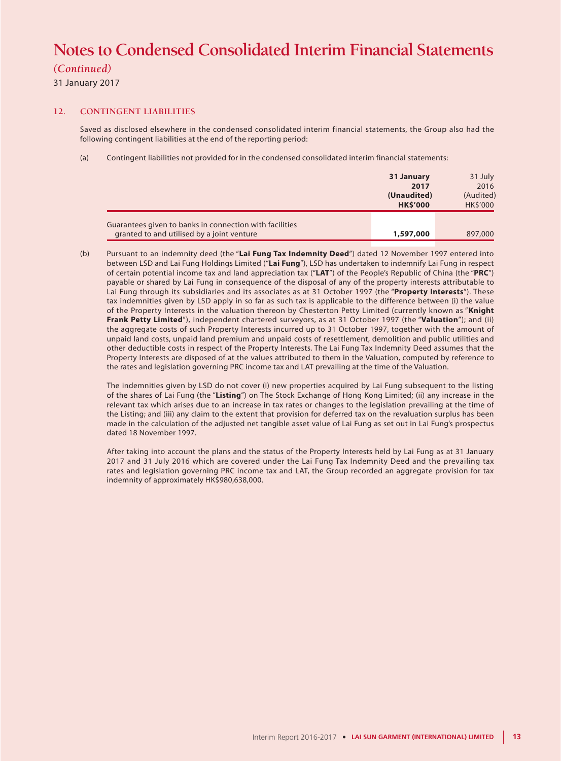# Notes to Condensed Consolidated Interim Financial Statements

*(Continued)*

31 January 2017

## 12. CONTINGENT LIABILITIES

Saved as disclosed elsewhere in the condensed consolidated interim financial statements, the Group also had the following contingent liabilities at the end of the reporting period:

(a) Contingent liabilities not provided for in the condensed consolidated interim financial statements:

| | **31 January 2017 (Unaudited) HK$'000** | 31 July 2016 (Audited) HK$'000 |
|---|---|---|
| Guarantees given to banks in connection with facilities granted to and utilised by a joint venture | **1,597,000** | 897,000 |

(b) Pursuant to an indemnity deed (the "**Lai Fung Tax Indemnity Deed**") dated 12 November 1997 entered into between LSD and Lai Fung Holdings Limited ("**Lai Fung**"), LSD has undertaken to indemnify Lai Fung in respect of certain potential income tax and land appreciation tax ("**LAT**") of the People's Republic of China (the "**PRC**") payable or shared by Lai Fung in consequence of the disposal of any of the property interests attributable to Lai Fung through its subsidiaries and its associates as at 31 October 1997 (the "**Property Interests**"). These tax indemnities given by LSD apply in so far as such tax is applicable to the difference between (i) the value of the Property Interests in the valuation thereon by Chesterton Petty Limited (currently known as "**Knight Frank Petty Limited**"), independent chartered surveyors, as at 31 October 1997 (the "**Valuation**"); and (ii) the aggregate costs of such Property Interests incurred up to 31 October 1997, together with the amount of unpaid land costs, unpaid land premium and unpaid costs of resettlement, demolition and public utilities and other deductible costs in respect of the Property Interests. The Lai Fung Tax Indemnity Deed assumes that the Property Interests are disposed of at the values attributed to them in the Valuation, computed by reference to the rates and legislation governing PRC income tax and LAT prevailing at the time of the Valuation.

The indemnities given by LSD do not cover (i) new properties acquired by Lai Fung subsequent to the listing of the shares of Lai Fung (the "**Listing**") on The Stock Exchange of Hong Kong Limited; (ii) any increase in the relevant tax which arises due to an increase in tax rates or changes to the legislation prevailing at the time of the Listing; and (iii) any claim to the extent that provision for deferred tax on the revaluation surplus has been made in the calculation of the adjusted net tangible asset value of Lai Fung as set out in Lai Fung's prospectus dated 18 November 1997.

After taking into account the plans and the status of the Property Interests held by Lai Fung as at 31 January 2017 and 31 July 2016 which are covered under the Lai Fung Tax Indemnity Deed and the prevailing tax rates and legislation governing PRC income tax and LAT, the Group recorded an aggregate provision for tax indemnity of approximately HK$980,638,000.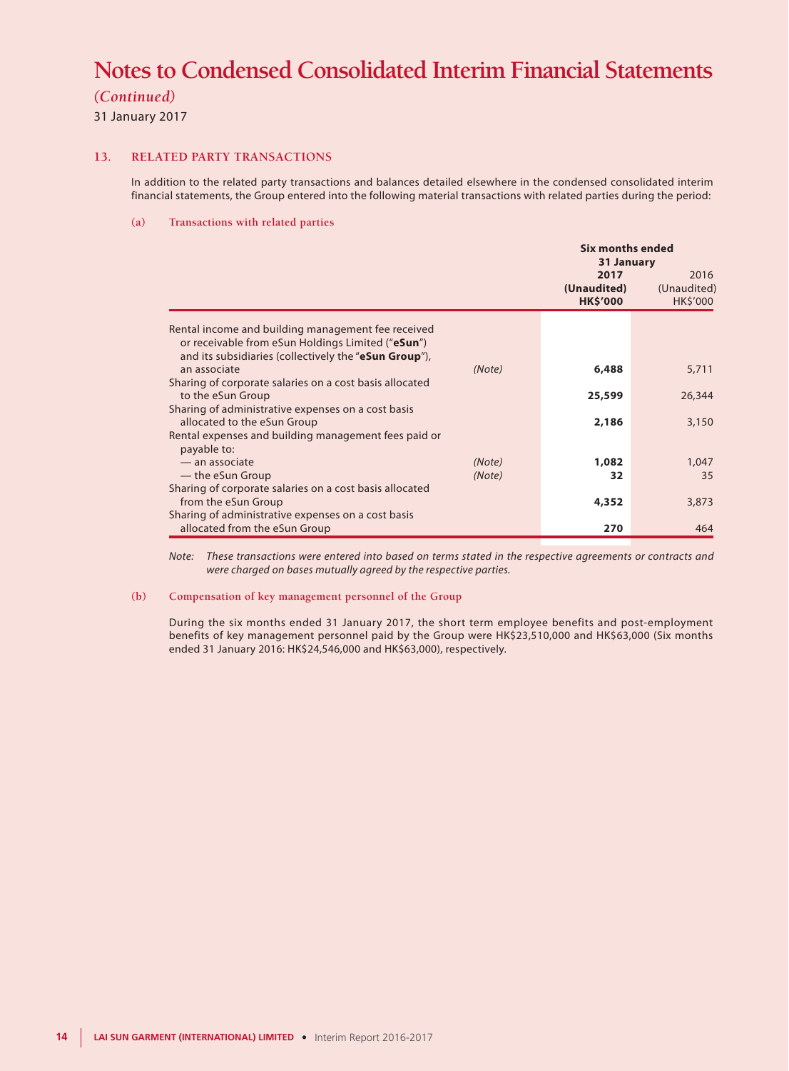# Notes to Condensed Consolidated Interim Financial Statements

*(Continued)*

31 January 2017

## 13. RELATED PARTY TRANSACTIONS

In addition to the related party transactions and balances detailed elsewhere in the condensed consolidated interim financial statements, the Group entered into the following material transactions with related parties during the period:

### (a) Transactions with related parties

| | | Six months ended 31 January | |
|---|---|---|---|
| | | **2017** | 2016 |
| | | **(Unaudited)** | (Unaudited) |
| | | **HK$'000** | HK$'000 |
| Rental income and building management fee received or receivable from eSun Holdings Limited ("**eSun**") and its subsidiaries (collectively the "**eSun Group**"), an associate | *(Note)* | **6,488** | 5,711 |
| Sharing of corporate salaries on a cost basis allocated to the eSun Group | | **25,599** | 26,344 |
| Sharing of administrative expenses on a cost basis allocated to the eSun Group | | **2,186** | 3,150 |
| Rental expenses and building management fees paid or payable to: | | | |
| — an associate | *(Note)* | **1,082** | 1,047 |
| — the eSun Group | *(Note)* | **32** | 35 |
| Sharing of corporate salaries on a cost basis allocated from the eSun Group | | **4,352** | 3,873 |
| Sharing of administrative expenses on a cost basis allocated from the eSun Group | | **270** | 464 |

*Note: These transactions were entered into based on terms stated in the respective agreements or contracts and were charged on bases mutually agreed by the respective parties.*

### (b) Compensation of key management personnel of the Group

During the six months ended 31 January 2017, the short term employee benefits and post-employment benefits of key management personnel paid by the Group were HK$23,510,000 and HK$63,000 (Six months ended 31 January 2016: HK$24,546,000 and HK$63,000), respectively.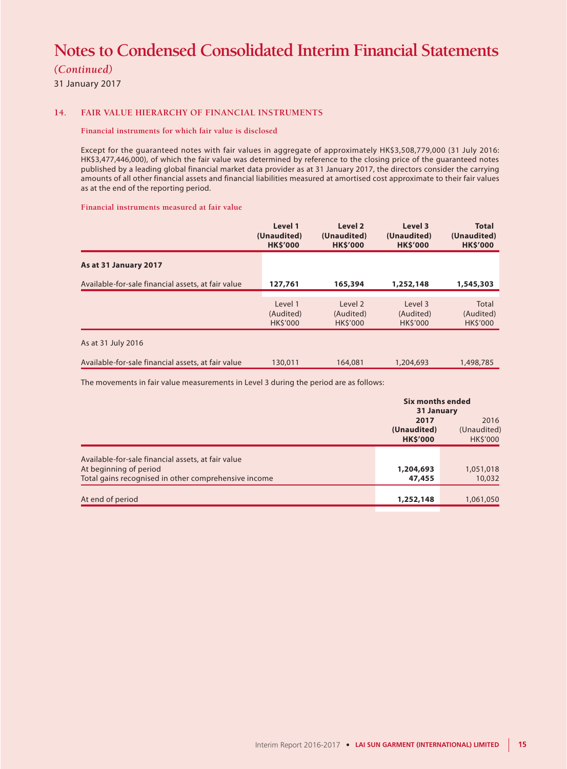# Notes to Condensed Consolidated Interim Financial Statements

*(Continued)*

31 January 2017

## 14. FAIR VALUE HIERARCHY OF FINANCIAL INSTRUMENTS

### Financial instruments for which fair value is disclosed

Except for the guaranteed notes with fair values in aggregate of approximately HK$3,508,779,000 (31 July 2016: HK$3,477,446,000), of which the fair value was determined by reference to the closing price of the guaranteed notes published by a leading global financial market data provider as at 31 January 2017, the directors consider the carrying amounts of all other financial assets and financial liabilities measured at amortised cost approximate to their fair values as at the end of the reporting period.

### Financial instruments measured at fair value

| | **Level 1 (Unaudited) HK$'000** | **Level 2 (Unaudited) HK$'000** | **Level 3 (Unaudited) HK$'000** | **Total (Unaudited) HK$'000** |
|---|---|---|---|---|
| **As at 31 January 2017** | | | | |
| Available-for-sale financial assets, at fair value | **127,761** | **165,394** | **1,252,148** | **1,545,303** |
| | Level 1 (Audited) HK$'000 | Level 2 (Audited) HK$'000 | Level 3 (Audited) HK$'000 | Total (Audited) HK$'000 |
| As at 31 July 2016 | | | | |
| Available-for-sale financial assets, at fair value | 130,011 | 164,081 | 1,204,693 | 1,498,785 |

The movements in fair value measurements in Level 3 during the period are as follows:

| | **Six months ended 31 January** | |
|---|---|---|
| | **2017 (Unaudited) HK$'000** | 2016 (Unaudited) HK$'000 |
| Available-for-sale financial assets, at fair value | | |
| At beginning of period | **1,204,693** | 1,051,018 |
| Total gains recognised in other comprehensive income | **47,455** | 10,032 |
| At end of period | **1,252,148** | 1,061,050 |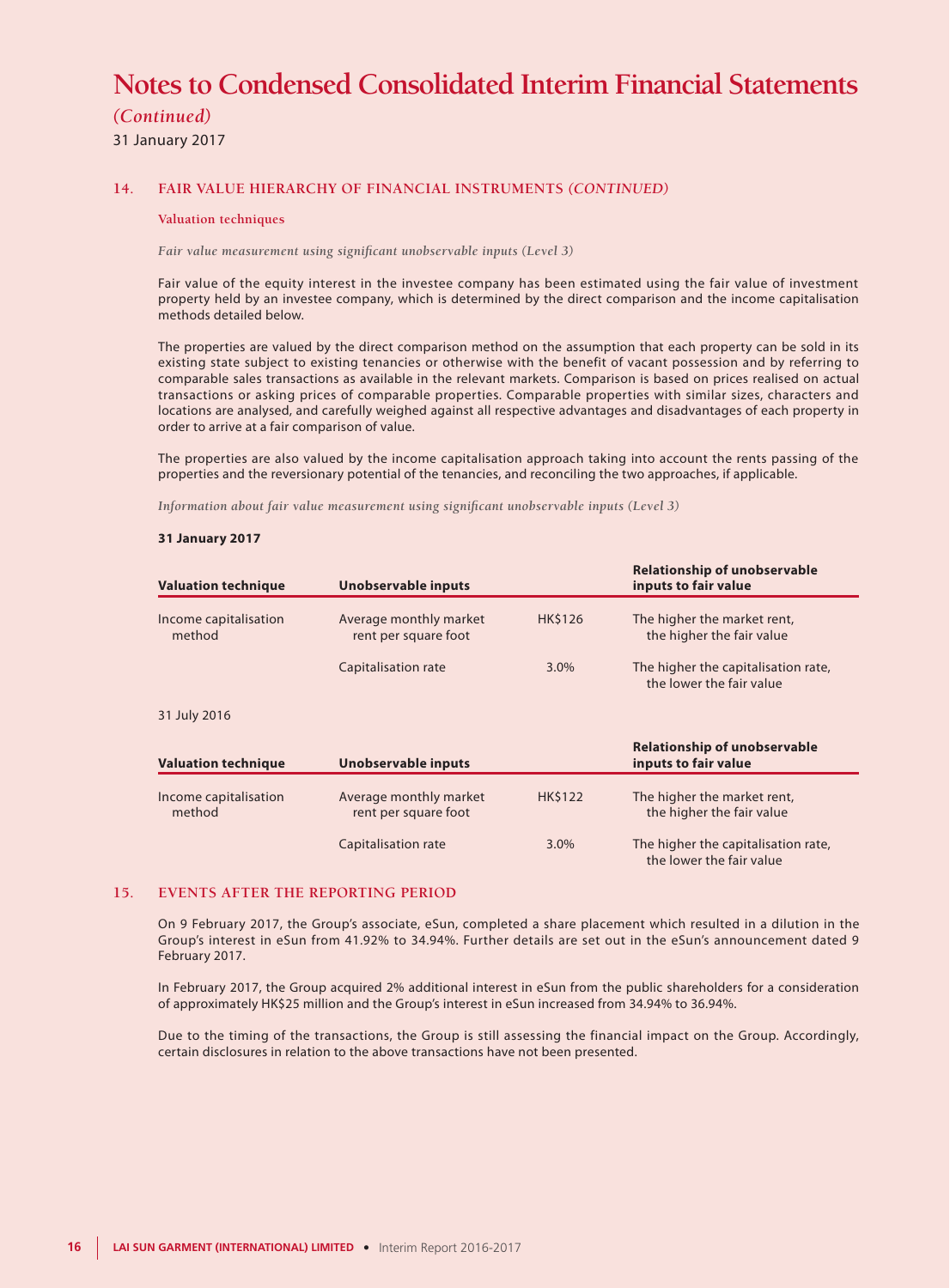# Notes to Condensed Consolidated Interim Financial Statements

*(Continued)*

31 January 2017

## 14. FAIR VALUE HIERARCHY OF FINANCIAL INSTRUMENTS *(CONTINUED)*

### Valuation techniques

*Fair value measurement using significant unobservable inputs (Level 3)*

Fair value of the equity interest in the investee company has been estimated using the fair value of investment property held by an investee company, which is determined by the direct comparison and the income capitalisation methods detailed below.

The properties are valued by the direct comparison method on the assumption that each property can be sold in its existing state subject to existing tenancies or otherwise with the benefit of vacant possession and by referring to comparable sales transactions as available in the relevant markets. Comparison is based on prices realised on actual transactions or asking prices of comparable properties. Comparable properties with similar sizes, characters and locations are analysed, and carefully weighed against all respective advantages and disadvantages of each property in order to arrive at a fair comparison of value.

The properties are also valued by the income capitalisation approach taking into account the rents passing of the properties and the reversionary potential of the tenancies, and reconciling the two approaches, if applicable.

*Information about fair value measurement using significant unobservable inputs (Level 3)*

**31 January 2017**

| Valuation technique | Unobservable inputs | | Relationship of unobservable inputs to fair value |
|---|---|---|---|
| Income capitalisation method | Average monthly market rent per square foot | HK$126 | The higher the market rent, the higher the fair value |
| | Capitalisation rate | 3.0% | The higher the capitalisation rate, the lower the fair value |

31 July 2016

| Valuation technique | Unobservable inputs | | Relationship of unobservable inputs to fair value |
|---|---|---|---|
| Income capitalisation method | Average monthly market rent per square foot | HK$122 | The higher the market rent, the higher the fair value |
| | Capitalisation rate | 3.0% | The higher the capitalisation rate, the lower the fair value |

## 15. EVENTS AFTER THE REPORTING PERIOD

On 9 February 2017, the Group's associate, eSun, completed a share placement which resulted in a dilution in the Group's interest in eSun from 41.92% to 34.94%. Further details are set out in the eSun's announcement dated 9 February 2017.

In February 2017, the Group acquired 2% additional interest in eSun from the public shareholders for a consideration of approximately HK$25 million and the Group's interest in eSun increased from 34.94% to 36.94%.

Due to the timing of the transactions, the Group is still assessing the financial impact on the Group. Accordingly, certain disclosures in relation to the above transactions have not been presented.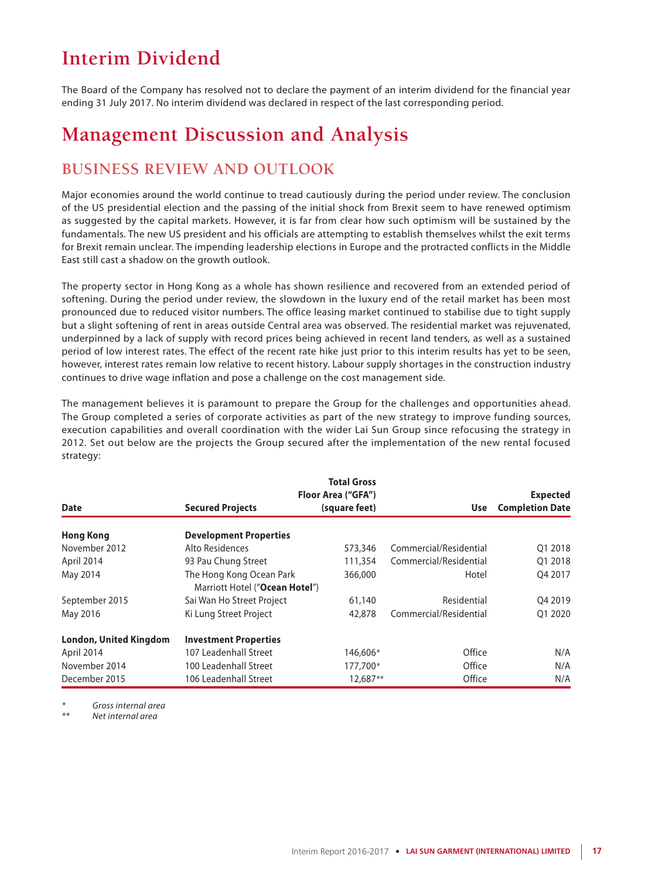# Interim Dividend

The Board of the Company has resolved not to declare the payment of an interim dividend for the financial year ending 31 July 2017. No interim dividend was declared in respect of the last corresponding period.

# Management Discussion and Analysis

## BUSINESS REVIEW AND OUTLOOK

Major economies around the world continue to tread cautiously during the period under review. The conclusion of the US presidential election and the passing of the initial shock from Brexit seem to have renewed optimism as suggested by the capital markets. However, it is far from clear how such optimism will be sustained by the fundamentals. The new US president and his officials are attempting to establish themselves whilst the exit terms for Brexit remain unclear. The impending leadership elections in Europe and the protracted conflicts in the Middle East still cast a shadow on the growth outlook.

The property sector in Hong Kong as a whole has shown resilience and recovered from an extended period of softening. During the period under review, the slowdown in the luxury end of the retail market has been most pronounced due to reduced visitor numbers. The office leasing market continued to stabilise due to tight supply but a slight softening of rent in areas outside Central area was observed. The residential market was rejuvenated, underpinned by a lack of supply with record prices being achieved in recent land tenders, as well as a sustained period of low interest rates. The effect of the recent rate hike just prior to this interim results has yet to be seen, however, interest rates remain low relative to recent history. Labour supply shortages in the construction industry continues to drive wage inflation and pose a challenge on the cost management side.

The management believes it is paramount to prepare the Group for the challenges and opportunities ahead. The Group completed a series of corporate activities as part of the new strategy to improve funding sources, execution capabilities and overall coordination with the wider Lai Sun Group since refocusing the strategy in 2012. Set out below are the projects the Group secured after the implementation of the new rental focused strategy:

| Date | Secured Projects | Total Gross Floor Area ("GFA") (square feet) | Use | Expected Completion Date |
|---|---|---|---|---|
| **Hong Kong** | **Development Properties** | | | |
| November 2012 | Alto Residences | 573,346 | Commercial/Residential | Q1 2018 |
| April 2014 | 93 Pau Chung Street | 111,354 | Commercial/Residential | Q1 2018 |
| May 2014 | The Hong Kong Ocean Park Marriott Hotel ("**Ocean Hotel**") | 366,000 | Hotel | Q4 2017 |
| September 2015 | Sai Wan Ho Street Project | 61,140 | Residential | Q4 2019 |
| May 2016 | Ki Lung Street Project | 42,878 | Commercial/Residential | Q1 2020 |
| **London, United Kingdom** | **Investment Properties** | | | |
| April 2014 | 107 Leadenhall Street | 146,606* | Office | N/A |
| November 2014 | 100 Leadenhall Street | 177,700* | Office | N/A |
| December 2015 | 106 Leadenhall Street | 12,687** | Office | N/A |

\* *Gross internal area*

\*\* *Net internal area*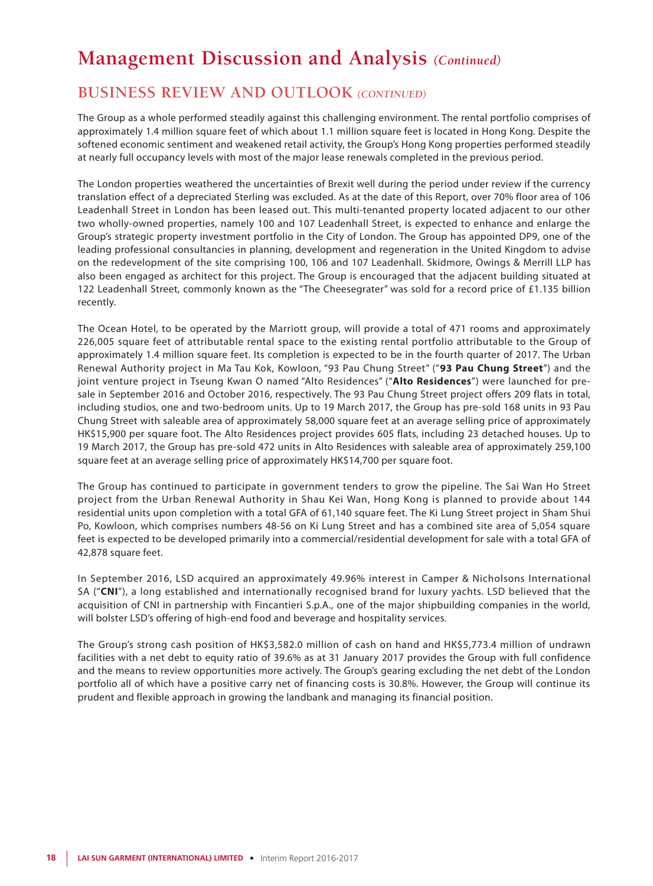# Management Discussion and Analysis *(Continued)*

## BUSINESS REVIEW AND OUTLOOK *(CONTINUED)*

The Group as a whole performed steadily against this challenging environment. The rental portfolio comprises of approximately 1.4 million square feet of which about 1.1 million square feet is located in Hong Kong. Despite the softened economic sentiment and weakened retail activity, the Group's Hong Kong properties performed steadily at nearly full occupancy levels with most of the major lease renewals completed in the previous period.

The London properties weathered the uncertainties of Brexit well during the period under review if the currency translation effect of a depreciated Sterling was excluded. As at the date of this Report, over 70% floor area of 106 Leadenhall Street in London has been leased out. This multi-tenanted property located adjacent to our other two wholly-owned properties, namely 100 and 107 Leadenhall Street, is expected to enhance and enlarge the Group's strategic property investment portfolio in the City of London. The Group has appointed DP9, one of the leading professional consultancies in planning, development and regeneration in the United Kingdom to advise on the redevelopment of the site comprising 100, 106 and 107 Leadenhall. Skidmore, Owings & Merrill LLP has also been engaged as architect for this project. The Group is encouraged that the adjacent building situated at 122 Leadenhall Street, commonly known as the "The Cheesegrater" was sold for a record price of £1.135 billion recently.

The Ocean Hotel, to be operated by the Marriott group, will provide a total of 471 rooms and approximately 226,005 square feet of attributable rental space to the existing rental portfolio attributable to the Group of approximately 1.4 million square feet. Its completion is expected to be in the fourth quarter of 2017. The Urban Renewal Authority project in Ma Tau Kok, Kowloon, "93 Pau Chung Street" ("**93 Pau Chung Street**") and the joint venture project in Tseung Kwan O named "Alto Residences" ("**Alto Residences**") were launched for pre-sale in September 2016 and October 2016, respectively. The 93 Pau Chung Street project offers 209 flats in total, including studios, one and two-bedroom units. Up to 19 March 2017, the Group has pre-sold 168 units in 93 Pau Chung Street with saleable area of approximately 58,000 square feet at an average selling price of approximately HK$15,900 per square foot. The Alto Residences project provides 605 flats, including 23 detached houses. Up to 19 March 2017, the Group has pre-sold 472 units in Alto Residences with saleable area of approximately 259,100 square feet at an average selling price of approximately HK$14,700 per square foot.

The Group has continued to participate in government tenders to grow the pipeline. The Sai Wan Ho Street project from the Urban Renewal Authority in Shau Kei Wan, Hong Kong is planned to provide about 144 residential units upon completion with a total GFA of 61,140 square feet. The Ki Lung Street project in Sham Shui Po, Kowloon, which comprises numbers 48-56 on Ki Lung Street and has a combined site area of 5,054 square feet is expected to be developed primarily into a commercial/residential development for sale with a total GFA of 42,878 square feet.

In September 2016, LSD acquired an approximately 49.96% interest in Camper & Nicholsons International SA ("**CNI**"), a long established and internationally recognised brand for luxury yachts. LSD believed that the acquisition of CNI in partnership with Fincantieri S.p.A., one of the major shipbuilding companies in the world, will bolster LSD's offering of high-end food and beverage and hospitality services.

The Group's strong cash position of HK$3,582.0 million of cash on hand and HK$5,773.4 million of undrawn facilities with a net debt to equity ratio of 39.6% as at 31 January 2017 provides the Group with full confidence and the means to review opportunities more actively. The Group's gearing excluding the net debt of the London portfolio all of which have a positive carry net of financing costs is 30.8%. However, the Group will continue its prudent and flexible approach in growing the landbank and managing its financial position.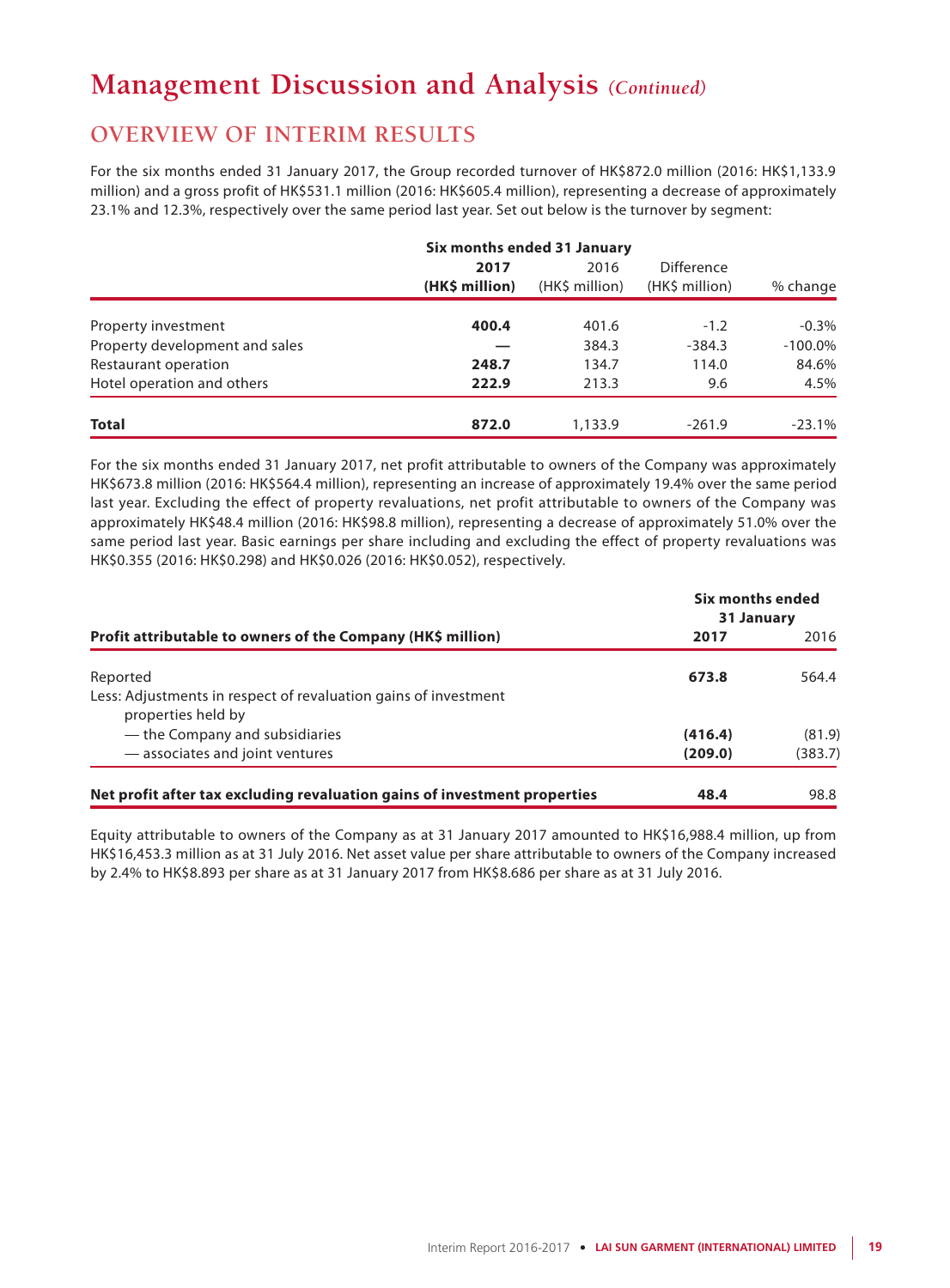# Management Discussion and Analysis *(Continued)*

## OVERVIEW OF INTERIM RESULTS

For the six months ended 31 January 2017, the Group recorded turnover of HK$872.0 million (2016: HK$1,133.9 million) and a gross profit of HK$531.1 million (2016: HK$605.4 million), representing a decrease of approximately 23.1% and 12.3%, respectively over the same period last year. Set out below is the turnover by segment:

| | Six months ended 31 January | | | |
|---|---|---|---|---|
| | **2017 (HK$ million)** | 2016 (HK$ million) | Difference (HK$ million) | % change |
| Property investment | **400.4** | 401.6 | -1.2 | -0.3% |
| Property development and sales | **—** | 384.3 | -384.3 | -100.0% |
| Restaurant operation | **248.7** | 134.7 | 114.0 | 84.6% |
| Hotel operation and others | **222.9** | 213.3 | 9.6 | 4.5% |
| **Total** | **872.0** | 1,133.9 | -261.9 | -23.1% |

For the six months ended 31 January 2017, net profit attributable to owners of the Company was approximately HK$673.8 million (2016: HK$564.4 million), representing an increase of approximately 19.4% over the same period last year. Excluding the effect of property revaluations, net profit attributable to owners of the Company was approximately HK$48.4 million (2016: HK$98.8 million), representing a decrease of approximately 51.0% over the same period last year. Basic earnings per share including and excluding the effect of property revaluations was HK$0.355 (2016: HK$0.298) and HK$0.026 (2016: HK$0.052), respectively.

| | Six months ended 31 January | |
|---|---|---|
| **Profit attributable to owners of the Company (HK$ million)** | **2017** | 2016 |
| Reported | **673.8** | 564.4 |
| Less: Adjustments in respect of revaluation gains of investment properties held by | | |
| — the Company and subsidiaries | **(416.4)** | (81.9) |
| — associates and joint ventures | **(209.0)** | (383.7) |
| **Net profit after tax excluding revaluation gains of investment properties** | **48.4** | 98.8 |

Equity attributable to owners of the Company as at 31 January 2017 amounted to HK$16,988.4 million, up from HK$16,453.3 million as at 31 July 2016. Net asset value per share attributable to owners of the Company increased by 2.4% to HK$8.893 per share as at 31 January 2017 from HK$8.686 per share as at 31 July 2016.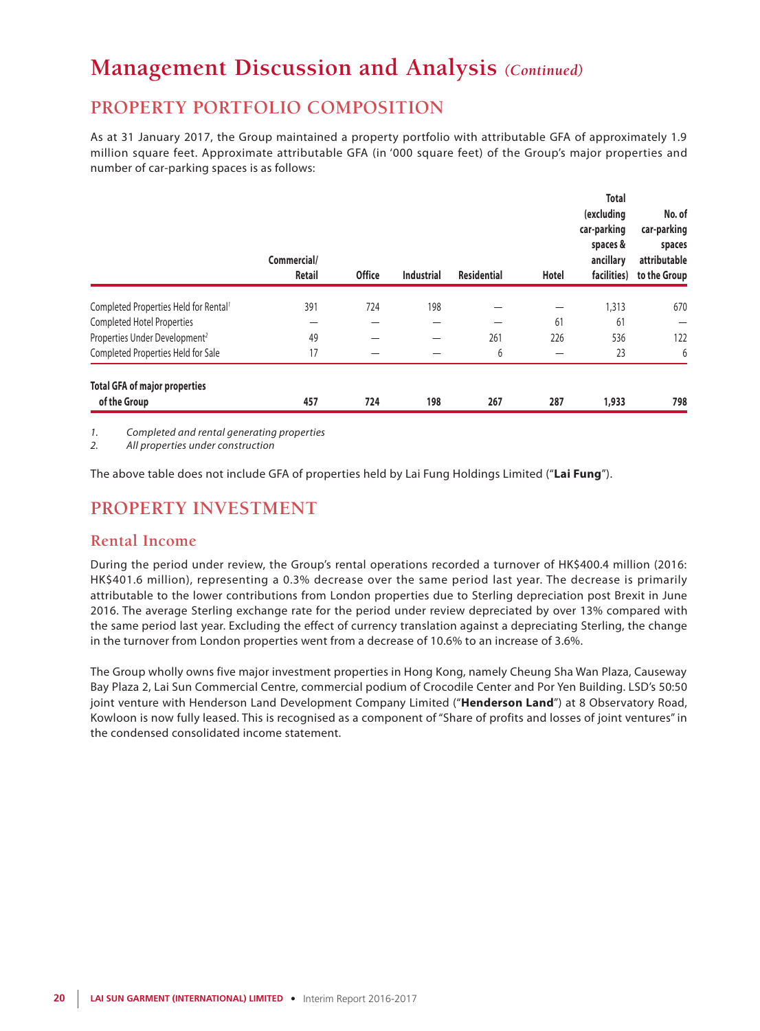# Management Discussion and Analysis *(Continued)*

## PROPERTY PORTFOLIO COMPOSITION

As at 31 January 2017, the Group maintained a property portfolio with attributable GFA of approximately 1.9 million square feet. Approximate attributable GFA (in '000 square feet) of the Group's major properties and number of car-parking spaces is as follows:

| | Commercial/ Retail | Office | Industrial | Residential | Hotel | Total (excluding car-parking spaces & ancillary facilities) | No. of car-parking spaces attributable to the Group |
|---|---|---|---|---|---|---|---|
| Completed Properties Held for Rental[1] | 391 | 724 | 198 | — | — | 1,313 | 670 |
| Completed Hotel Properties | — | — | — | — | 61 | 61 | — |
| Properties Under Development[2] | 49 | — | — | 261 | 226 | 536 | 122 |
| Completed Properties Held for Sale | 17 | — | — | 6 | — | 23 | 6 |
| **Total GFA of major properties of the Group** | **457** | **724** | **198** | **267** | **287** | **1,933** | **798** |

*1. Completed and rental generating properties*
*2. All properties under construction*

The above table does not include GFA of properties held by Lai Fung Holdings Limited ("**Lai Fung**").

## PROPERTY INVESTMENT

### Rental Income

During the period under review, the Group's rental operations recorded a turnover of HK$400.4 million (2016: HK$401.6 million), representing a 0.3% decrease over the same period last year. The decrease is primarily attributable to the lower contributions from London properties due to Sterling depreciation post Brexit in June 2016. The average Sterling exchange rate for the period under review depreciated by over 13% compared with the same period last year. Excluding the effect of currency translation against a depreciating Sterling, the change in the turnover from London properties went from a decrease of 10.6% to an increase of 3.6%.

The Group wholly owns five major investment properties in Hong Kong, namely Cheung Sha Wan Plaza, Causeway Bay Plaza 2, Lai Sun Commercial Centre, commercial podium of Crocodile Center and Por Yen Building. LSD's 50:50 joint venture with Henderson Land Development Company Limited ("**Henderson Land**") at 8 Observatory Road, Kowloon is now fully leased. This is recognised as a component of "Share of profits and losses of joint ventures" in the condensed consolidated income statement.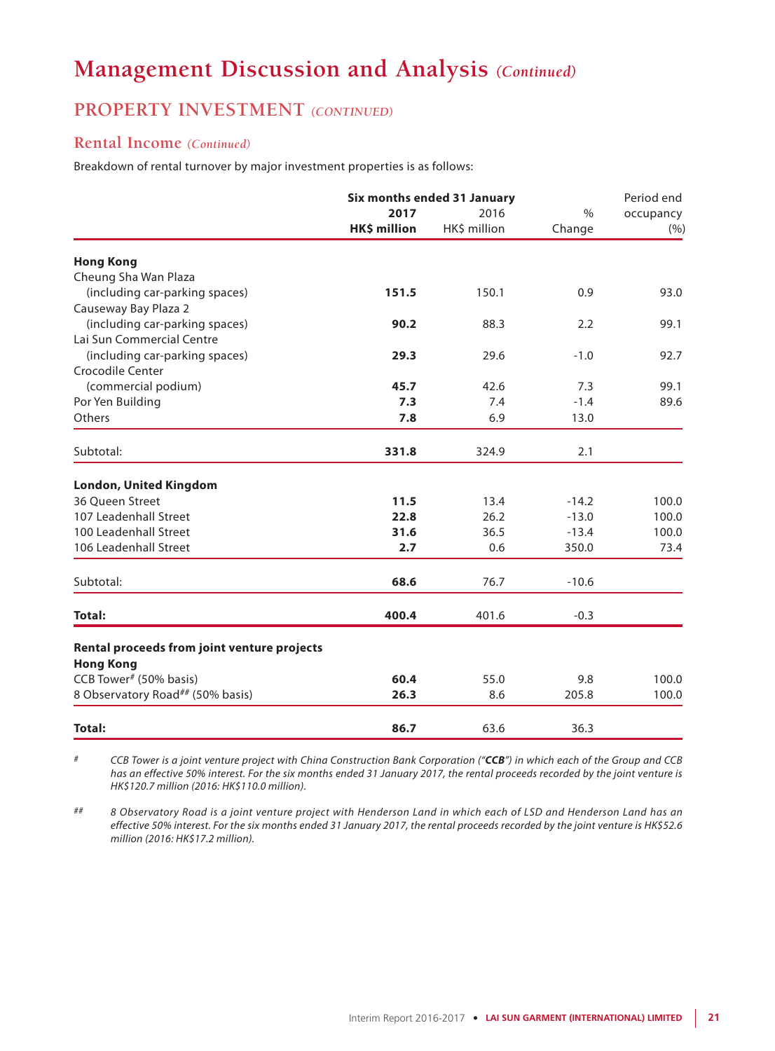# Management Discussion and Analysis *(Continued)*

## PROPERTY INVESTMENT *(CONTINUED)*

### Rental Income *(Continued)*

Breakdown of rental turnover by major investment properties is as follows:

| | Six months ended 31 January | | | Period end |
|---|---|---|---|---|
| | **2017** | 2016 | % | occupancy |
| | **HK$ million** | HK$ million | Change | (%) |
| **Hong Kong** | | | | |
| Cheung Sha Wan Plaza (including car-parking spaces) | **151.5** | 150.1 | 0.9 | 93.0 |
| Causeway Bay Plaza 2 (including car-parking spaces) | **90.2** | 88.3 | 2.2 | 99.1 |
| Lai Sun Commercial Centre (including car-parking spaces) | **29.3** | 29.6 | -1.0 | 92.7 |
| Crocodile Center (commercial podium) | **45.7** | 42.6 | 7.3 | 99.1 |
| Por Yen Building | **7.3** | 7.4 | -1.4 | 89.6 |
| Others | **7.8** | 6.9 | 13.0 | |
| Subtotal: | **331.8** | 324.9 | 2.1 | |
| **London, United Kingdom** | | | | |
| 36 Queen Street | **11.5** | 13.4 | -14.2 | 100.0 |
| 107 Leadenhall Street | **22.8** | 26.2 | -13.0 | 100.0 |
| 100 Leadenhall Street | **31.6** | 36.5 | -13.4 | 100.0 |
| 106 Leadenhall Street | **2.7** | 0.6 | 350.0 | 73.4 |
| Subtotal: | **68.6** | 76.7 | -10.6 | |
| **Total:** | **400.4** | 401.6 | -0.3 | |
| **Rental proceeds from joint venture projects** | | | | |
| **Hong Kong** | | | | |
| CCB Tower# (50% basis) | **60.4** | 55.0 | 9.8 | 100.0 |
| 8 Observatory Road## (50% basis) | **26.3** | 8.6 | 205.8 | 100.0 |
| **Total:** | **86.7** | 63.6 | 36.3 | |

# *CCB Tower is a joint venture project with China Construction Bank Corporation ("**CCB**") in which each of the Group and CCB has an effective 50% interest. For the six months ended 31 January 2017, the rental proceeds recorded by the joint venture is HK$120.7 million (2016: HK$110.0 million).*

## *8 Observatory Road is a joint venture project with Henderson Land in which each of LSD and Henderson Land has an effective 50% interest. For the six months ended 31 January 2017, the rental proceeds recorded by the joint venture is HK$52.6 million (2016: HK$17.2 million).*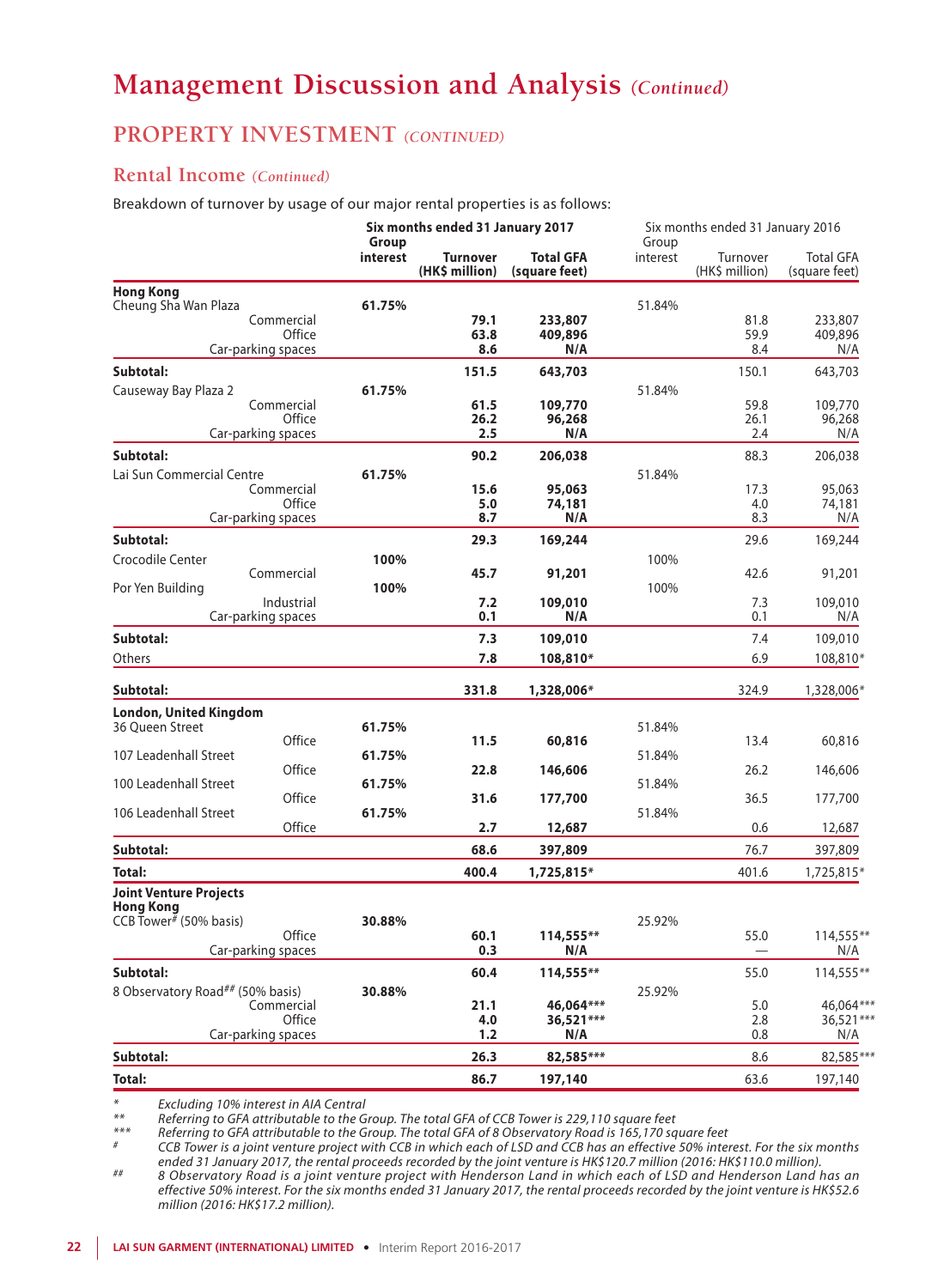# Management Discussion and Analysis *(Continued)*

## PROPERTY INVESTMENT *(CONTINUED)*

### Rental Income *(Continued)*

Breakdown of turnover by usage of our major rental properties is as follows:

| | | Six months ended 31 January 2017 | | | Six months ended 31 January 2016 | | |
|---|---|---|---|---|---|---|---|
| | | **Group interest** | **Turnover (HK$ million)** | **Total GFA (square feet)** | Group interest | Turnover (HK$ million) | Total GFA (square feet) |
| **Hong Kong** | | | | | | | |
| Cheung Sha Wan Plaza | | **61.75%** | | | 51.84% | | |
| | Commercial | | **79.1** | **233,807** | | 81.8 | 233,807 |
| | Office | | **63.8** | **409,896** | | 59.9 | 409,896 |
| | Car-parking spaces | | **8.6** | **N/A** | | 8.4 | N/A |
| **Subtotal:** | | | **151.5** | **643,703** | | 150.1 | 643,703 |
| Causeway Bay Plaza 2 | | **61.75%** | | | 51.84% | | |
| | Commercial | | **61.5** | **109,770** | | 59.8 | 109,770 |
| | Office | | **26.2** | **96,268** | | 26.1 | 96,268 |
| | Car-parking spaces | | **2.5** | **N/A** | | 2.4 | N/A |
| **Subtotal:** | | | **90.2** | **206,038** | | 88.3 | 206,038 |
| Lai Sun Commercial Centre | | **61.75%** | | | 51.84% | | |
| | Commercial | | **15.6** | **95,063** | | 17.3 | 95,063 |
| | Office | | **5.0** | **74,181** | | 4.0 | 74,181 |
| | Car-parking spaces | | **8.7** | **N/A** | | 8.3 | N/A |
| **Subtotal:** | | | **29.3** | **169,244** | | 29.6 | 169,244 |
| Crocodile Center | | **100%** | | | 100% | | |
| | Commercial | | **45.7** | **91,201** | | 42.6 | 91,201 |
| Por Yen Building | | **100%** | | | 100% | | |
| | Industrial | | **7.2** | **109,010** | | 7.3 | 109,010 |
| | Car-parking spaces | | **0.1** | **N/A** | | 0.1 | N/A |
| **Subtotal:** | | | **7.3** | **109,010** | | 7.4 | 109,010 |
| Others | | | **7.8** | **108,810*** | | 6.9 | 108,810* |
| **Subtotal:** | | | **331.8** | **1,328,006*** | | 324.9 | 1,328,006* |
| **London, United Kingdom** | | | | | | | |
| 36 Queen Street | | **61.75%** | | | 51.84% | | |
| | Office | | **11.5** | **60,816** | | 13.4 | 60,816 |
| 107 Leadenhall Street | | **61.75%** | | | 51.84% | | |
| | Office | | **22.8** | **146,606** | | 26.2 | 146,606 |
| 100 Leadenhall Street | | **61.75%** | | | 51.84% | | |
| | Office | | **31.6** | **177,700** | | 36.5 | 177,700 |
| 106 Leadenhall Street | | **61.75%** | | | 51.84% | | |
| | Office | | **2.7** | **12,687** | | 0.6 | 12,687 |
| **Subtotal:** | | | **68.6** | **397,809** | | 76.7 | 397,809 |
| **Total:** | | | **400.4** | **1,725,815*** | | 401.6 | 1,725,815* |
| **Joint Venture Projects** | | | | | | | |
| **Hong Kong** | | | | | | | |
| CCB Tower# (50% basis) | | **30.88%** | | | 25.92% | | |
| | Office | | **60.1** | **114,555**** | | 55.0 | 114,555** |
| | Car-parking spaces | | **0.3** | **N/A** | | — | N/A |
| **Subtotal:** | | | **60.4** | **114,555**** | | 55.0 | 114,555** |
| 8 Observatory Road## (50% basis) | | **30.88%** | | | 25.92% | | |
| | Commercial | | **21.1** | **46,064***** | | 5.0 | 46,064*** |
| | Office | | **4.0** | **36,521***** | | 2.8 | 36,521*** |
| | Car-parking spaces | | **1.2** | **N/A** | | 0.8 | N/A |
| **Subtotal:** | | | **26.3** | **82,585***** | | 8.6 | 82,585*** |
| **Total:** | | | **86.7** | **197,140** | | 63.6 | 197,140 |

\* *Excluding 10% interest in AIA Central*

\** *Referring to GFA attributable to the Group. The total GFA of CCB Tower is 229,110 square feet*

\*** *Referring to GFA attributable to the Group. The total GFA of 8 Observatory Road is 165,170 square feet*

\# *CCB Tower is a joint venture project with CCB in which each of LSD and CCB has an effective 50% interest. For the six months ended 31 January 2017, the rental proceeds recorded by the joint venture is HK$120.7 million (2016: HK$110.0 million).*

\## *8 Observatory Road is a joint venture project with Henderson Land in which each of LSD and Henderson Land has an effective 50% interest. For the six months ended 31 January 2017, the rental proceeds recorded by the joint venture is HK$52.6 million (2016: HK$17.2 million).*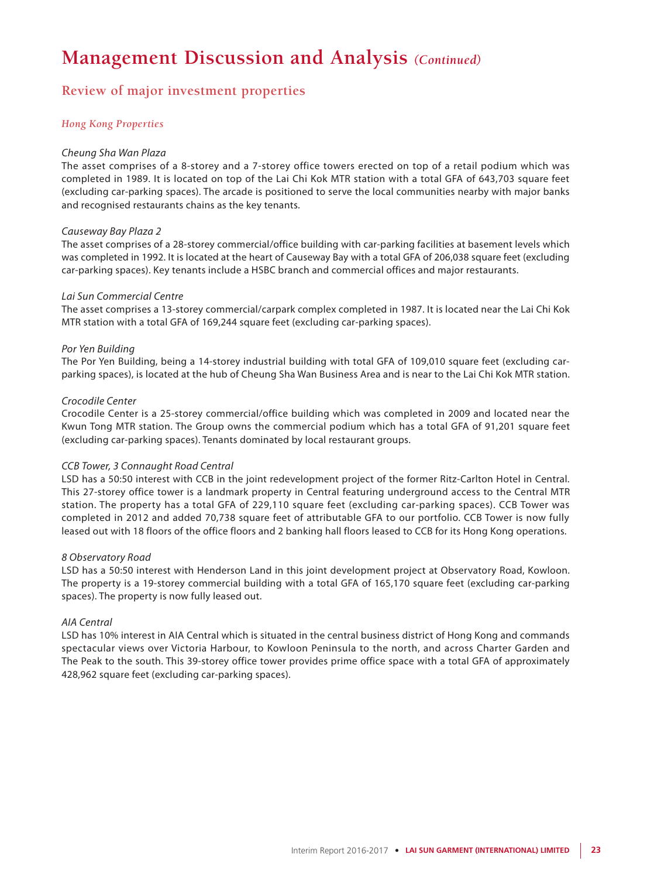# Management Discussion and Analysis *(Continued)*

## Review of major investment properties

### *Hong Kong Properties*

*Cheung Sha Wan Plaza*

The asset comprises of a 8-storey and a 7-storey office towers erected on top of a retail podium which was completed in 1989. It is located on top of the Lai Chi Kok MTR station with a total GFA of 643,703 square feet (excluding car-parking spaces). The arcade is positioned to serve the local communities nearby with major banks and recognised restaurants chains as the key tenants.

*Causeway Bay Plaza 2*

The asset comprises of a 28-storey commercial/office building with car-parking facilities at basement levels which was completed in 1992. It is located at the heart of Causeway Bay with a total GFA of 206,038 square feet (excluding car-parking spaces). Key tenants include a HSBC branch and commercial offices and major restaurants.

*Lai Sun Commercial Centre*

The asset comprises a 13-storey commercial/carpark complex completed in 1987. It is located near the Lai Chi Kok MTR station with a total GFA of 169,244 square feet (excluding car-parking spaces).

*Por Yen Building*

The Por Yen Building, being a 14-storey industrial building with total GFA of 109,010 square feet (excluding car-parking spaces), is located at the hub of Cheung Sha Wan Business Area and is near to the Lai Chi Kok MTR station.

*Crocodile Center*

Crocodile Center is a 25-storey commercial/office building which was completed in 2009 and located near the Kwun Tong MTR station. The Group owns the commercial podium which has a total GFA of 91,201 square feet (excluding car-parking spaces). Tenants dominated by local restaurant groups.

*CCB Tower, 3 Connaught Road Central*

LSD has a 50:50 interest with CCB in the joint redevelopment project of the former Ritz-Carlton Hotel in Central. This 27-storey office tower is a landmark property in Central featuring underground access to the Central MTR station. The property has a total GFA of 229,110 square feet (excluding car-parking spaces). CCB Tower was completed in 2012 and added 70,738 square feet of attributable GFA to our portfolio. CCB Tower is now fully leased out with 18 floors of the office floors and 2 banking hall floors leased to CCB for its Hong Kong operations.

*8 Observatory Road*

LSD has a 50:50 interest with Henderson Land in this joint development project at Observatory Road, Kowloon. The property is a 19-storey commercial building with a total GFA of 165,170 square feet (excluding car-parking spaces). The property is now fully leased out.

*AIA Central*

LSD has 10% interest in AIA Central which is situated in the central business district of Hong Kong and commands spectacular views over Victoria Harbour, to Kowloon Peninsula to the north, and across Charter Garden and The Peak to the south. This 39-storey office tower provides prime office space with a total GFA of approximately 428,962 square feet (excluding car-parking spaces).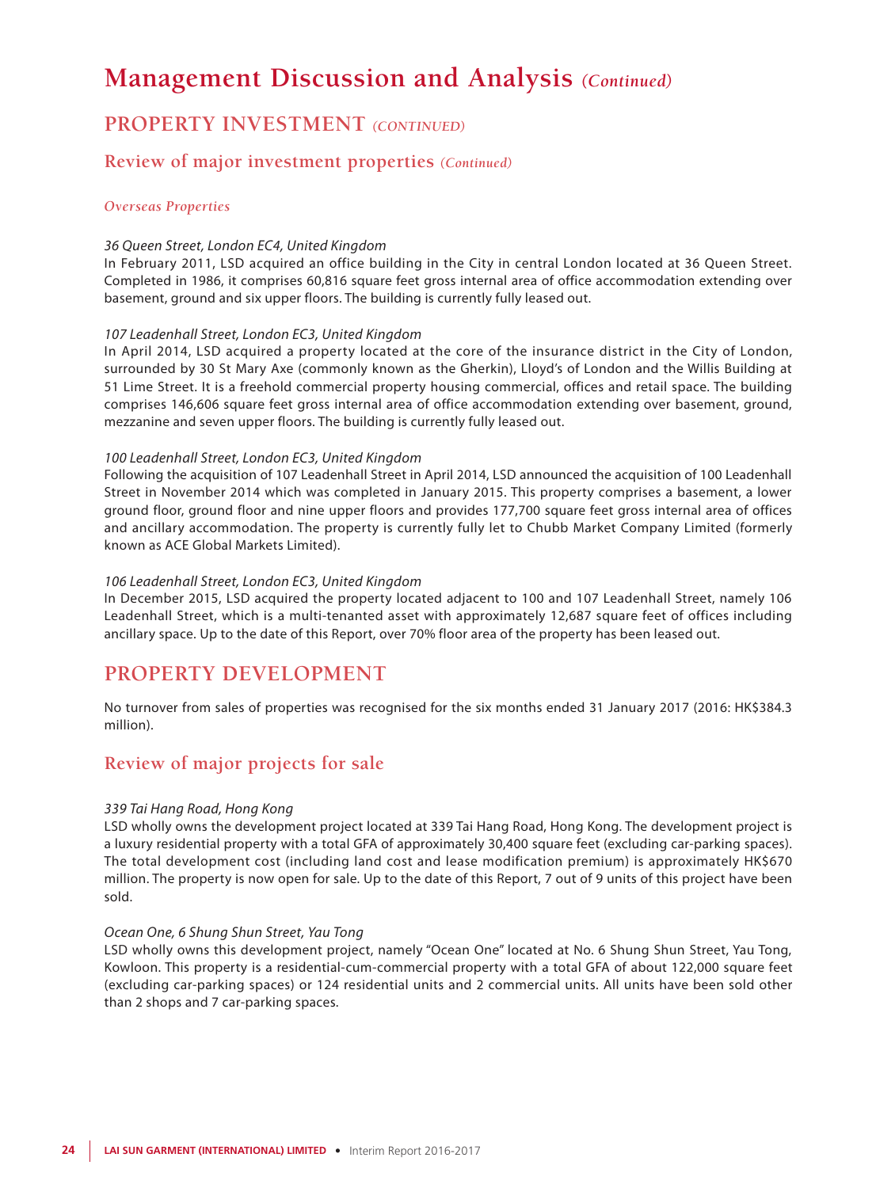# Management Discussion and Analysis *(Continued)*

## PROPERTY INVESTMENT *(CONTINUED)*

### Review of major investment properties *(Continued)*

#### *Overseas Properties*

*36 Queen Street, London EC4, United Kingdom*

In February 2011, LSD acquired an office building in the City in central London located at 36 Queen Street. Completed in 1986, it comprises 60,816 square feet gross internal area of office accommodation extending over basement, ground and six upper floors. The building is currently fully leased out.

*107 Leadenhall Street, London EC3, United Kingdom*

In April 2014, LSD acquired a property located at the core of the insurance district in the City of London, surrounded by 30 St Mary Axe (commonly known as the Gherkin), Lloyd's of London and the Willis Building at 51 Lime Street. It is a freehold commercial property housing commercial, offices and retail space. The building comprises 146,606 square feet gross internal area of office accommodation extending over basement, ground, mezzanine and seven upper floors. The building is currently fully leased out.

*100 Leadenhall Street, London EC3, United Kingdom*

Following the acquisition of 107 Leadenhall Street in April 2014, LSD announced the acquisition of 100 Leadenhall Street in November 2014 which was completed in January 2015. This property comprises a basement, a lower ground floor, ground floor and nine upper floors and provides 177,700 square feet gross internal area of offices and ancillary accommodation. The property is currently fully let to Chubb Market Company Limited (formerly known as ACE Global Markets Limited).

*106 Leadenhall Street, London EC3, United Kingdom*

In December 2015, LSD acquired the property located adjacent to 100 and 107 Leadenhall Street, namely 106 Leadenhall Street, which is a multi-tenanted asset with approximately 12,687 square feet of offices including ancillary space. Up to the date of this Report, over 70% floor area of the property has been leased out.

## PROPERTY DEVELOPMENT

No turnover from sales of properties was recognised for the six months ended 31 January 2017 (2016: HK$384.3 million).

### Review of major projects for sale

*339 Tai Hang Road, Hong Kong*

LSD wholly owns the development project located at 339 Tai Hang Road, Hong Kong. The development project is a luxury residential property with a total GFA of approximately 30,400 square feet (excluding car-parking spaces). The total development cost (including land cost and lease modification premium) is approximately HK$670 million. The property is now open for sale. Up to the date of this Report, 7 out of 9 units of this project have been sold.

*Ocean One, 6 Shung Shun Street, Yau Tong*

LSD wholly owns this development project, namely "Ocean One" located at No. 6 Shung Shun Street, Yau Tong, Kowloon. This property is a residential-cum-commercial property with a total GFA of about 122,000 square feet (excluding car-parking spaces) or 124 residential units and 2 commercial units. All units have been sold other than 2 shops and 7 car-parking spaces.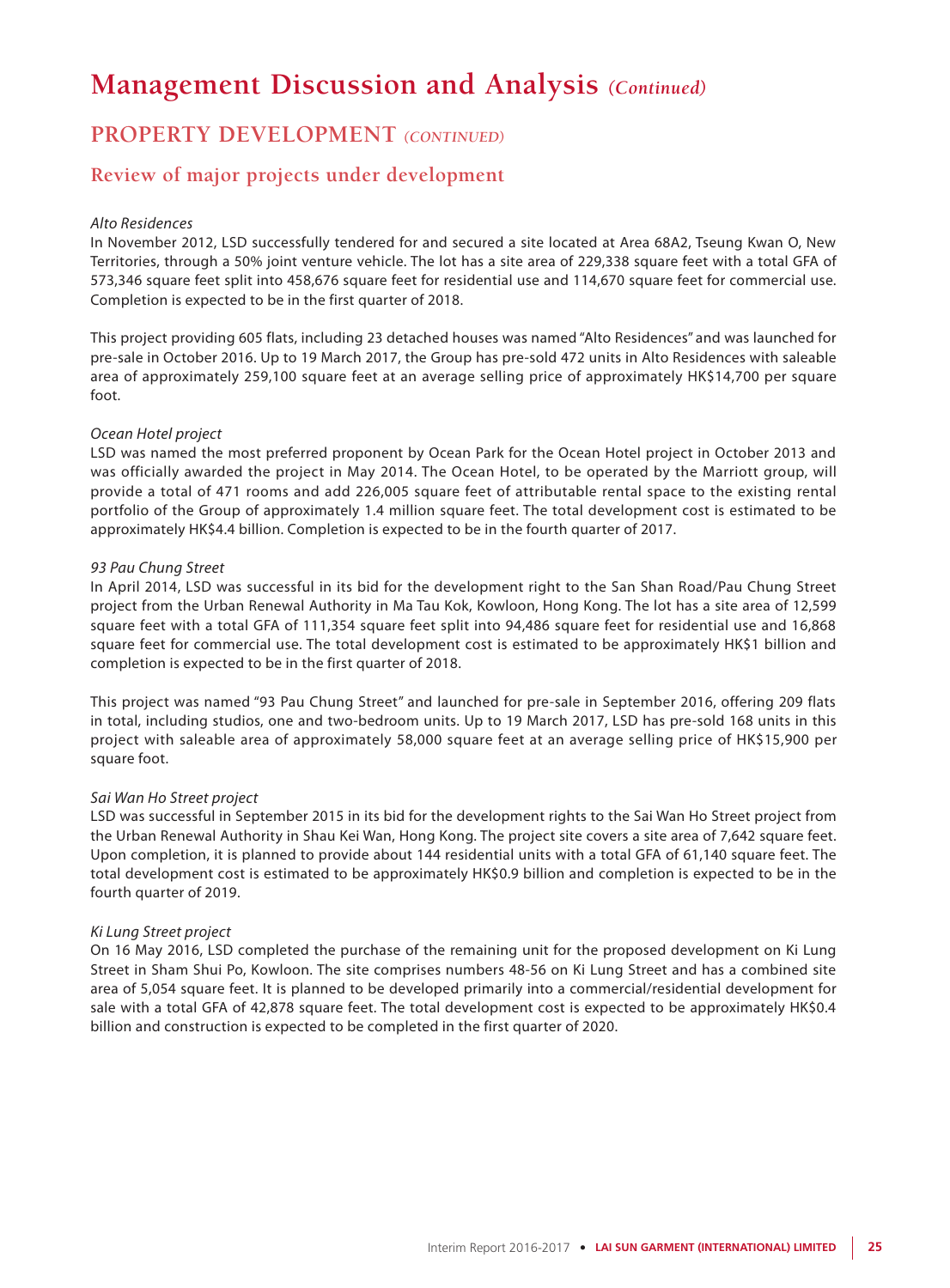# Management Discussion and Analysis *(Continued)*

## PROPERTY DEVELOPMENT *(CONTINUED)*

### Review of major projects under development

*Alto Residences*

In November 2012, LSD successfully tendered for and secured a site located at Area 68A2, Tseung Kwan O, New Territories, through a 50% joint venture vehicle. The lot has a site area of 229,338 square feet with a total GFA of 573,346 square feet split into 458,676 square feet for residential use and 114,670 square feet for commercial use. Completion is expected to be in the first quarter of 2018.

This project providing 605 flats, including 23 detached houses was named "Alto Residences" and was launched for pre-sale in October 2016. Up to 19 March 2017, the Group has pre-sold 472 units in Alto Residences with saleable area of approximately 259,100 square feet at an average selling price of approximately HK$14,700 per square foot.

*Ocean Hotel project*

LSD was named the most preferred proponent by Ocean Park for the Ocean Hotel project in October 2013 and was officially awarded the project in May 2014. The Ocean Hotel, to be operated by the Marriott group, will provide a total of 471 rooms and add 226,005 square feet of attributable rental space to the existing rental portfolio of the Group of approximately 1.4 million square feet. The total development cost is estimated to be approximately HK$4.4 billion. Completion is expected to be in the fourth quarter of 2017.

*93 Pau Chung Street*

In April 2014, LSD was successful in its bid for the development right to the San Shan Road/Pau Chung Street project from the Urban Renewal Authority in Ma Tau Kok, Kowloon, Hong Kong. The lot has a site area of 12,599 square feet with a total GFA of 111,354 square feet split into 94,486 square feet for residential use and 16,868 square feet for commercial use. The total development cost is estimated to be approximately HK$1 billion and completion is expected to be in the first quarter of 2018.

This project was named "93 Pau Chung Street" and launched for pre-sale in September 2016, offering 209 flats in total, including studios, one and two-bedroom units. Up to 19 March 2017, LSD has pre-sold 168 units in this project with saleable area of approximately 58,000 square feet at an average selling price of HK$15,900 per square foot.

*Sai Wan Ho Street project*

LSD was successful in September 2015 in its bid for the development rights to the Sai Wan Ho Street project from the Urban Renewal Authority in Shau Kei Wan, Hong Kong. The project site covers a site area of 7,642 square feet. Upon completion, it is planned to provide about 144 residential units with a total GFA of 61,140 square feet. The total development cost is estimated to be approximately HK$0.9 billion and completion is expected to be in the fourth quarter of 2019.

*Ki Lung Street project*

On 16 May 2016, LSD completed the purchase of the remaining unit for the proposed development on Ki Lung Street in Sham Shui Po, Kowloon. The site comprises numbers 48-56 on Ki Lung Street and has a combined site area of 5,054 square feet. It is planned to be developed primarily into a commercial/residential development for sale with a total GFA of 42,878 square feet. The total development cost is expected to be approximately HK$0.4 billion and construction is expected to be completed in the first quarter of 2020.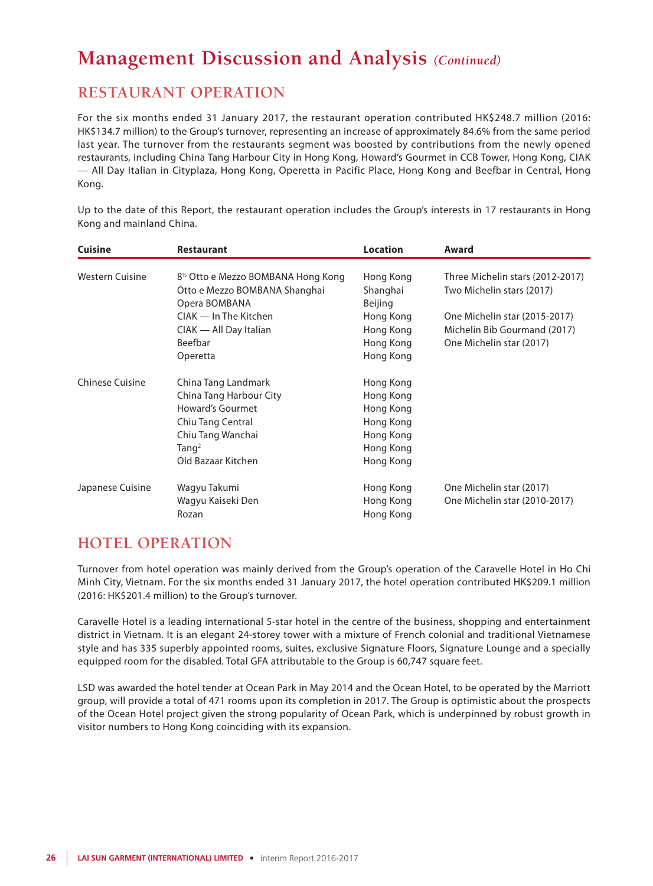# Management Discussion and Analysis *(Continued)*

## RESTAURANT OPERATION

For the six months ended 31 January 2017, the restaurant operation contributed HK$248.7 million (2016: HK$134.7 million) to the Group's turnover, representing an increase of approximately 84.6% from the same period last year. The turnover from the restaurants segment was boosted by contributions from the newly opened restaurants, including China Tang Harbour City in Hong Kong, Howard's Gourmet in CCB Tower, Hong Kong, CIAK — All Day Italian in Cityplaza, Hong Kong, Operetta in Pacific Place, Hong Kong and Beefbar in Central, Hong Kong.

Up to the date of this Report, the restaurant operation includes the Group's interests in 17 restaurants in Hong Kong and mainland China.

| Cuisine | Restaurant | Location | Award |
|---|---|---|---|
| Western Cuisine | 8½ Otto e Mezzo BOMBANA Hong Kong | Hong Kong | Three Michelin stars (2012-2017) |
| | Otto e Mezzo BOMBANA Shanghai | Shanghai | Two Michelin stars (2017) |
| | Opera BOMBANA | Beijing | |
| | CIAK — In The Kitchen | Hong Kong | One Michelin star (2015-2017) |
| | CIAK — All Day Italian | Hong Kong | Michelin Bib Gourmand (2017) |
| | Beefbar | Hong Kong | One Michelin star (2017) |
| | Operetta | Hong Kong | |
| Chinese Cuisine | China Tang Landmark | Hong Kong | |
| | China Tang Harbour City | Hong Kong | |
| | Howard's Gourmet | Hong Kong | |
| | Chiu Tang Central | Hong Kong | |
| | Chiu Tang Wanchai | Hong Kong | |
| | $Tang^2$ | Hong Kong | |
| | Old Bazaar Kitchen | Hong Kong | |
| Japanese Cuisine | Wagyu Takumi | Hong Kong | One Michelin star (2017) |
| | Wagyu Kaiseki Den | Hong Kong | One Michelin star (2010-2017) |
| | Rozan | Hong Kong | |

## HOTEL OPERATION

Turnover from hotel operation was mainly derived from the Group's operation of the Caravelle Hotel in Ho Chi Minh City, Vietnam. For the six months ended 31 January 2017, the hotel operation contributed HK$209.1 million (2016: HK$201.4 million) to the Group's turnover.

Caravelle Hotel is a leading international 5-star hotel in the centre of the business, shopping and entertainment district in Vietnam. It is an elegant 24-storey tower with a mixture of French colonial and traditional Vietnamese style and has 335 superbly appointed rooms, suites, exclusive Signature Floors, Signature Lounge and a specially equipped room for the disabled. Total GFA attributable to the Group is 60,747 square feet.

LSD was awarded the hotel tender at Ocean Park in May 2014 and the Ocean Hotel, to be operated by the Marriott group, will provide a total of 471 rooms upon its completion in 2017. The Group is optimistic about the prospects of the Ocean Hotel project given the strong popularity of Ocean Park, which is underpinned by robust growth in visitor numbers to Hong Kong coinciding with its expansion.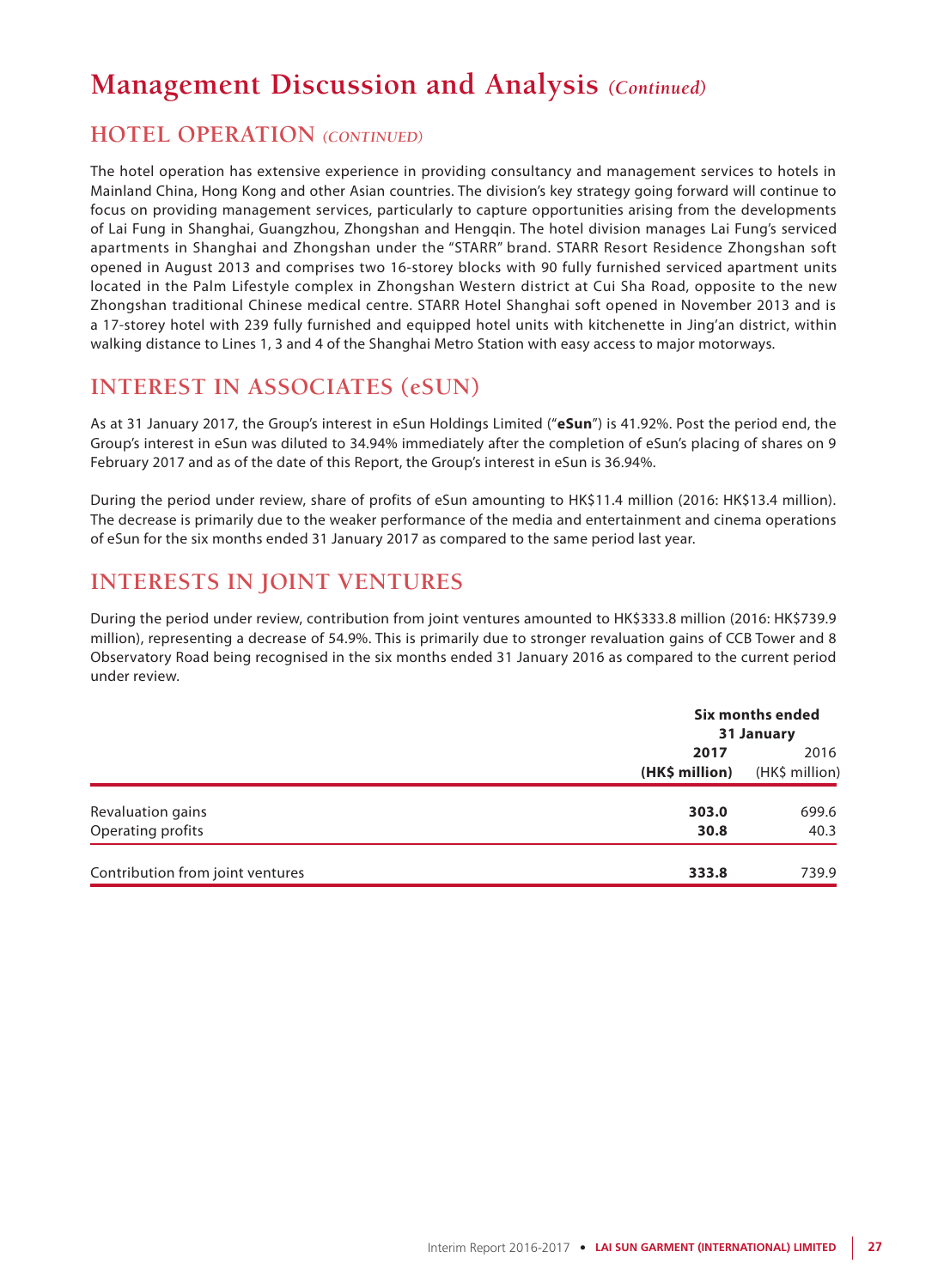# Management Discussion and Analysis *(Continued)*

## HOTEL OPERATION *(CONTINUED)*

The hotel operation has extensive experience in providing consultancy and management services to hotels in Mainland China, Hong Kong and other Asian countries. The division's key strategy going forward will continue to focus on providing management services, particularly to capture opportunities arising from the developments of Lai Fung in Shanghai, Guangzhou, Zhongshan and Hengqin. The hotel division manages Lai Fung's serviced apartments in Shanghai and Zhongshan under the "STARR" brand. STARR Resort Residence Zhongshan soft opened in August 2013 and comprises two 16-storey blocks with 90 fully furnished serviced apartment units located in the Palm Lifestyle complex in Zhongshan Western district at Cui Sha Road, opposite to the new Zhongshan traditional Chinese medical centre. STARR Hotel Shanghai soft opened in November 2013 and is a 17-storey hotel with 239 fully furnished and equipped hotel units with kitchenette in Jing'an district, within walking distance to Lines 1, 3 and 4 of the Shanghai Metro Station with easy access to major motorways.

## INTEREST IN ASSOCIATES (eSUN)

As at 31 January 2017, the Group's interest in eSun Holdings Limited ("**eSun**") is 41.92%. Post the period end, the Group's interest in eSun was diluted to 34.94% immediately after the completion of eSun's placing of shares on 9 February 2017 and as of the date of this Report, the Group's interest in eSun is 36.94%.

During the period under review, share of profits of eSun amounting to HK$11.4 million (2016: HK$13.4 million). The decrease is primarily due to the weaker performance of the media and entertainment and cinema operations of eSun for the six months ended 31 January 2017 as compared to the same period last year.

## INTERESTS IN JOINT VENTURES

During the period under review, contribution from joint ventures amounted to HK$333.8 million (2016: HK$739.9 million), representing a decrease of 54.9%. This is primarily due to stronger revaluation gains of CCB Tower and 8 Observatory Road being recognised in the six months ended 31 January 2016 as compared to the current period under review.

| | **Six months ended 31 January** | |
|---|---|---|
| | **2017** | 2016 |
| | **(HK$ million)** | (HK$ million) |
| Revaluation gains | **303.0** | 699.6 |
| Operating profits | **30.8** | 40.3 |
| Contribution from joint ventures | **333.8** | 739.9 |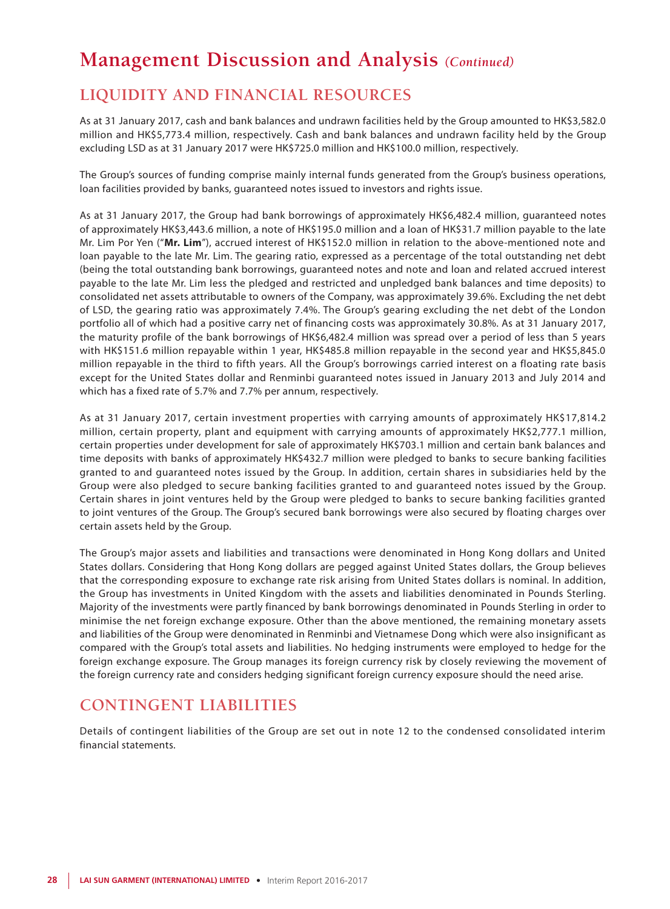# Management Discussion and Analysis *(Continued)*

## LIQUIDITY AND FINANCIAL RESOURCES

As at 31 January 2017, cash and bank balances and undrawn facilities held by the Group amounted to HK$3,582.0 million and HK$5,773.4 million, respectively. Cash and bank balances and undrawn facility held by the Group excluding LSD as at 31 January 2017 were HK$725.0 million and HK$100.0 million, respectively.

The Group's sources of funding comprise mainly internal funds generated from the Group's business operations, loan facilities provided by banks, guaranteed notes issued to investors and rights issue.

As at 31 January 2017, the Group had bank borrowings of approximately HK$6,482.4 million, guaranteed notes of approximately HK$3,443.6 million, a note of HK$195.0 million and a loan of HK$31.7 million payable to the late Mr. Lim Por Yen ("**Mr. Lim**"), accrued interest of HK$152.0 million in relation to the above-mentioned note and loan payable to the late Mr. Lim. The gearing ratio, expressed as a percentage of the total outstanding net debt (being the total outstanding bank borrowings, guaranteed notes and note and loan and related accrued interest payable to the late Mr. Lim less the pledged and restricted and unpledged bank balances and time deposits) to consolidated net assets attributable to owners of the Company, was approximately 39.6%. Excluding the net debt of LSD, the gearing ratio was approximately 7.4%. The Group's gearing excluding the net debt of the London portfolio all of which had a positive carry net of financing costs was approximately 30.8%. As at 31 January 2017, the maturity profile of the bank borrowings of HK$6,482.4 million was spread over a period of less than 5 years with HK$151.6 million repayable within 1 year, HK$485.8 million repayable in the second year and HK$5,845.0 million repayable in the third to fifth years. All the Group's borrowings carried interest on a floating rate basis except for the United States dollar and Renminbi guaranteed notes issued in January 2013 and July 2014 and which has a fixed rate of 5.7% and 7.7% per annum, respectively.

As at 31 January 2017, certain investment properties with carrying amounts of approximately HK$17,814.2 million, certain property, plant and equipment with carrying amounts of approximately HK$2,777.1 million, certain properties under development for sale of approximately HK$703.1 million and certain bank balances and time deposits with banks of approximately HK$432.7 million were pledged to banks to secure banking facilities granted to and guaranteed notes issued by the Group. In addition, certain shares in subsidiaries held by the Group were also pledged to secure banking facilities granted to and guaranteed notes issued by the Group. Certain shares in joint ventures held by the Group were pledged to banks to secure banking facilities granted to joint ventures of the Group. The Group's secured bank borrowings were also secured by floating charges over certain assets held by the Group.

The Group's major assets and liabilities and transactions were denominated in Hong Kong dollars and United States dollars. Considering that Hong Kong dollars are pegged against United States dollars, the Group believes that the corresponding exposure to exchange rate risk arising from United States dollars is nominal. In addition, the Group has investments in United Kingdom with the assets and liabilities denominated in Pounds Sterling. Majority of the investments were partly financed by bank borrowings denominated in Pounds Sterling in order to minimise the net foreign exchange exposure. Other than the above mentioned, the remaining monetary assets and liabilities of the Group were denominated in Renminbi and Vietnamese Dong which were also insignificant as compared with the Group's total assets and liabilities. No hedging instruments were employed to hedge for the foreign exchange exposure. The Group manages its foreign currency risk by closely reviewing the movement of the foreign currency rate and considers hedging significant foreign currency exposure should the need arise.

## CONTINGENT LIABILITIES

Details of contingent liabilities of the Group are set out in note 12 to the condensed consolidated interim financial statements.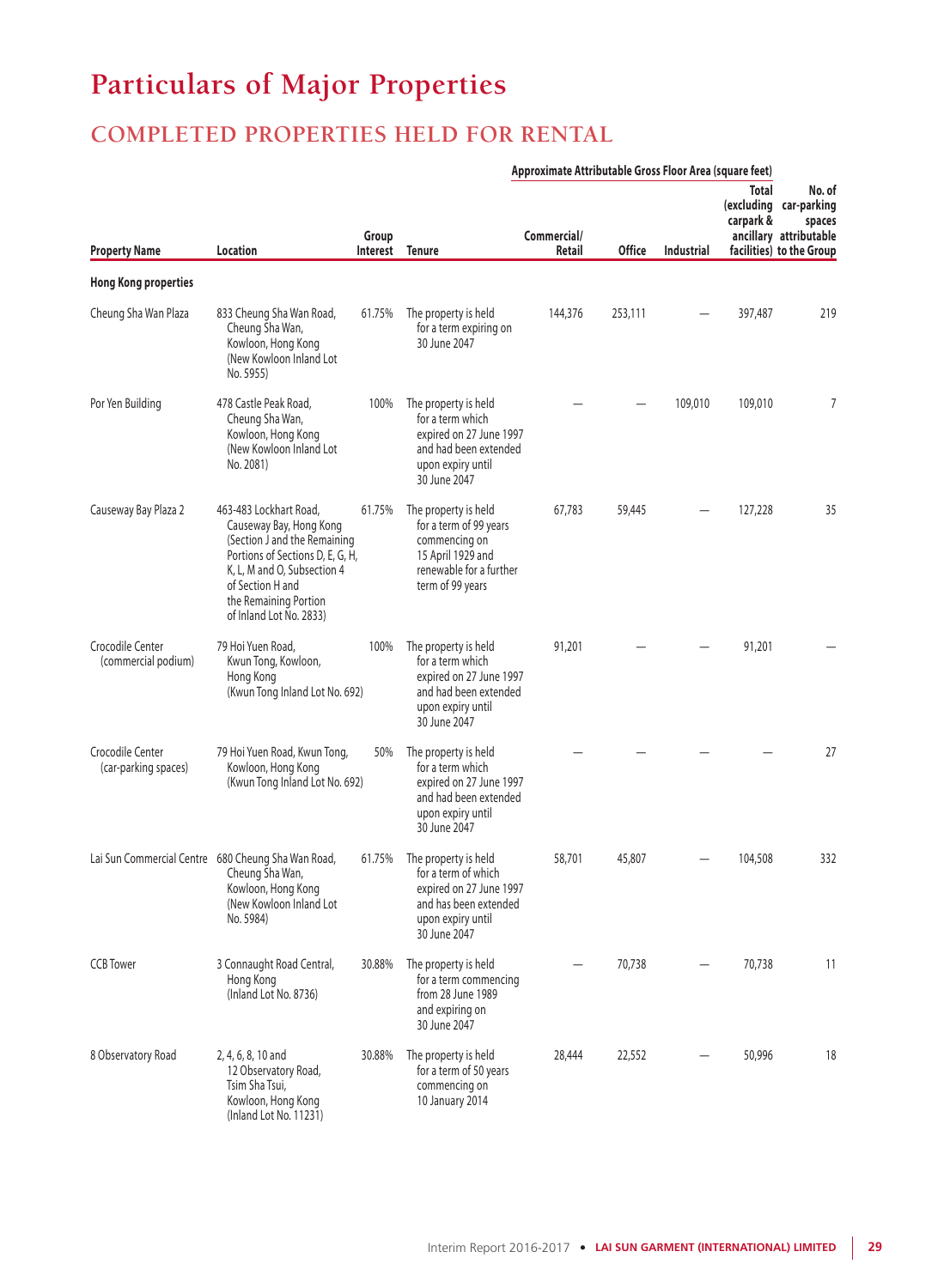# Particulars of Major Properties

## COMPLETED PROPERTIES HELD FOR RENTAL

| Property Name | Location | Group Interest | Tenure | Approximate Attributable Gross Floor Area (square feet) | | | | |
|---|---|---|---|---|---|---|---|---|
| | | | | Commercial/ Retail | Office | Industrial | Total (excluding carpark & ancillary facilities) | No. of car-parking spaces attributable to the Group |
| **Hong Kong properties** | | | | | | | | |
| Cheung Sha Wan Plaza | 833 Cheung Sha Wan Road, Cheung Sha Wan, Kowloon, Hong Kong (New Kowloon Inland Lot No. 5955) | 61.75% | The property is held for a term expiring on 30 June 2047 | 144,376 | 253,111 | — | 397,487 | 219 |
| Por Yen Building | 478 Castle Peak Road, Cheung Sha Wan, Kowloon, Hong Kong (New Kowloon Inland Lot No. 2081) | 100% | The property is held for a term which expired on 27 June 1997 and had been extended upon expiry until 30 June 2047 | — | — | 109,010 | 109,010 | 7 |
| Causeway Bay Plaza 2 | 463-483 Lockhart Road, Causeway Bay, Hong Kong (Section J and the Remaining Portions of Sections D, E, G, H, K, L, M and O, Subsection 4 of Section H and the Remaining Portion of Inland Lot No. 2833) | 61.75% | The property is held for a term of 99 years commencing on 15 April 1929 and renewable for a further term of 99 years | 67,783 | 59,445 | — | 127,228 | 35 |
| Crocodile Center (commercial podium) | 79 Hoi Yuen Road, Kwun Tong, Kowloon, Hong Kong (Kwun Tong Inland Lot No. 692) | 100% | The property is held for a term which expired on 27 June 1997 and had been extended upon expiry until 30 June 2047 | 91,201 | — | — | 91,201 | — |
| Crocodile Center (car-parking spaces) | 79 Hoi Yuen Road, Kwun Tong, Kowloon, Hong Kong (Kwun Tong Inland Lot No. 692) | 50% | The property is held for a term which expired on 27 June 1997 and had been extended upon expiry until 30 June 2047 | — | — | — | — | 27 |
| Lai Sun Commercial Centre | 680 Cheung Sha Wan Road, Cheung Sha Wan, Kowloon, Hong Kong (New Kowloon Inland Lot No. 5984) | 61.75% | The property is held for a term of which expired on 27 June 1997 and has been extended upon expiry until 30 June 2047 | 58,701 | 45,807 | — | 104,508 | 332 |
| CCB Tower | 3 Connaught Road Central, Hong Kong (Inland Lot No. 8736) | 30.88% | The property is held for a term commencing from 28 June 1989 and expiring on 30 June 2047 | — | 70,738 | — | 70,738 | 11 |
| 8 Observatory Road | 2, 4, 6, 8, 10 and 12 Observatory Road, Tsim Sha Tsui, Kowloon, Hong Kong (Inland Lot No. 11231) | 30.88% | The property is held for a term of 50 years commencing on 10 January 2014 | 28,444 | 22,552 | — | 50,996 | 18 |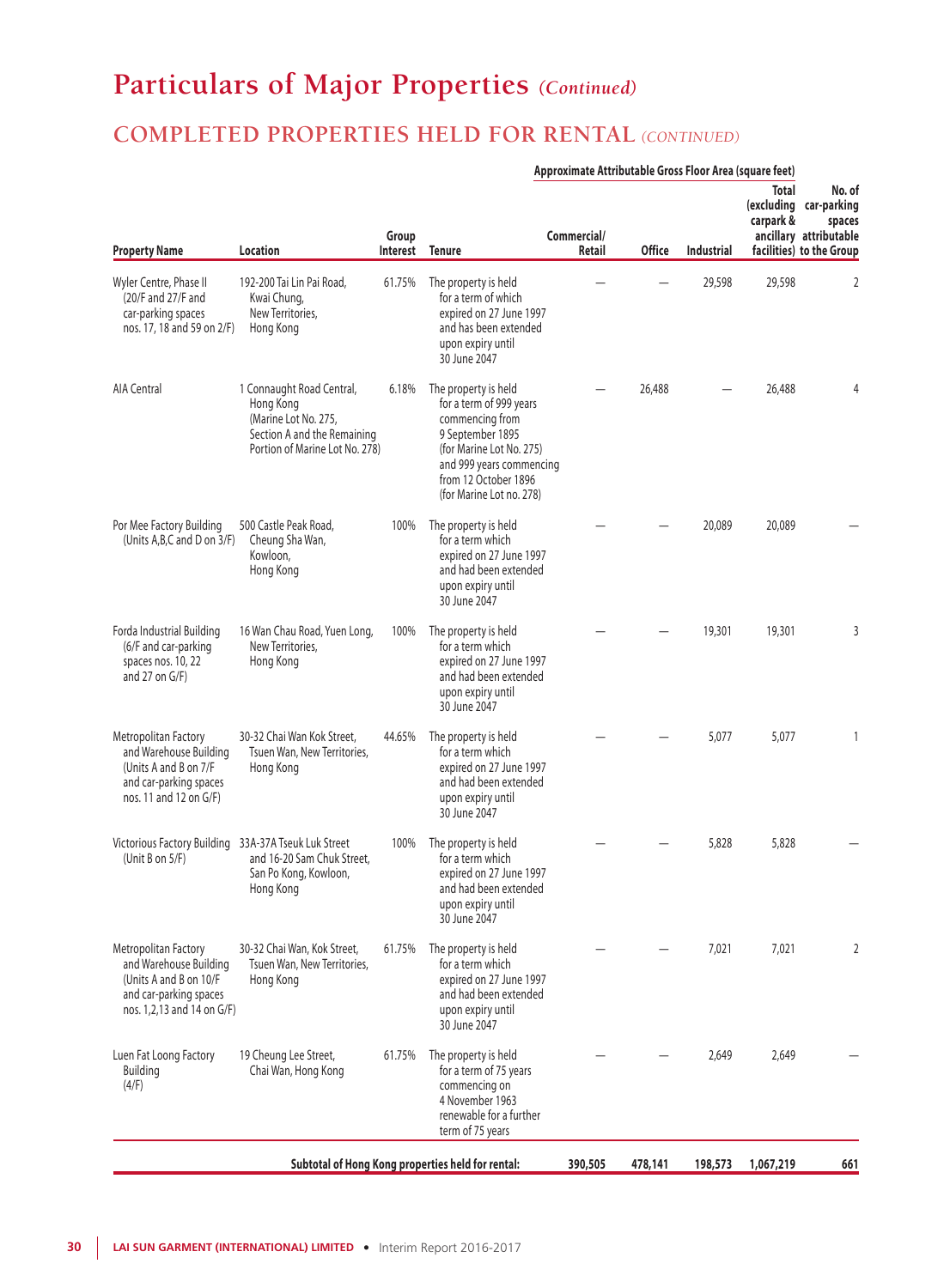# Particulars of Major Properties *(Continued)*

## COMPLETED PROPERTIES HELD FOR RENTAL *(CONTINUED)*

| Property Name | Location | Group Interest | Tenure | Approximate Attributable Gross Floor Area (square feet) Commercial/ Retail | Office | Industrial | Total (excluding carpark & ancillary facilities) | No. of car-parking spaces attributable to the Group |
|---|---|---|---|---|---|---|---|---|
| Wyler Centre, Phase II (20/F and 27/F and car-parking spaces nos. 17, 18 and 59 on 2/F) | 192-200 Tai Lin Pai Road, Kwai Chung, New Territories, Hong Kong | 61.75% | The property is held for a term of which expired on 27 June 1997 and has been extended upon expiry until 30 June 2047 | — | — | 29,598 | 29,598 | 2 |
| AIA Central | 1 Connaught Road Central, Hong Kong (Marine Lot No. 275, Section A and the Remaining Portion of Marine Lot No. 278) | 6.18% | The property is held for a term of 999 years commencing from 9 September 1895 (for Marine Lot No. 275) and 999 years commencing from 12 October 1896 (for Marine Lot no. 278) | — | 26,488 | — | 26,488 | 4 |
| Por Mee Factory Building (Units A,B,C and D on 3/F) | 500 Castle Peak Road, Cheung Sha Wan, Kowloon, Hong Kong | 100% | The property is held for a term which expired on 27 June 1997 and had been extended upon expiry until 30 June 2047 | — | — | 20,089 | 20,089 | — |
| Forda Industrial Building (6/F and car-parking spaces nos. 10, 22 and 27 on G/F) | 16 Wan Chau Road, Yuen Long, New Territories, Hong Kong | 100% | The property is held for a term which expired on 27 June 1997 and had been extended upon expiry until 30 June 2047 | — | — | 19,301 | 19,301 | 3 |
| Metropolitan Factory and Warehouse Building (Units A and B on 7/F and car-parking spaces nos. 11 and 12 on G/F) | 30-32 Chai Wan Kok Street, Tsuen Wan, New Territories, Hong Kong | 44.65% | The property is held for a term which expired on 27 June 1997 and had been extended upon expiry until 30 June 2047 | — | — | 5,077 | 5,077 | 1 |
| Victorious Factory Building (Unit B on 5/F) | 33A-37A Tseuk Luk Street and 16-20 Sam Chuk Street, San Po Kong, Kowloon, Hong Kong | 100% | The property is held for a term which expired on 27 June 1997 and had been extended upon expiry until 30 June 2047 | — | — | 5,828 | 5,828 | — |
| Metropolitan Factory and Warehouse Building (Units A and B on 10/F and car-parking spaces nos. 1,2,13 and 14 on G/F) | 30-32 Chai Wan, Kok Street, Tsuen Wan, New Territories, Hong Kong | 61.75% | The property is held for a term which expired on 27 June 1997 and had been extended upon expiry until 30 June 2047 | — | — | 7,021 | 7,021 | 2 |
| Luen Fat Loong Factory Building (4/F) | 19 Cheung Lee Street, Chai Wan, Hong Kong | 61.75% | The property is held for a term of 75 years commencing on 4 November 1963 renewable for a further term of 75 years | — | — | 2,649 | 2,649 | — |
| | | | **Subtotal of Hong Kong properties held for rental:** | **390,505** | **478,141** | **198,573** | **1,067,219** | **661** |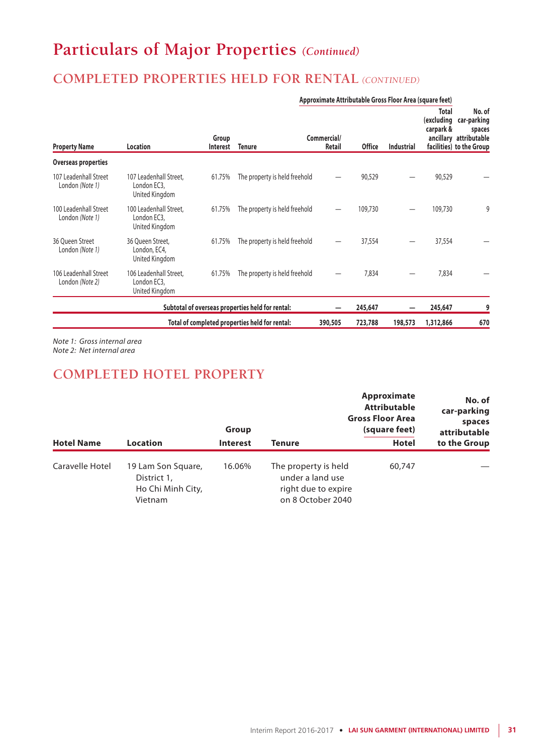# Particulars of Major Properties *(Continued)*

## COMPLETED PROPERTIES HELD FOR RENTAL *(CONTINUED)*

| Property Name | Location | Group Interest | Tenure | Approximate Attributable Gross Floor Area (square feet) Commercial/ Retail | Office | Industrial | Total (excluding carpark & ancillary facilities) | No. of car-parking spaces attributable to the Group |
|---|---|---|---|---|---|---|---|---|
| **Overseas properties** | | | | | | | | |
| 107 Leadenhall Street London *(Note 1)* | 107 Leadenhall Street, London EC3, United Kingdom | 61.75% | The property is held freehold | — | 90,529 | — | 90,529 | — |
| 100 Leadenhall Street London *(Note 1)* | 100 Leadenhall Street, London EC3, United Kingdom | 61.75% | The property is held freehold | — | 109,730 | — | 109,730 | 9 |
| 36 Queen Street London *(Note 1)* | 36 Queen Street, London, EC4, United Kingdom | 61.75% | The property is held freehold | — | 37,554 | — | 37,554 | — |
| 106 Leadenhall Street London *(Note 2)* | 106 Leadenhall Street, London EC3, United Kingdom | 61.75% | The property is held freehold | — | 7,834 | — | 7,834 | — |
| | **Subtotal of overseas properties held for rental:** | | | **—** | **245,647** | **—** | **245,647** | **9** |
| | **Total of completed properties held for rental:** | | | **390,505** | **723,788** | **198,573** | **1,312,866** | **670** |

*Note 1: Gross internal area*
*Note 2: Net internal area*

## COMPLETED HOTEL PROPERTY

| Hotel Name | Location | Group Interest | Tenure | Approximate Attributable Gross Floor Area (square feet) Hotel | No. of car-parking spaces attributable to the Group |
|---|---|---|---|---|---|
| Caravelle Hotel | 19 Lam Son Square, District 1, Ho Chi Minh City, Vietnam | 16.06% | The property is held under a land use right due to expire on 8 October 2040 | 60,747 | — |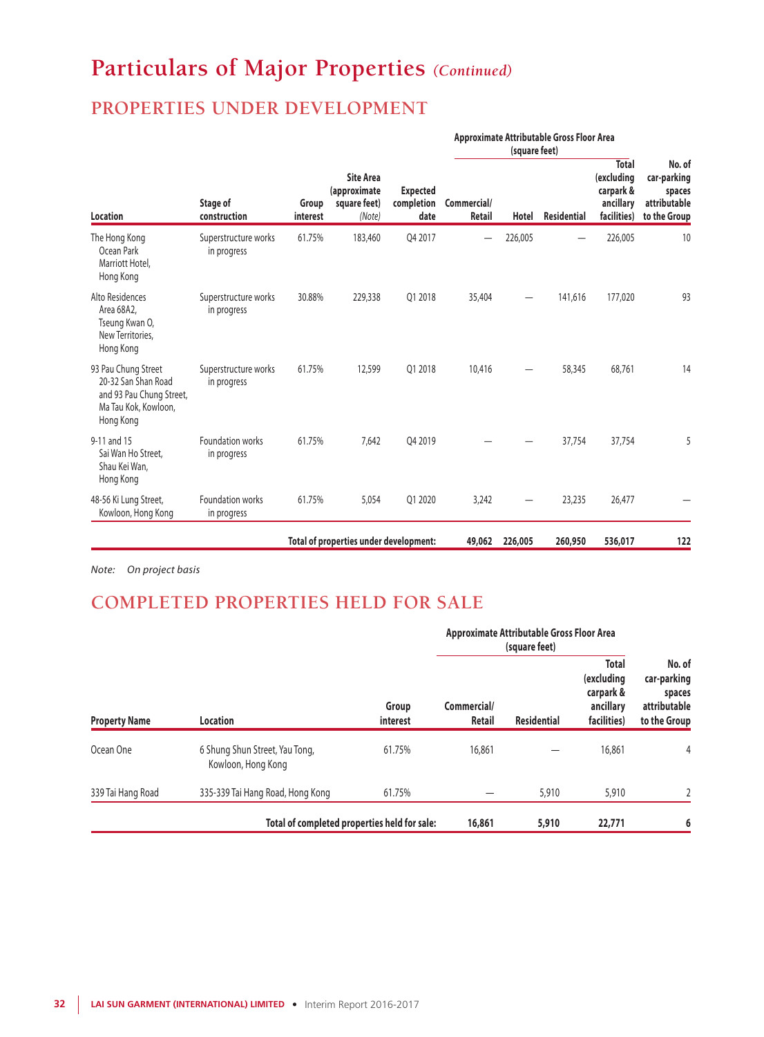# Particulars of Major Properties *(Continued)*

## PROPERTIES UNDER DEVELOPMENT

| Location | Stage of construction | Group interest | Site Area (approximate square feet) *(Note)* | Expected completion date | Approximate Attributable Gross Floor Area (square feet) Commercial/ Retail | Hotel | Residential | Total (excluding carpark & ancillary facilities) | No. of car-parking spaces attributable to the Group |
|---|---|---|---|---|---|---|---|---|---|
| The Hong Kong Ocean Park Marriott Hotel, Hong Kong | Superstructure works in progress | 61.75% | 183,460 | Q4 2017 | — | 226,005 | — | 226,005 | 10 |
| Alto Residences Area 68A2, Tseung Kwan O, New Territories, Hong Kong | Superstructure works in progress | 30.88% | 229,338 | Q1 2018 | 35,404 | — | 141,616 | 177,020 | 93 |
| 93 Pau Chung Street 20-32 San Shan Road and 93 Pau Chung Street, Ma Tau Kok, Kowloon, Hong Kong | Superstructure works in progress | 61.75% | 12,599 | Q1 2018 | 10,416 | — | 58,345 | 68,761 | 14 |
| 9-11 and 15 Sai Wan Ho Street, Shau Kei Wan, Hong Kong | Foundation works in progress | 61.75% | 7,642 | Q4 2019 | — | — | 37,754 | 37,754 | 5 |
| 48-56 Ki Lung Street, Kowloon, Hong Kong | Foundation works in progress | 61.75% | 5,054 | Q1 2020 | 3,242 | — | 23,235 | 26,477 | — |
| | | **Total of properties under development:** | | | **49,062** | **226,005** | **260,950** | **536,017** | **122** |

*Note: On project basis*

## COMPLETED PROPERTIES HELD FOR SALE

| Property Name | Location | Group interest | Approximate Attributable Gross Floor Area (square feet) Commercial/ Retail | Residential | Total (excluding carpark & ancillary facilities) | No. of car-parking spaces attributable to the Group |
|---|---|---|---|---|---|---|
| Ocean One | 6 Shung Shun Street, Yau Tong, Kowloon, Hong Kong | 61.75% | 16,861 | — | 16,861 | 4 |
| 339 Tai Hang Road | 335-339 Tai Hang Road, Hong Kong | 61.75% | — | 5,910 | 5,910 | 2 |
| | **Total of completed properties held for sale:** | | **16,861** | **5,910** | **22,771** | **6** |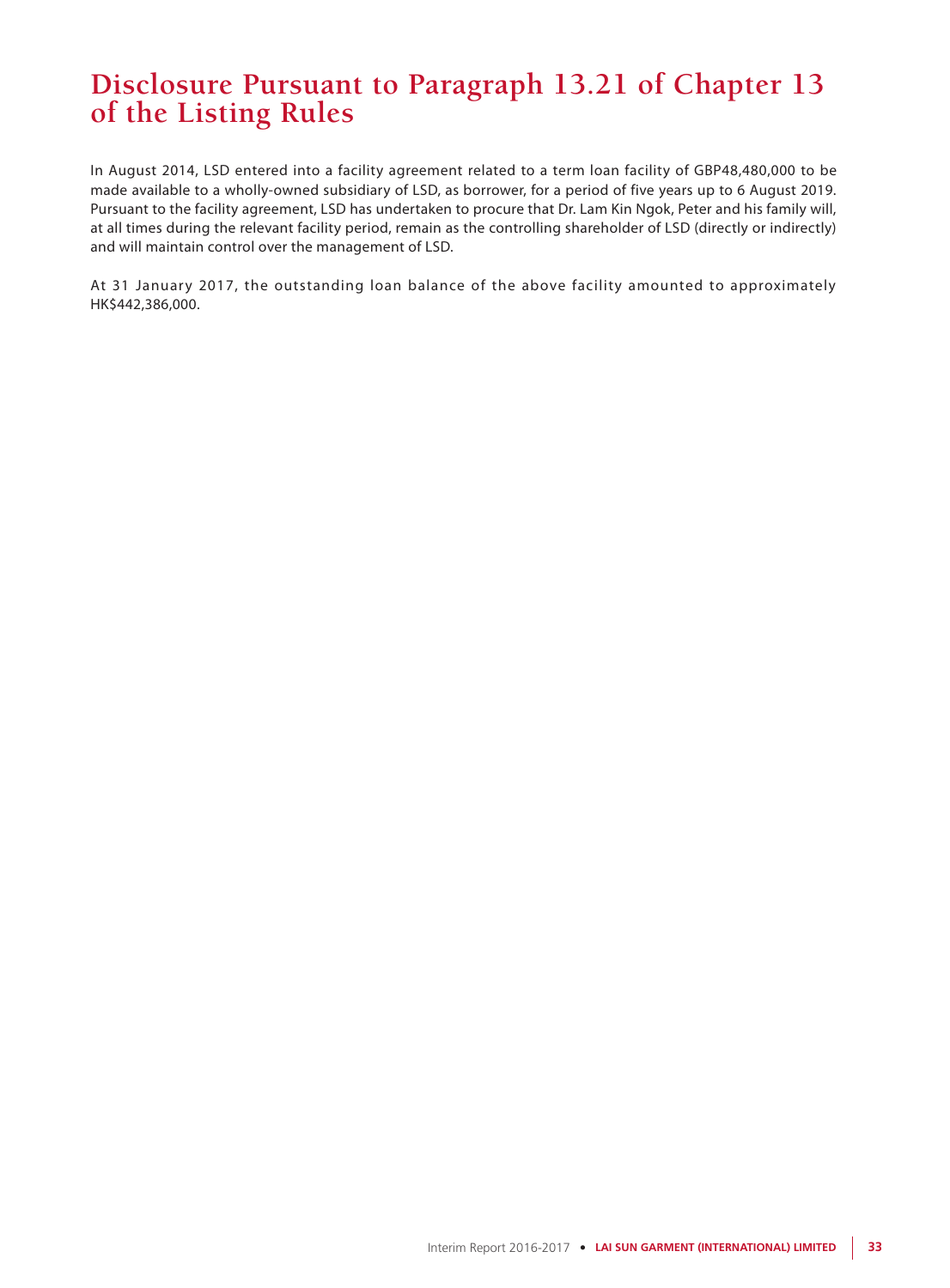# Disclosure Pursuant to Paragraph 13.21 of Chapter 13 of the Listing Rules

In August 2014, LSD entered into a facility agreement related to a term loan facility of GBP48,480,000 to be made available to a wholly-owned subsidiary of LSD, as borrower, for a period of five years up to 6 August 2019. Pursuant to the facility agreement, LSD has undertaken to procure that Dr. Lam Kin Ngok, Peter and his family will, at all times during the relevant facility period, remain as the controlling shareholder of LSD (directly or indirectly) and will maintain control over the management of LSD.

At 31 January 2017, the outstanding loan balance of the above facility amounted to approximately HK$442,386,000.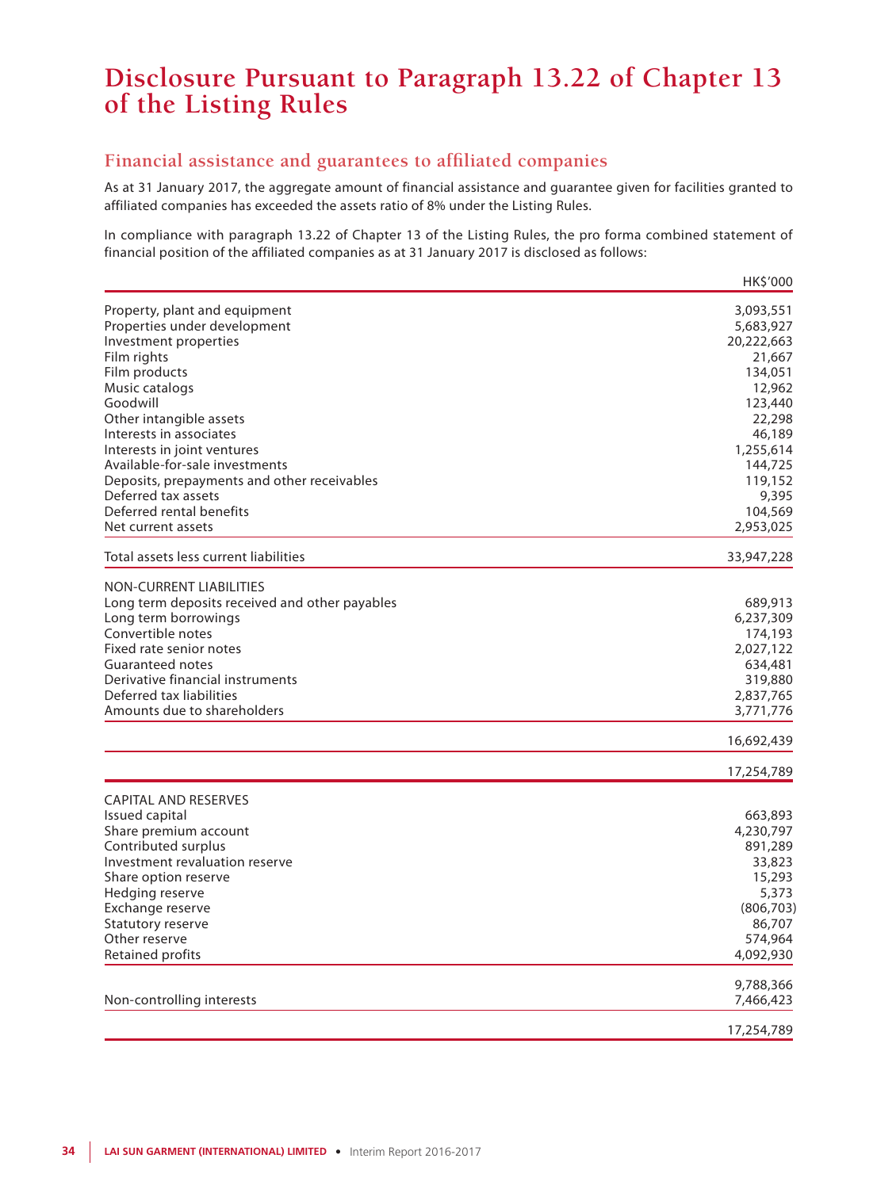# Disclosure Pursuant to Paragraph 13.22 of Chapter 13 of the Listing Rules

## Financial assistance and guarantees to affiliated companies

As at 31 January 2017, the aggregate amount of financial assistance and guarantee given for facilities granted to affiliated companies has exceeded the assets ratio of 8% under the Listing Rules.

In compliance with paragraph 13.22 of Chapter 13 of the Listing Rules, the pro forma combined statement of financial position of the affiliated companies as at 31 January 2017 is disclosed as follows:

| | HK$'000 |
|---|---:|
| Property, plant and equipment | 3,093,551 |
| Properties under development | 5,683,927 |
| Investment properties | 20,222,663 |
| Film rights | 21,667 |
| Film products | 134,051 |
| Music catalogs | 12,962 |
| Goodwill | 123,440 |
| Other intangible assets | 22,298 |
| Interests in associates | 46,189 |
| Interests in joint ventures | 1,255,614 |
| Available-for-sale investments | 144,725 |
| Deposits, prepayments and other receivables | 119,152 |
| Deferred tax assets | 9,395 |
| Deferred rental benefits | 104,569 |
| Net current assets | 2,953,025 |
| Total assets less current liabilities | 33,947,228 |
| NON-CURRENT LIABILITIES | |
| Long term deposits received and other payables | 689,913 |
| Long term borrowings | 6,237,309 |
| Convertible notes | 174,193 |
| Fixed rate senior notes | 2,027,122 |
| Guaranteed notes | 634,481 |
| Derivative financial instruments | 319,880 |
| Deferred tax liabilities | 2,837,765 |
| Amounts due to shareholders | 3,771,776 |
| | 16,692,439 |
| | 17,254,789 |
| CAPITAL AND RESERVES | |
| Issued capital | 663,893 |
| Share premium account | 4,230,797 |
| Contributed surplus | 891,289 |
| Investment revaluation reserve | 33,823 |
| Share option reserve | 15,293 |
| Hedging reserve | 5,373 |
| Exchange reserve | (806,703) |
| Statutory reserve | 86,707 |
| Other reserve | 574,964 |
| Retained profits | 4,092,930 |
| | 9,788,366 |
| Non-controlling interests | 7,466,423 |
| | 17,254,789 |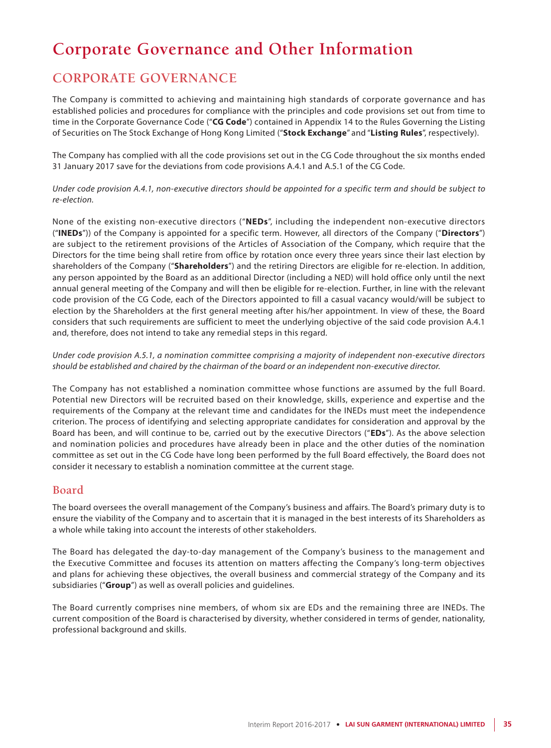# Corporate Governance and Other Information

## CORPORATE GOVERNANCE

The Company is committed to achieving and maintaining high standards of corporate governance and has established policies and procedures for compliance with the principles and code provisions set out from time to time in the Corporate Governance Code ("**CG Code**") contained in Appendix 14 to the Rules Governing the Listing of Securities on The Stock Exchange of Hong Kong Limited ("**Stock Exchange**" and "**Listing Rules**", respectively).

The Company has complied with all the code provisions set out in the CG Code throughout the six months ended 31 January 2017 save for the deviations from code provisions A.4.1 and A.5.1 of the CG Code.

*Under code provision A.4.1, non-executive directors should be appointed for a specific term and should be subject to re-election.*

None of the existing non-executive directors ("**NEDs**", including the independent non-executive directors ("**INEDs**")) of the Company is appointed for a specific term. However, all directors of the Company ("**Directors**") are subject to the retirement provisions of the Articles of Association of the Company, which require that the Directors for the time being shall retire from office by rotation once every three years since their last election by shareholders of the Company ("**Shareholders**") and the retiring Directors are eligible for re-election. In addition, any person appointed by the Board as an additional Director (including a NED) will hold office only until the next annual general meeting of the Company and will then be eligible for re-election. Further, in line with the relevant code provision of the CG Code, each of the Directors appointed to fill a casual vacancy would/will be subject to election by the Shareholders at the first general meeting after his/her appointment. In view of these, the Board considers that such requirements are sufficient to meet the underlying objective of the said code provision A.4.1 and, therefore, does not intend to take any remedial steps in this regard.

*Under code provision A.5.1, a nomination committee comprising a majority of independent non-executive directors should be established and chaired by the chairman of the board or an independent non-executive director.*

The Company has not established a nomination committee whose functions are assumed by the full Board. Potential new Directors will be recruited based on their knowledge, skills, experience and expertise and the requirements of the Company at the relevant time and candidates for the INEDs must meet the independence criterion. The process of identifying and selecting appropriate candidates for consideration and approval by the Board has been, and will continue to be, carried out by the executive Directors ("**EDs**"). As the above selection and nomination policies and procedures have already been in place and the other duties of the nomination committee as set out in the CG Code have long been performed by the full Board effectively, the Board does not consider it necessary to establish a nomination committee at the current stage.

### Board

The board oversees the overall management of the Company's business and affairs. The Board's primary duty is to ensure the viability of the Company and to ascertain that it is managed in the best interests of its Shareholders as a whole while taking into account the interests of other stakeholders.

The Board has delegated the day-to-day management of the Company's business to the management and the Executive Committee and focuses its attention on matters affecting the Company's long-term objectives and plans for achieving these objectives, the overall business and commercial strategy of the Company and its subsidiaries ("**Group**") as well as overall policies and guidelines.

The Board currently comprises nine members, of whom six are EDs and the remaining three are INEDs. The current composition of the Board is characterised by diversity, whether considered in terms of gender, nationality, professional background and skills.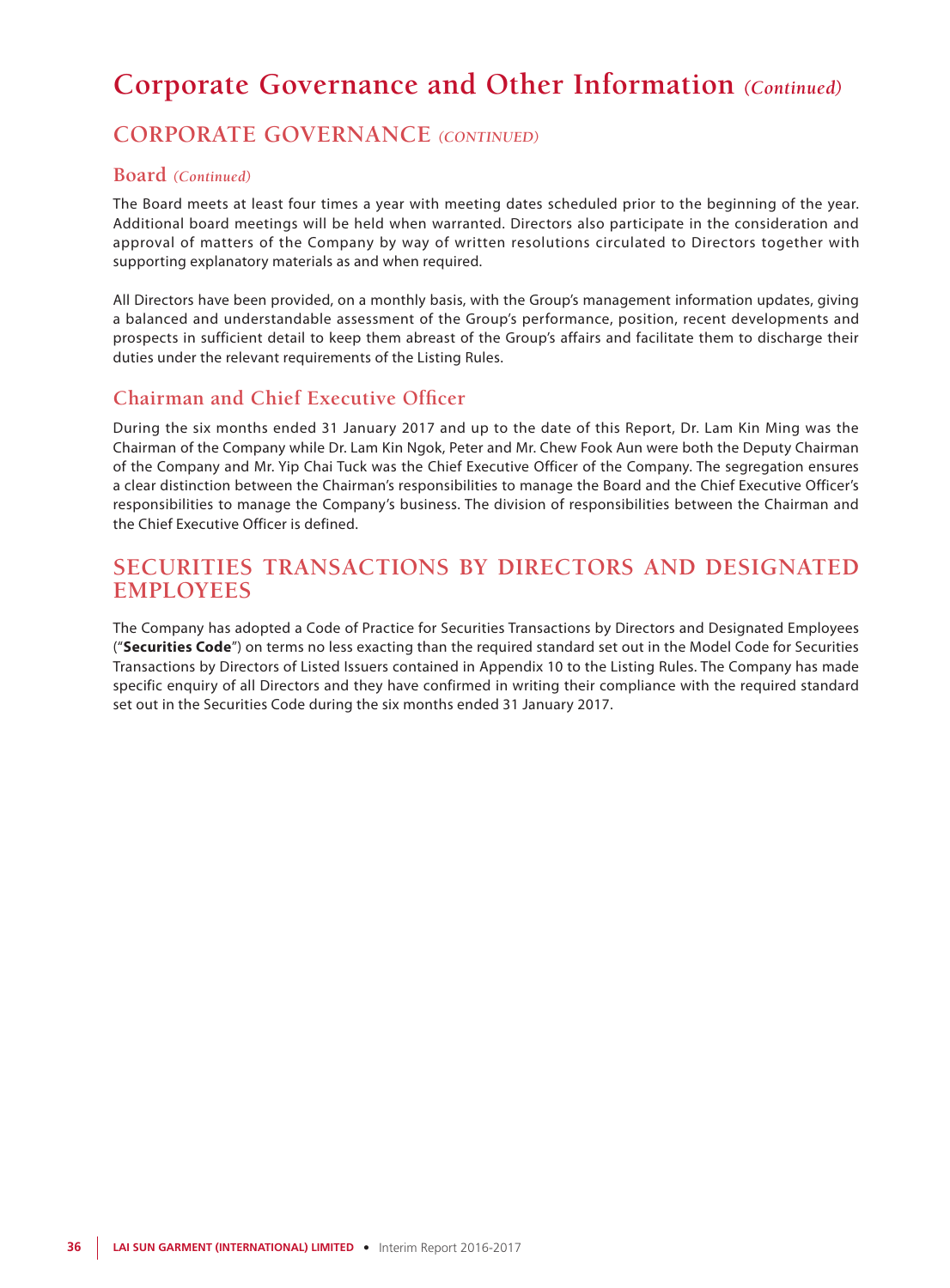# Corporate Governance and Other Information *(Continued)*

## CORPORATE GOVERNANCE *(CONTINUED)*

### Board *(Continued)*

The Board meets at least four times a year with meeting dates scheduled prior to the beginning of the year. Additional board meetings will be held when warranted. Directors also participate in the consideration and approval of matters of the Company by way of written resolutions circulated to Directors together with supporting explanatory materials as and when required.

All Directors have been provided, on a monthly basis, with the Group's management information updates, giving a balanced and understandable assessment of the Group's performance, position, recent developments and prospects in sufficient detail to keep them abreast of the Group's affairs and facilitate them to discharge their duties under the relevant requirements of the Listing Rules.

### Chairman and Chief Executive Officer

During the six months ended 31 January 2017 and up to the date of this Report, Dr. Lam Kin Ming was the Chairman of the Company while Dr. Lam Kin Ngok, Peter and Mr. Chew Fook Aun were both the Deputy Chairman of the Company and Mr. Yip Chai Tuck was the Chief Executive Officer of the Company. The segregation ensures a clear distinction between the Chairman's responsibilities to manage the Board and the Chief Executive Officer's responsibilities to manage the Company's business. The division of responsibilities between the Chairman and the Chief Executive Officer is defined.

## SECURITIES TRANSACTIONS BY DIRECTORS AND DESIGNATED EMPLOYEES

The Company has adopted a Code of Practice for Securities Transactions by Directors and Designated Employees ("**Securities Code**") on terms no less exacting than the required standard set out in the Model Code for Securities Transactions by Directors of Listed Issuers contained in Appendix 10 to the Listing Rules. The Company has made specific enquiry of all Directors and they have confirmed in writing their compliance with the required standard set out in the Securities Code during the six months ended 31 January 2017.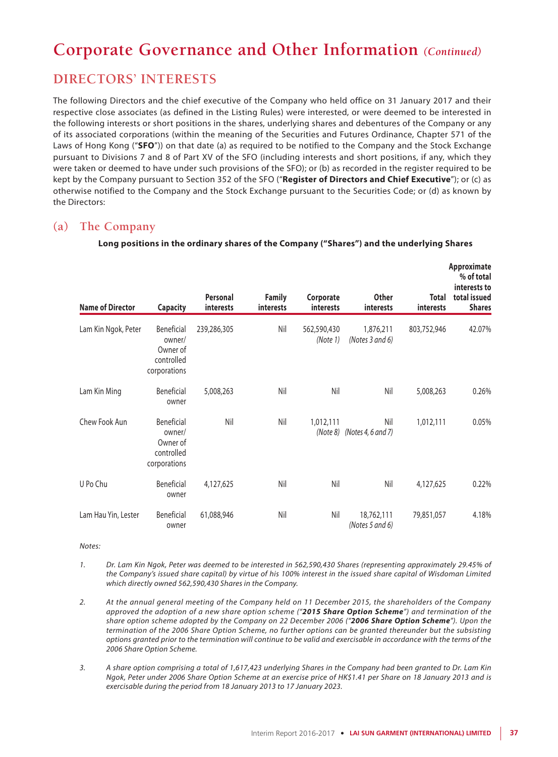# Corporate Governance and Other Information *(Continued)*

## DIRECTORS' INTERESTS

The following Directors and the chief executive of the Company who held office on 31 January 2017 and their respective close associates (as defined in the Listing Rules) were interested, or were deemed to be interested in the following interests or short positions in the shares, underlying shares and debentures of the Company or any of its associated corporations (within the meaning of the Securities and Futures Ordinance, Chapter 571 of the Laws of Hong Kong ("**SFO**")) on that date (a) as required to be notified to the Company and the Stock Exchange pursuant to Divisions 7 and 8 of Part XV of the SFO (including interests and short positions, if any, which they were taken or deemed to have under such provisions of the SFO); or (b) as recorded in the register required to be kept by the Company pursuant to Section 352 of the SFO ("**Register of Directors and Chief Executive**"); or (c) as otherwise notified to the Company and the Stock Exchange pursuant to the Securities Code; or (d) as known by the Directors:

### (a) The Company

**Long positions in the ordinary shares of the Company ("Shares") and the underlying Shares**

| Name of Director | Capacity | Personal interests | Family interests | Corporate interests | Other interests | Total interests | Approximate % of total interests to total issued Shares |
|---|---|---|---|---|---|---|---|
| Lam Kin Ngok, Peter | Beneficial owner/ Owner of controlled corporations | 239,286,305 | Nil | 562,590,430 *(Note 1)* | 1,876,211 *(Notes 3 and 6)* | 803,752,946 | 42.07% |
| Lam Kin Ming | Beneficial owner | 5,008,263 | Nil | Nil | Nil | 5,008,263 | 0.26% |
| Chew Fook Aun | Beneficial owner/ Owner of controlled corporations | Nil | Nil | 1,012,111 *(Note 8)* | Nil *(Notes 4, 6 and 7)* | 1,012,111 | 0.05% |
| U Po Chu | Beneficial owner | 4,127,625 | Nil | Nil | Nil | 4,127,625 | 0.22% |
| Lam Hau Yin, Lester | Beneficial owner | 61,088,946 | Nil | Nil | 18,762,111 *(Notes 5 and 6)* | 79,851,057 | 4.18% |

*Notes:*

1. *Dr. Lam Kin Ngok, Peter was deemed to be interested in 562,590,430 Shares (representing approximately 29.45% of the Company's issued share capital) by virtue of his 100% interest in the issued share capital of Wisdoman Limited which directly owned 562,590,430 Shares in the Company.*

2. *At the annual general meeting of the Company held on 11 December 2015, the shareholders of the Company approved the adoption of a new share option scheme ("**2015 Share Option Scheme**") and termination of the share option scheme adopted by the Company on 22 December 2006 ("**2006 Share Option Scheme**"). Upon the termination of the 2006 Share Option Scheme, no further options can be granted thereunder but the subsisting options granted prior to the termination will continue to be valid and exercisable in accordance with the terms of the 2006 Share Option Scheme.*

3. *A share option comprising a total of 1,617,423 underlying Shares in the Company had been granted to Dr. Lam Kin Ngok, Peter under 2006 Share Option Scheme at an exercise price of HK$1.41 per Share on 18 January 2013 and is exercisable during the period from 18 January 2013 to 17 January 2023.*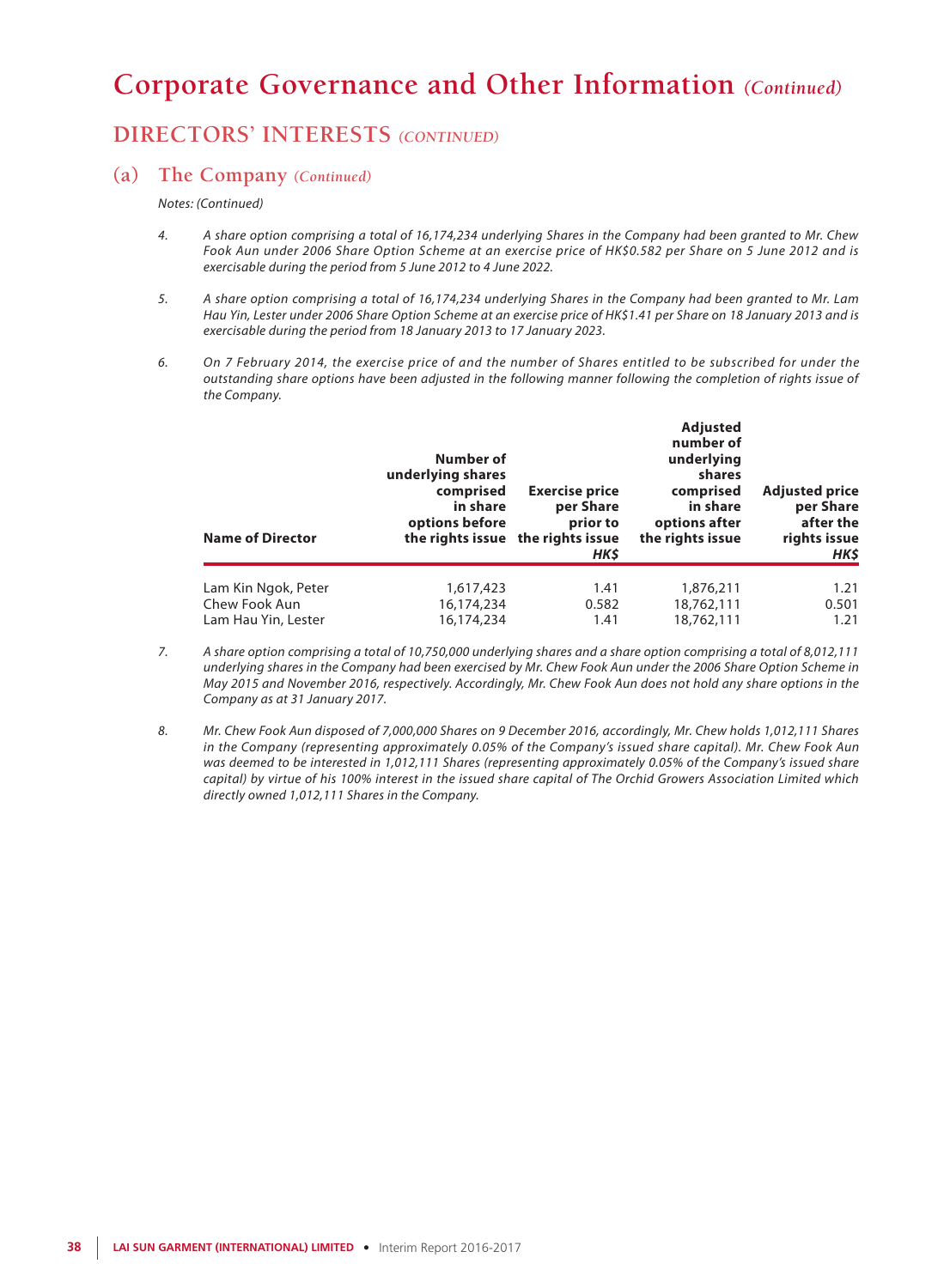# Corporate Governance and Other Information *(Continued)*

## DIRECTORS' INTERESTS *(CONTINUED)*

### (a) The Company *(Continued)*

*Notes: (Continued)*

4. *A share option comprising a total of 16,174,234 underlying Shares in the Company had been granted to Mr. Chew Fook Aun under 2006 Share Option Scheme at an exercise price of HK$0.582 per Share on 5 June 2012 and is exercisable during the period from 5 June 2012 to 4 June 2022.*

5. *A share option comprising a total of 16,174,234 underlying Shares in the Company had been granted to Mr. Lam Hau Yin, Lester under 2006 Share Option Scheme at an exercise price of HK$1.41 per Share on 18 January 2013 and is exercisable during the period from 18 January 2013 to 17 January 2023.*

6. *On 7 February 2014, the exercise price of and the number of Shares entitled to be subscribed for under the outstanding share options have been adjusted in the following manner following the completion of rights issue of the Company.*

| Name of Director | Number of underlying shares comprised in share options before the rights issue | Exercise price per Share prior to the rights issue HK$ | Adjusted number of underlying shares comprised in share options after the rights issue | Adjusted price per Share after the rights issue HK$ |
|---|---|---|---|---|
| Lam Kin Ngok, Peter | 1,617,423 | 1.41 | 1,876,211 | 1.21 |
| Chew Fook Aun | 16,174,234 | 0.582 | 18,762,111 | 0.501 |
| Lam Hau Yin, Lester | 16,174,234 | 1.41 | 18,762,111 | 1.21 |

7. *A share option comprising a total of 10,750,000 underlying shares and a share option comprising a total of 8,012,111 underlying shares in the Company had been exercised by Mr. Chew Fook Aun under the 2006 Share Option Scheme in May 2015 and November 2016, respectively. Accordingly, Mr. Chew Fook Aun does not hold any share options in the Company as at 31 January 2017.*

8. *Mr. Chew Fook Aun disposed of 7,000,000 Shares on 9 December 2016, accordingly, Mr. Chew holds 1,012,111 Shares in the Company (representing approximately 0.05% of the Company's issued share capital). Mr. Chew Fook Aun was deemed to be interested in 1,012,111 Shares (representing approximately 0.05% of the Company's issued share capital) by virtue of his 100% interest in the issued share capital of The Orchid Growers Association Limited which directly owned 1,012,111 Shares in the Company.*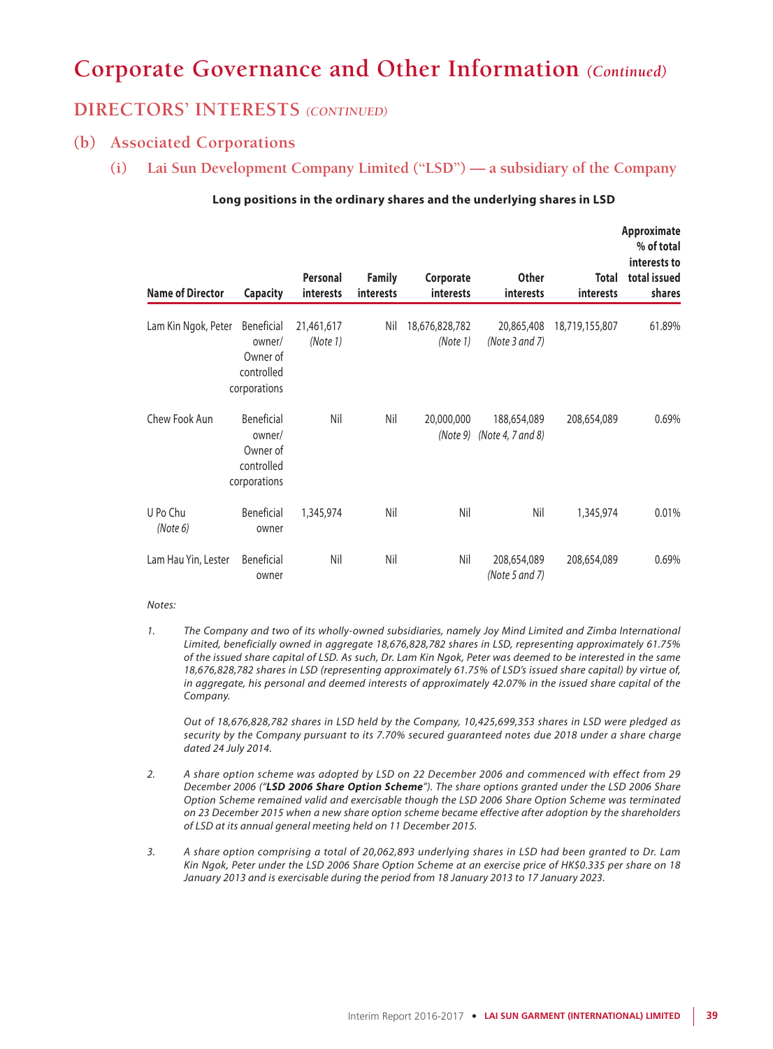# Corporate Governance and Other Information *(Continued)*

## DIRECTORS' INTERESTS *(CONTINUED)*

### (b) Associated Corporations

#### (i) Lai Sun Development Company Limited ("LSD") — a subsidiary of the Company

**Long positions in the ordinary shares and the underlying shares in LSD**

| Name of Director | Capacity | Personal interests | Family interests | Corporate interests | Other interests | Total interests | Approximate % of total interests to total issued shares |
|---|---|---|---|---|---|---|---|
| Lam Kin Ngok, Peter | Beneficial owner/ Owner of controlled corporations | 21,461,617 *(Note 1)* | Nil | 18,676,828,782 *(Note 1)* | 20,865,408 *(Note 3 and 7)* | 18,719,155,807 | 61.89% |
| Chew Fook Aun | Beneficial owner/ Owner of controlled corporations | Nil | Nil | 20,000,000 *(Note 9)* | 188,654,089 *(Note 4, 7 and 8)* | 208,654,089 | 0.69% |
| U Po Chu *(Note 6)* | Beneficial owner | 1,345,974 | Nil | Nil | Nil | 1,345,974 | 0.01% |
| Lam Hau Yin, Lester | Beneficial owner | Nil | Nil | Nil | 208,654,089 *(Note 5 and 7)* | 208,654,089 | 0.69% |

*Notes:*

1. *The Company and two of its wholly-owned subsidiaries, namely Joy Mind Limited and Zimba International Limited, beneficially owned in aggregate 18,676,828,782 shares in LSD, representing approximately 61.75% of the issued share capital of LSD. As such, Dr. Lam Kin Ngok, Peter was deemed to be interested in the same 18,676,828,782 shares in LSD (representing approximately 61.75% of LSD's issued share capital) by virtue of, in aggregate, his personal and deemed interests of approximately 42.07% in the issued share capital of the Company.*

   *Out of 18,676,828,782 shares in LSD held by the Company, 10,425,699,353 shares in LSD were pledged as security by the Company pursuant to its 7.70% secured guaranteed notes due 2018 under a share charge dated 24 July 2014.*

2. *A share option scheme was adopted by LSD on 22 December 2006 and commenced with effect from 29 December 2006 ("**LSD 2006 Share Option Scheme**"). The share options granted under the LSD 2006 Share Option Scheme remained valid and exercisable though the LSD 2006 Share Option Scheme was terminated on 23 December 2015 when a new share option scheme became effective after adoption by the shareholders of LSD at its annual general meeting held on 11 December 2015.*

3. *A share option comprising a total of 20,062,893 underlying shares in LSD had been granted to Dr. Lam Kin Ngok, Peter under the LSD 2006 Share Option Scheme at an exercise price of HK$0.335 per share on 18 January 2013 and is exercisable during the period from 18 January 2013 to 17 January 2023.*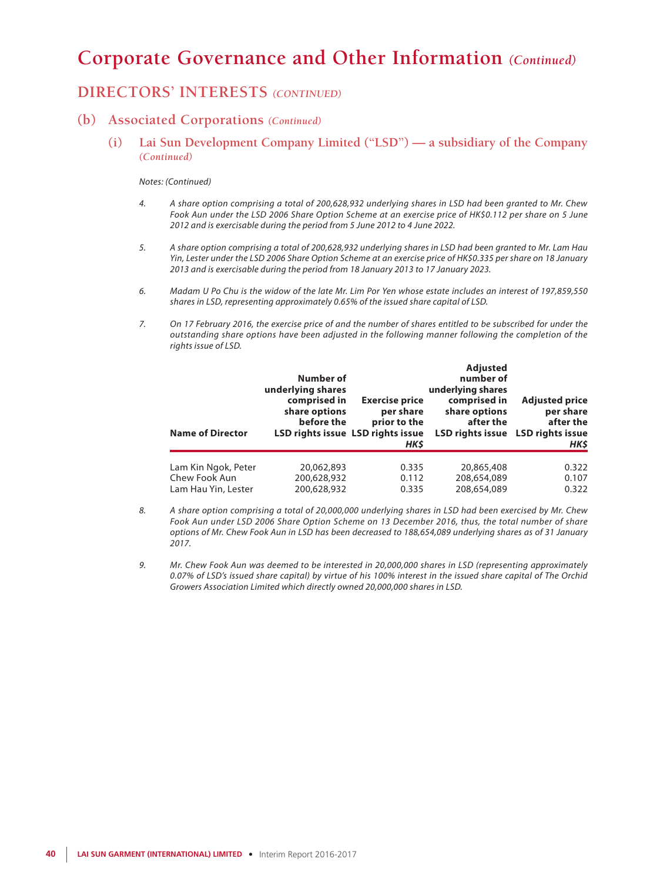# Corporate Governance and Other Information *(Continued)*

## DIRECTORS' INTERESTS *(CONTINUED)*

### (b) Associated Corporations *(Continued)*

#### (i) Lai Sun Development Company Limited ("LSD") — a subsidiary of the Company *(Continued)*

*Notes: (Continued)*

4. *A share option comprising a total of 200,628,932 underlying shares in LSD had been granted to Mr. Chew Fook Aun under the LSD 2006 Share Option Scheme at an exercise price of HK$0.112 per share on 5 June 2012 and is exercisable during the period from 5 June 2012 to 4 June 2022.*

5. *A share option comprising a total of 200,628,932 underlying shares in LSD had been granted to Mr. Lam Hau Yin, Lester under the LSD 2006 Share Option Scheme at an exercise price of HK$0.335 per share on 18 January 2013 and is exercisable during the period from 18 January 2013 to 17 January 2023.*

6. *Madam U Po Chu is the widow of the late Mr. Lim Por Yen whose estate includes an interest of 197,859,550 shares in LSD, representing approximately 0.65% of the issued share capital of LSD.*

7. *On 17 February 2016, the exercise price of and the number of shares entitled to be subscribed for under the outstanding share options have been adjusted in the following manner following the completion of the rights issue of LSD.*

| Name of Director | Number of underlying shares comprised in share options before the LSD rights issue | Exercise price per share prior to the LSD rights issue HK$ | Adjusted number of underlying shares comprised in share options after the LSD rights issue | Adjusted price per share after the LSD rights issue HK$ |
|---|---|---|---|---|
| Lam Kin Ngok, Peter | 20,062,893 | 0.335 | 20,865,408 | 0.322 |
| Chew Fook Aun | 200,628,932 | 0.112 | 208,654,089 | 0.107 |
| Lam Hau Yin, Lester | 200,628,932 | 0.335 | 208,654,089 | 0.322 |

8. *A share option comprising a total of 20,000,000 underlying shares in LSD had been exercised by Mr. Chew Fook Aun under LSD 2006 Share Option Scheme on 13 December 2016, thus, the total number of share options of Mr. Chew Fook Aun in LSD has been decreased to 188,654,089 underlying shares as of 31 January 2017.*

9. *Mr. Chew Fook Aun was deemed to be interested in 20,000,000 shares in LSD (representing approximately 0.07% of LSD's issued share capital) by virtue of his 100% interest in the issued share capital of The Orchid Growers Association Limited which directly owned 20,000,000 shares in LSD.*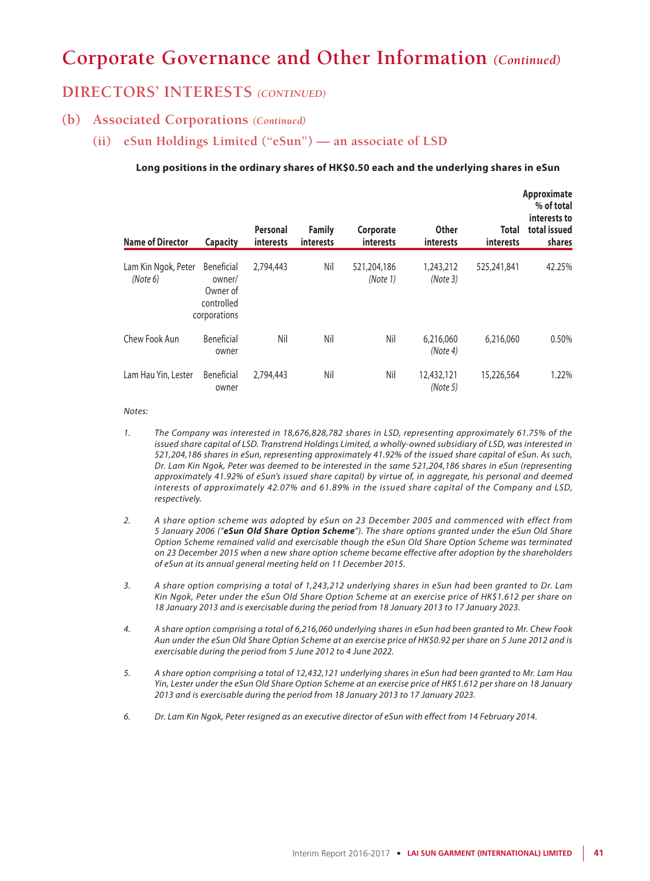# Corporate Governance and Other Information *(Continued)*

## DIRECTORS' INTERESTS *(CONTINUED)*

### (b) Associated Corporations *(Continued)*

#### (ii) eSun Holdings Limited ("eSun") — an associate of LSD

**Long positions in the ordinary shares of HK$0.50 each and the underlying shares in eSun**

| Name of Director | Capacity | Personal interests | Family interests | Corporate interests | Other interests | Total interests | Approximate % of total interests to total issued shares |
|---|---|---|---|---|---|---|---|
| Lam Kin Ngok, Peter *(Note 6)* | Beneficial owner/ Owner of controlled corporations | 2,794,443 | Nil | 521,204,186 *(Note 1)* | 1,243,212 *(Note 3)* | 525,241,841 | 42.25% |
| Chew Fook Aun | Beneficial owner | Nil | Nil | Nil | 6,216,060 *(Note 4)* | 6,216,060 | 0.50% |
| Lam Hau Yin, Lester | Beneficial owner | 2,794,443 | Nil | Nil | 12,432,121 *(Note 5)* | 15,226,564 | 1.22% |

*Notes:*

1. *The Company was interested in 18,676,828,782 shares in LSD, representing approximately 61.75% of the issued share capital of LSD. Transtrend Holdings Limited, a wholly-owned subsidiary of LSD, was interested in 521,204,186 shares in eSun, representing approximately 41.92% of the issued share capital of eSun. As such, Dr. Lam Kin Ngok, Peter was deemed to be interested in the same 521,204,186 shares in eSun (representing approximately 41.92% of eSun's issued share capital) by virtue of, in aggregate, his personal and deemed interests of approximately 42.07% and 61.89% in the issued share capital of the Company and LSD, respectively.*

2. *A share option scheme was adopted by eSun on 23 December 2005 and commenced with effect from 5 January 2006 ("**eSun Old Share Option Scheme**"). The share options granted under the eSun Old Share Option Scheme remained valid and exercisable though the eSun Old Share Option Scheme was terminated on 23 December 2015 when a new share option scheme became effective after adoption by the shareholders of eSun at its annual general meeting held on 11 December 2015.*

3. *A share option comprising a total of 1,243,212 underlying shares in eSun had been granted to Dr. Lam Kin Ngok, Peter under the eSun Old Share Option Scheme at an exercise price of HK$1.612 per share on 18 January 2013 and is exercisable during the period from 18 January 2013 to 17 January 2023.*

4. *A share option comprising a total of 6,216,060 underlying shares in eSun had been granted to Mr. Chew Fook Aun under the eSun Old Share Option Scheme at an exercise price of HK$0.92 per share on 5 June 2012 and is exercisable during the period from 5 June 2012 to 4 June 2022.*

5. *A share option comprising a total of 12,432,121 underlying shares in eSun had been granted to Mr. Lam Hau Yin, Lester under the eSun Old Share Option Scheme at an exercise price of HK$1.612 per share on 18 January 2013 and is exercisable during the period from 18 January 2013 to 17 January 2023.*

6. *Dr. Lam Kin Ngok, Peter resigned as an executive director of eSun with effect from 14 February 2014.*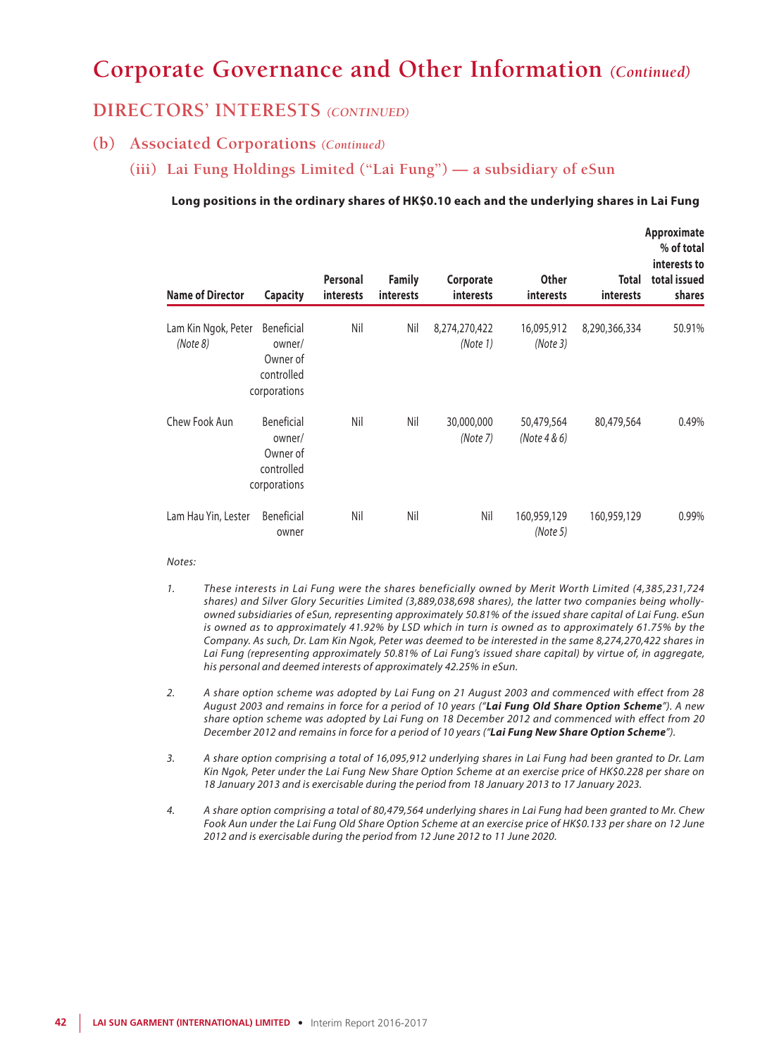# Corporate Governance and Other Information *(Continued)*

## DIRECTORS' INTERESTS *(CONTINUED)*

### (b) Associated Corporations *(Continued)*

#### (iii) Lai Fung Holdings Limited ("Lai Fung") — a subsidiary of eSun

**Long positions in the ordinary shares of HK$0.10 each and the underlying shares in Lai Fung**

| Name of Director | Capacity | Personal interests | Family interests | Corporate interests | Other interests | Total interests | Approximate % of total interests to total issued shares |
|---|---|---|---|---|---|---|---|
| Lam Kin Ngok, Peter *(Note 8)* | Beneficial owner/ Owner of controlled corporations | Nil | Nil | 8,274,270,422 *(Note 1)* | 16,095,912 *(Note 3)* | 8,290,366,334 | 50.91% |
| Chew Fook Aun | Beneficial owner/ Owner of controlled corporations | Nil | Nil | 30,000,000 *(Note 7)* | 50,479,564 *(Note 4 & 6)* | 80,479,564 | 0.49% |
| Lam Hau Yin, Lester | Beneficial owner | Nil | Nil | Nil | 160,959,129 *(Note 5)* | 160,959,129 | 0.99% |

*Notes:*

1. *These interests in Lai Fung were the shares beneficially owned by Merit Worth Limited (4,385,231,724 shares) and Silver Glory Securities Limited (3,889,038,698 shares), the latter two companies being wholly-owned subsidiaries of eSun, representing approximately 50.81% of the issued share capital of Lai Fung. eSun is owned as to approximately 41.92% by LSD which in turn is owned as to approximately 61.75% by the Company. As such, Dr. Lam Kin Ngok, Peter was deemed to be interested in the same 8,274,270,422 shares in Lai Fung (representing approximately 50.81% of Lai Fung's issued share capital) by virtue of, in aggregate, his personal and deemed interests of approximately 42.25% in eSun.*

2. *A share option scheme was adopted by Lai Fung on 21 August 2003 and commenced with effect from 28 August 2003 and remains in force for a period of 10 years ("**Lai Fung Old Share Option Scheme**"). A new share option scheme was adopted by Lai Fung on 18 December 2012 and commenced with effect from 20 December 2012 and remains in force for a period of 10 years ("**Lai Fung New Share Option Scheme**").*

3. *A share option comprising a total of 16,095,912 underlying shares in Lai Fung had been granted to Dr. Lam Kin Ngok, Peter under the Lai Fung New Share Option Scheme at an exercise price of HK$0.228 per share on 18 January 2013 and is exercisable during the period from 18 January 2013 to 17 January 2023.*

4. *A share option comprising a total of 80,479,564 underlying shares in Lai Fung had been granted to Mr. Chew Fook Aun under the Lai Fung Old Share Option Scheme at an exercise price of HK$0.133 per share on 12 June 2012 and is exercisable during the period from 12 June 2012 to 11 June 2020.*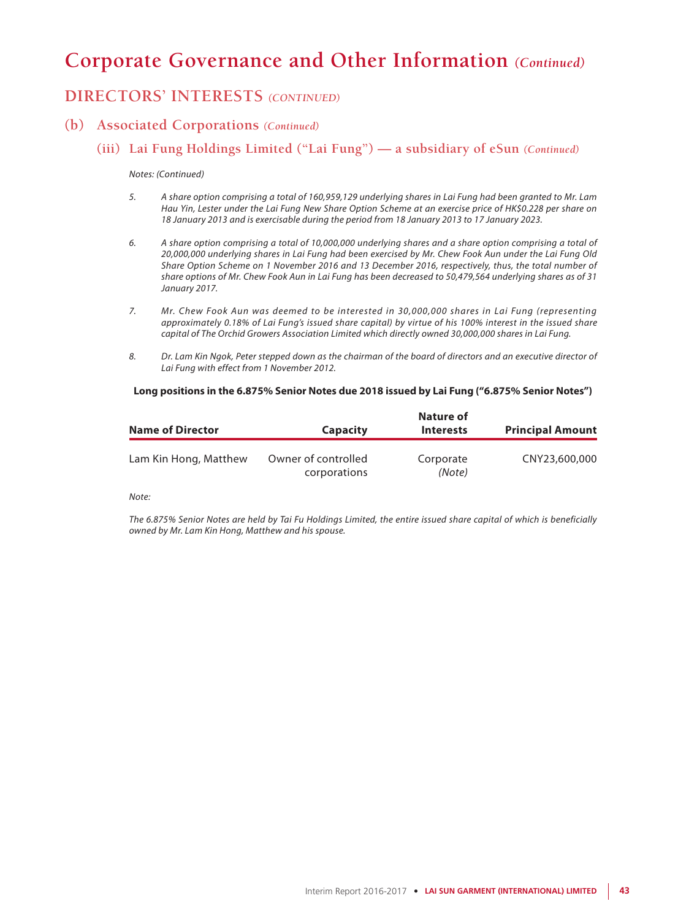# Corporate Governance and Other Information *(Continued)*

## DIRECTORS' INTERESTS *(CONTINUED)*

### (b) Associated Corporations *(Continued)*

#### (iii) Lai Fung Holdings Limited ("Lai Fung") — a subsidiary of eSun *(Continued)*

*Notes: (Continued)*

5. *A share option comprising a total of 160,959,129 underlying shares in Lai Fung had been granted to Mr. Lam Hau Yin, Lester under the Lai Fung New Share Option Scheme at an exercise price of HK$0.228 per share on 18 January 2013 and is exercisable during the period from 18 January 2013 to 17 January 2023.*

6. *A share option comprising a total of 10,000,000 underlying shares and a share option comprising a total of 20,000,000 underlying shares in Lai Fung had been exercised by Mr. Chew Fook Aun under the Lai Fung Old Share Option Scheme on 1 November 2016 and 13 December 2016, respectively, thus, the total number of share options of Mr. Chew Fook Aun in Lai Fung has been decreased to 50,479,564 underlying shares as of 31 January 2017.*

7. *Mr. Chew Fook Aun was deemed to be interested in 30,000,000 shares in Lai Fung (representing approximately 0.18% of Lai Fung's issued share capital) by virtue of his 100% interest in the issued share capital of The Orchid Growers Association Limited which directly owned 30,000,000 shares in Lai Fung.*

8. *Dr. Lam Kin Ngok, Peter stepped down as the chairman of the board of directors and an executive director of Lai Fung with effect from 1 November 2012.*

**Long positions in the 6.875% Senior Notes due 2018 issued by Lai Fung ("6.875% Senior Notes")**

| Name of Director | Capacity | Nature of Interests | Principal Amount |
|---|---|---|---|
| Lam Kin Hong, Matthew | Owner of controlled corporations | Corporate *(Note)* | CNY23,600,000 |

*Note:*

*The 6.875% Senior Notes are held by Tai Fu Holdings Limited, the entire issued share capital of which is beneficially owned by Mr. Lam Kin Hong, Matthew and his spouse.*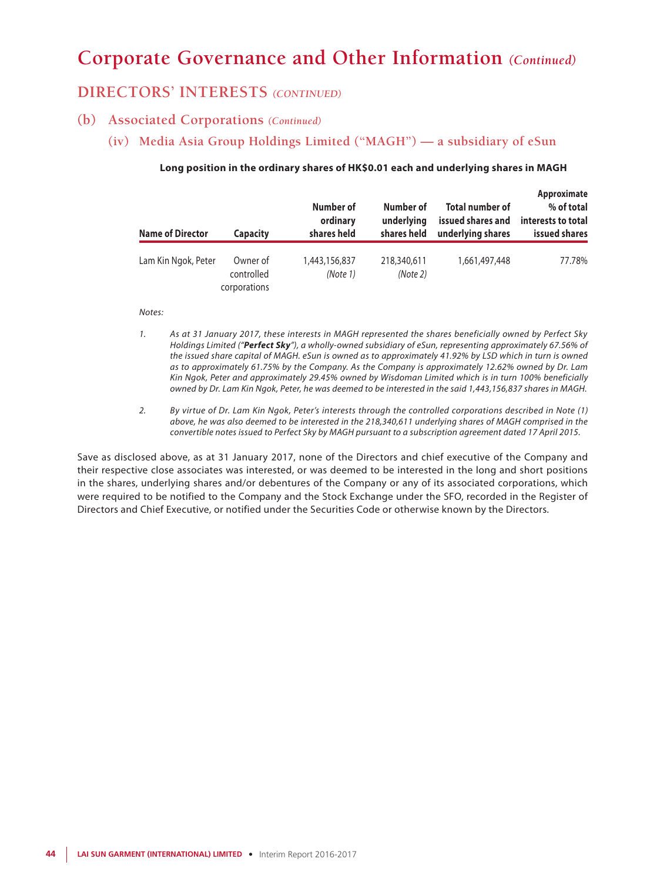# Corporate Governance and Other Information *(Continued)*

## DIRECTORS' INTERESTS *(CONTINUED)*

### (b) Associated Corporations *(Continued)*

#### (iv) Media Asia Group Holdings Limited ("MAGH") — a subsidiary of eSun

**Long position in the ordinary shares of HK$0.01 each and underlying shares in MAGH**

| Name of Director | Capacity | Number of ordinary shares held | Number of underlying shares held | Total number of issued shares and underlying shares | Approximate % of total interests to total issued shares |
|---|---|---|---|---|---|
| Lam Kin Ngok, Peter | Owner of controlled corporations | 1,443,156,837 *(Note 1)* | 218,340,611 *(Note 2)* | 1,661,497,448 | 77.78% |

*Notes:*

1. *As at 31 January 2017, these interests in MAGH represented the shares beneficially owned by Perfect Sky Holdings Limited ("**Perfect Sky**"), a wholly-owned subsidiary of eSun, representing approximately 67.56% of the issued share capital of MAGH. eSun is owned as to approximately 41.92% by LSD which in turn is owned as to approximately 61.75% by the Company. As the Company is approximately 12.62% owned by Dr. Lam Kin Ngok, Peter and approximately 29.45% owned by Wisdoman Limited which is in turn 100% beneficially owned by Dr. Lam Kin Ngok, Peter, he was deemed to be interested in the said 1,443,156,837 shares in MAGH.*

2. *By virtue of Dr. Lam Kin Ngok, Peter's interests through the controlled corporations described in Note (1) above, he was also deemed to be interested in the 218,340,611 underlying shares of MAGH comprised in the convertible notes issued to Perfect Sky by MAGH pursuant to a subscription agreement dated 17 April 2015.*

Save as disclosed above, as at 31 January 2017, none of the Directors and chief executive of the Company and their respective close associates was interested, or was deemed to be interested in the long and short positions in the shares, underlying shares and/or debentures of the Company or any of its associated corporations, which were required to be notified to the Company and the Stock Exchange under the SFO, recorded in the Register of Directors and Chief Executive, or notified under the Securities Code or otherwise known by the Directors.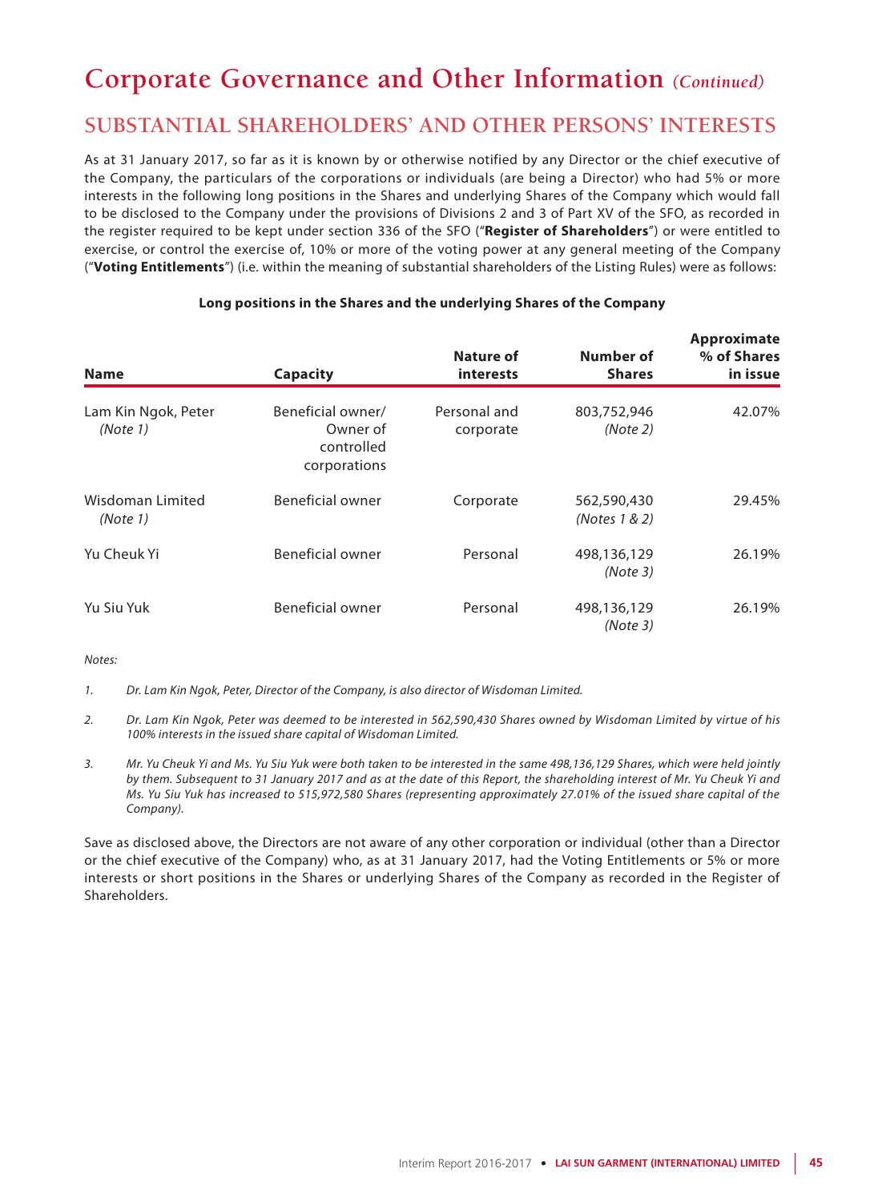# Corporate Governance and Other Information *(Continued)*

## SUBSTANTIAL SHAREHOLDERS' AND OTHER PERSONS' INTERESTS

As at 31 January 2017, so far as it is known by or otherwise notified by any Director or the chief executive of the Company, the particulars of the corporations or individuals (are being a Director) who had 5% or more interests in the following long positions in the Shares and underlying Shares of the Company which would fall to be disclosed to the Company under the provisions of Divisions 2 and 3 of Part XV of the SFO, as recorded in the register required to be kept under section 336 of the SFO ("**Register of Shareholders**") or were entitled to exercise, or control the exercise of, 10% or more of the voting power at any general meeting of the Company ("**Voting Entitlements**") (i.e. within the meaning of substantial shareholders of the Listing Rules) were as follows:

**Long positions in the Shares and the underlying Shares of the Company**

| Name | Capacity | Nature of interests | Number of Shares | Approximate % of Shares in issue |
|---|---|---|---|---|
| Lam Kin Ngok, Peter *(Note 1)* | Beneficial owner/ Owner of controlled corporations | Personal and corporate | 803,752,946 *(Note 2)* | 42.07% |
| Wisdoman Limited *(Note 1)* | Beneficial owner | Corporate | 562,590,430 *(Notes 1 & 2)* | 29.45% |
| Yu Cheuk Yi | Beneficial owner | Personal | 498,136,129 *(Note 3)* | 26.19% |
| Yu Siu Yuk | Beneficial owner | Personal | 498,136,129 *(Note 3)* | 26.19% |

*Notes:*

1. *Dr. Lam Kin Ngok, Peter, Director of the Company, is also director of Wisdoman Limited.*

2. *Dr. Lam Kin Ngok, Peter was deemed to be interested in 562,590,430 Shares owned by Wisdoman Limited by virtue of his 100% interests in the issued share capital of Wisdoman Limited.*

3. *Mr. Yu Cheuk Yi and Ms. Yu Siu Yuk were both taken to be interested in the same 498,136,129 Shares, which were held jointly by them. Subsequent to 31 January 2017 and as at the date of this Report, the shareholding interest of Mr. Yu Cheuk Yi and Ms. Yu Siu Yuk has increased to 515,972,580 Shares (representing approximately 27.01% of the issued share capital of the Company).*

Save as disclosed above, the Directors are not aware of any other corporation or individual (other than a Director or the chief executive of the Company) who, as at 31 January 2017, had the Voting Entitlements or 5% or more interests or short positions in the Shares or underlying Shares of the Company as recorded in the Register of Shareholders.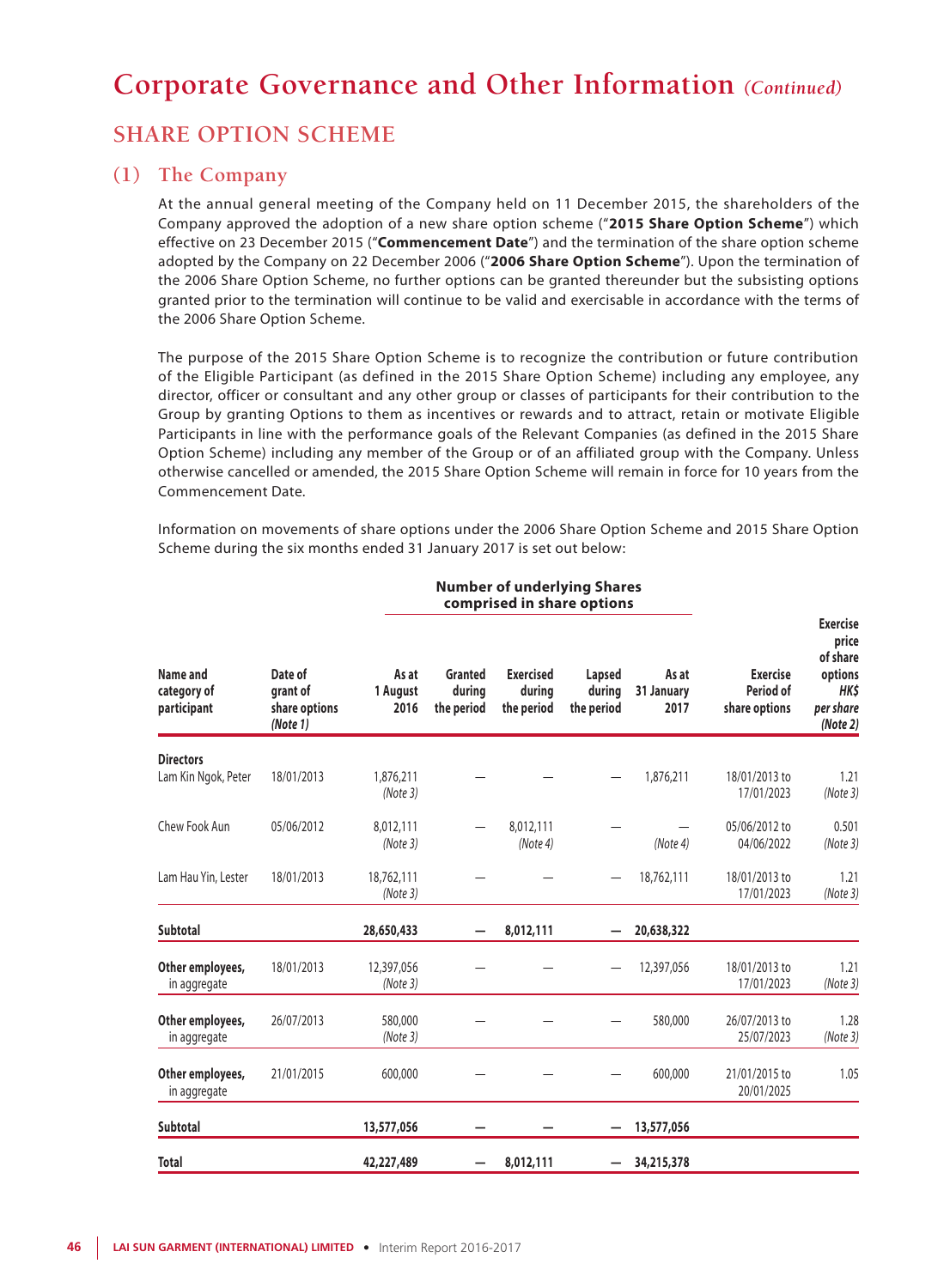# Corporate Governance and Other Information *(Continued)*

## SHARE OPTION SCHEME

### (1) The Company

At the annual general meeting of the Company held on 11 December 2015, the shareholders of the Company approved the adoption of a new share option scheme ("**2015 Share Option Scheme**") which effective on 23 December 2015 ("**Commencement Date**") and the termination of the share option scheme adopted by the Company on 22 December 2006 ("**2006 Share Option Scheme**"). Upon the termination of the 2006 Share Option Scheme, no further options can be granted thereunder but the subsisting options granted prior to the termination will continue to be valid and exercisable in accordance with the terms of the 2006 Share Option Scheme.

The purpose of the 2015 Share Option Scheme is to recognize the contribution or future contribution of the Eligible Participant (as defined in the 2015 Share Option Scheme) including any employee, any director, officer or consultant and any other group or classes of participants for their contribution to the Group by granting Options to them as incentives or rewards and to attract, retain or motivate Eligible Participants in line with the performance goals of the Relevant Companies (as defined in the 2015 Share Option Scheme) including any member of the Group or of an affiliated group with the Company. Unless otherwise cancelled or amended, the 2015 Share Option Scheme will remain in force for 10 years from the Commencement Date.

Information on movements of share options under the 2006 Share Option Scheme and 2015 Share Option Scheme during the six months ended 31 January 2017 is set out below:

| | | Number of underlying Shares comprised in share options | | | | | | |
|---|---|---|---|---|---|---|---|---|
| **Name and category of participant** | **Date of grant of share options** *(Note 1)* | **As at 1 August 2016** | **Granted during the period** | **Exercised during the period** | **Lapsed during the period** | **As at 31 January 2017** | **Exercise Period of share options** | **Exercise price of share options** *HK$ per share* *(Note 2)* |
| **Directors** | | | | | | | | |
| Lam Kin Ngok, Peter | 18/01/2013 | 1,876,211 *(Note 3)* | — | — | — | 1,876,211 | 18/01/2013 to 17/01/2023 | 1.21 *(Note 3)* |
| Chew Fook Aun | 05/06/2012 | 8,012,111 *(Note 3)* | — | 8,012,111 *(Note 4)* | — | — *(Note 4)* | 05/06/2012 to 04/06/2022 | 0.501 *(Note 3)* |
| Lam Hau Yin, Lester | 18/01/2013 | 18,762,111 *(Note 3)* | — | — | — | 18,762,111 | 18/01/2013 to 17/01/2023 | 1.21 *(Note 3)* |
| **Subtotal** | | **28,650,433** | **—** | **8,012,111** | **—** | **20,638,322** | | |
| **Other employees,** in aggregate | 18/01/2013 | 12,397,056 *(Note 3)* | — | — | — | 12,397,056 | 18/01/2013 to 17/01/2023 | 1.21 *(Note 3)* |
| **Other employees,** in aggregate | 26/07/2013 | 580,000 *(Note 3)* | — | — | — | 580,000 | 26/07/2013 to 25/07/2023 | 1.28 *(Note 3)* |
| **Other employees,** in aggregate | 21/01/2015 | 600,000 | — | — | — | 600,000 | 21/01/2015 to 20/01/2025 | 1.05 |
| **Subtotal** | | **13,577,056** | **—** | **—** | **—** | **13,577,056** | | |
| **Total** | | **42,227,489** | **—** | **8,012,111** | **—** | **34,215,378** | | |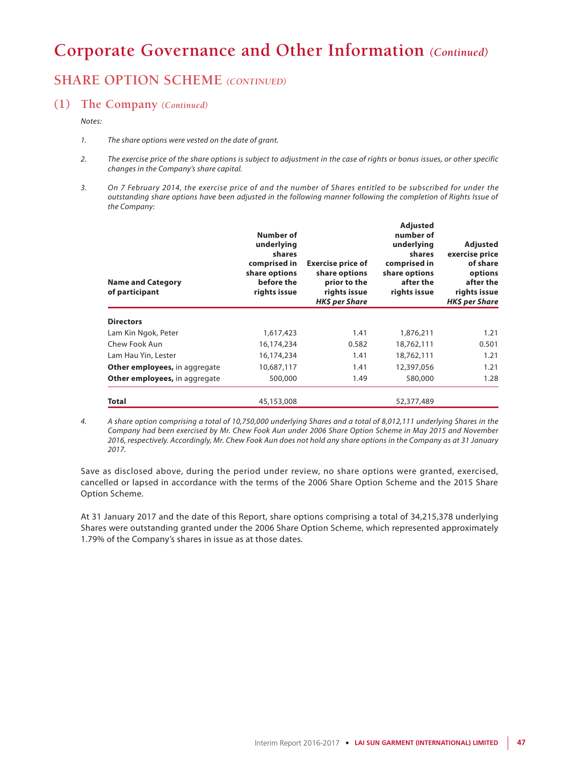# Corporate Governance and Other Information *(Continued)*

## SHARE OPTION SCHEME *(CONTINUED)*

### (1) The Company *(Continued)*

*Notes:*

1. *The share options were vested on the date of grant.*

2. *The exercise price of the share options is subject to adjustment in the case of rights or bonus issues, or other specific changes in the Company's share capital.*

3. *On 7 February 2014, the exercise price of and the number of Shares entitled to be subscribed for under the outstanding share options have been adjusted in the following manner following the completion of Rights Issue of the Company:*

| Name and Category of participant | Number of underlying shares comprised in share options before the rights issue | Exercise price of share options prior to the rights issue *HK$ per Share* | Adjusted number of underlying shares comprised in share options after the rights issue | Adjusted exercise price of share options after the rights issue *HK$ per Share* |
|---|---|---|---|---|
| **Directors** | | | | |
| Lam Kin Ngok, Peter | 1,617,423 | 1.41 | 1,876,211 | 1.21 |
| Chew Fook Aun | 16,174,234 | 0.582 | 18,762,111 | 0.501 |
| Lam Hau Yin, Lester | 16,174,234 | 1.41 | 18,762,111 | 1.21 |
| **Other employees,** in aggregate | 10,687,117 | 1.41 | 12,397,056 | 1.21 |
| **Other employees,** in aggregate | 500,000 | 1.49 | 580,000 | 1.28 |
| **Total** | 45,153,008 | | 52,377,489 | |

4. *A share option comprising a total of 10,750,000 underlying Shares and a total of 8,012,111 underlying Shares in the Company had been exercised by Mr. Chew Fook Aun under 2006 Share Option Scheme in May 2015 and November 2016, respectively. Accordingly, Mr. Chew Fook Aun does not hold any share options in the Company as at 31 January 2017.*

Save as disclosed above, during the period under review, no share options were granted, exercised, cancelled or lapsed in accordance with the terms of the 2006 Share Option Scheme and the 2015 Share Option Scheme.

At 31 January 2017 and the date of this Report, share options comprising a total of 34,215,378 underlying Shares were outstanding granted under the 2006 Share Option Scheme, which represented approximately 1.79% of the Company's shares in issue as at those dates.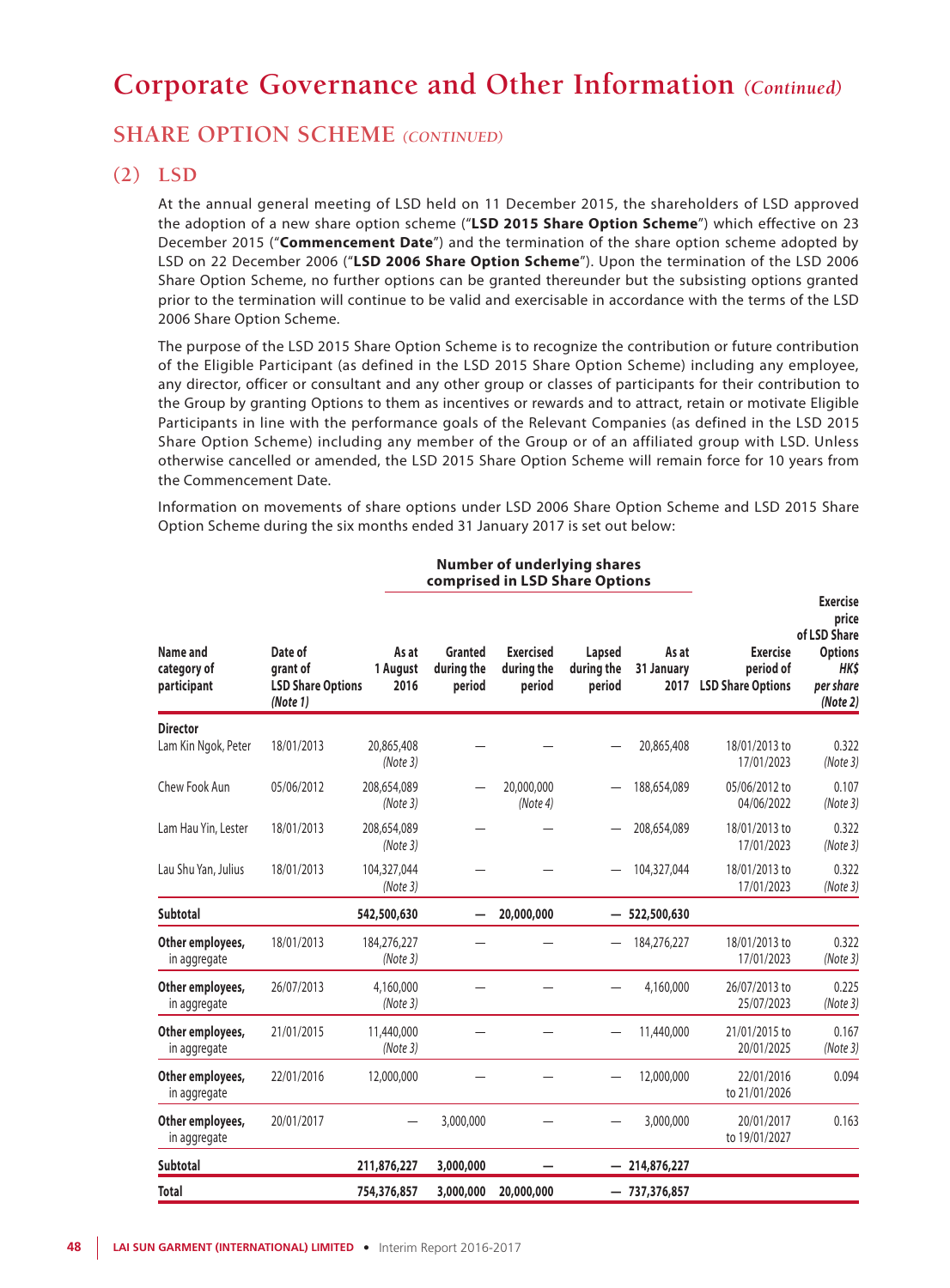# Corporate Governance and Other Information *(Continued)*

## SHARE OPTION SCHEME *(CONTINUED)*

### (2) LSD

At the annual general meeting of LSD held on 11 December 2015, the shareholders of LSD approved the adoption of a new share option scheme ("**LSD 2015 Share Option Scheme**") which effective on 23 December 2015 ("**Commencement Date**") and the termination of the share option scheme adopted by LSD on 22 December 2006 ("**LSD 2006 Share Option Scheme**"). Upon the termination of the LSD 2006 Share Option Scheme, no further options can be granted thereunder but the subsisting options granted prior to the termination will continue to be valid and exercisable in accordance with the terms of the LSD 2006 Share Option Scheme.

The purpose of the LSD 2015 Share Option Scheme is to recognize the contribution or future contribution of the Eligible Participant (as defined in the LSD 2015 Share Option Scheme) including any employee, any director, officer or consultant and any other group or classes of participants for their contribution to the Group by granting Options to them as incentives or rewards and to attract, retain or motivate Eligible Participants in line with the performance goals of the Relevant Companies (as defined in the LSD 2015 Share Option Scheme) including any member of the Group or of an affiliated group with LSD. Unless otherwise cancelled or amended, the LSD 2015 Share Option Scheme will remain force for 10 years from the Commencement Date.

Information on movements of share options under LSD 2006 Share Option Scheme and LSD 2015 Share Option Scheme during the six months ended 31 January 2017 is set out below:

| | | **Number of underlying shares comprised in LSD Share Options** | | | | | | |
|---|---|---|---|---|---|---|---|---|
| **Name and category of participant** | **Date of grant of LSD Share Options** *(Note 1)* | **As at 1 August 2016** | **Granted during the period** | **Exercised during the period** | **Lapsed during the period** | **As at 31 January 2017** | **Exercise period of LSD Share Options** | **Exercise price of LSD Share Options** *HK$ per share (Note 2)* |
| **Director** | | | | | | | | |
| Lam Kin Ngok, Peter | 18/01/2013 | 20,865,408 *(Note 3)* | — | — | — | 20,865,408 | 18/01/2013 to 17/01/2023 | 0.322 *(Note 3)* |
| Chew Fook Aun | 05/06/2012 | 208,654,089 *(Note 3)* | — | 20,000,000 *(Note 4)* | — | 188,654,089 | 05/06/2012 to 04/06/2022 | 0.107 *(Note 3)* |
| Lam Hau Yin, Lester | 18/01/2013 | 208,654,089 *(Note 3)* | — | — | — | 208,654,089 | 18/01/2013 to 17/01/2023 | 0.322 *(Note 3)* |
| Lau Shu Yan, Julius | 18/01/2013 | 104,327,044 *(Note 3)* | — | — | — | 104,327,044 | 18/01/2013 to 17/01/2023 | 0.322 *(Note 3)* |
| **Subtotal** | | **542,500,630** | **—** | **20,000,000** | **—** | **522,500,630** | | |
| **Other employees,** in aggregate | 18/01/2013 | 184,276,227 *(Note 3)* | — | — | — | 184,276,227 | 18/01/2013 to 17/01/2023 | 0.322 *(Note 3)* |
| **Other employees,** in aggregate | 26/07/2013 | 4,160,000 *(Note 3)* | — | — | — | 4,160,000 | 26/07/2013 to 25/07/2023 | 0.225 *(Note 3)* |
| **Other employees,** in aggregate | 21/01/2015 | 11,440,000 *(Note 3)* | — | — | — | 11,440,000 | 21/01/2015 to 20/01/2025 | 0.167 *(Note 3)* |
| **Other employees,** in aggregate | 22/01/2016 | 12,000,000 | — | — | — | 12,000,000 | 22/01/2016 to 21/01/2026 | 0.094 |
| **Other employees,** in aggregate | 20/01/2017 | — | 3,000,000 | — | — | 3,000,000 | 20/01/2017 to 19/01/2027 | 0.163 |
| **Subtotal** | | **211,876,227** | **3,000,000** | **—** | **—** | **214,876,227** | | |
| **Total** | | **754,376,857** | **3,000,000** | **20,000,000** | **—** | **737,376,857** | | |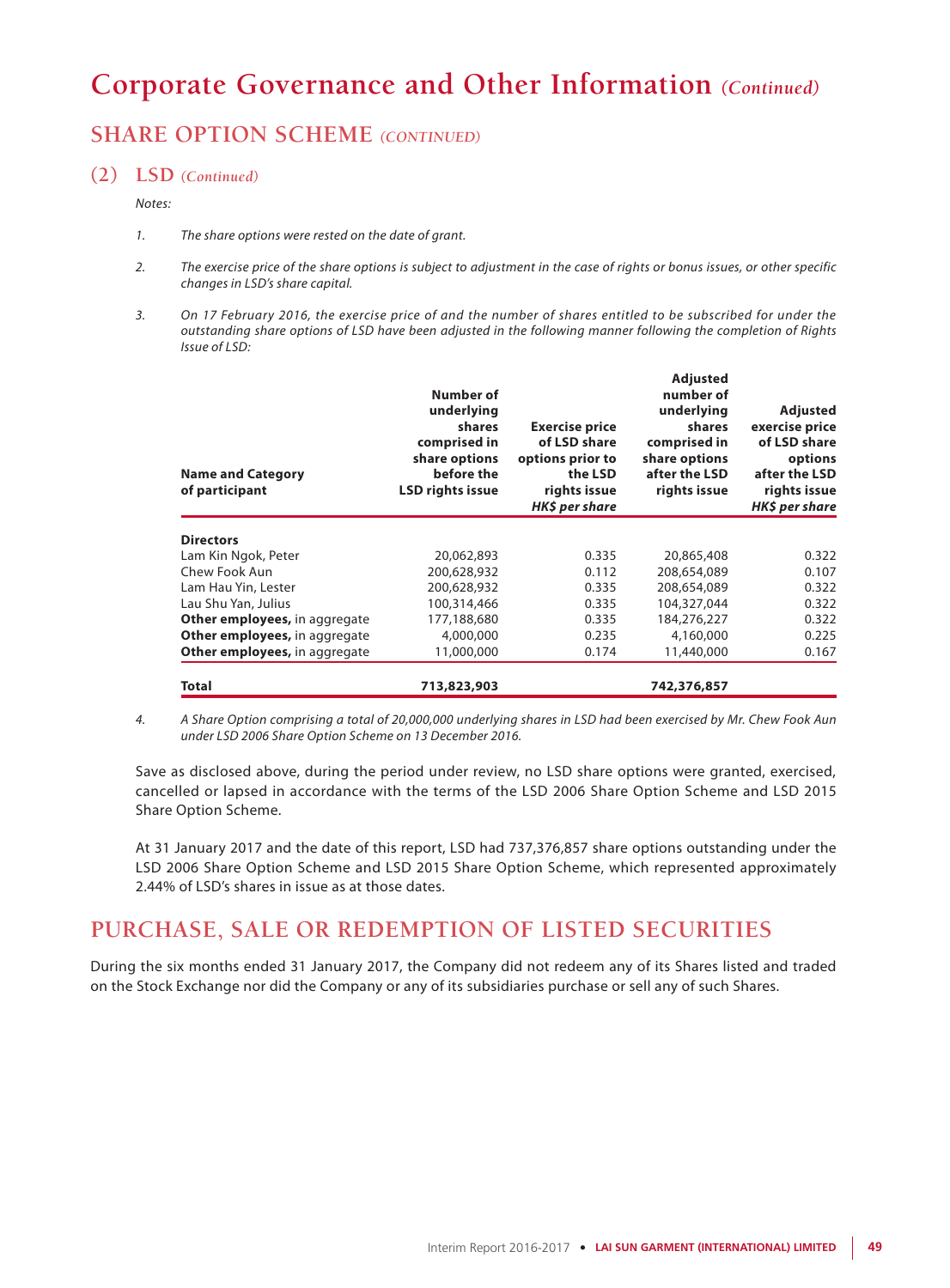# Corporate Governance and Other Information *(Continued)*

## SHARE OPTION SCHEME *(CONTINUED)*

### (2) LSD *(Continued)*

*Notes:*

1. *The share options were rested on the date of grant.*

2. *The exercise price of the share options is subject to adjustment in the case of rights or bonus issues, or other specific changes in LSD's share capital.*

3. *On 17 February 2016, the exercise price of and the number of shares entitled to be subscribed for under the outstanding share options of LSD have been adjusted in the following manner following the completion of Rights Issue of LSD:*

| Name and Category of participant | Number of underlying shares comprised in share options before the LSD rights issue | Exercise price of LSD share options prior to the LSD rights issue *HK$ per share* | Adjusted number of underlying shares comprised in share options after the LSD rights issue | Adjusted exercise price of LSD share options after the LSD rights issue *HK$ per share* |
|---|---|---|---|---|
| **Directors** | | | | |
| Lam Kin Ngok, Peter | 20,062,893 | 0.335 | 20,865,408 | 0.322 |
| Chew Fook Aun | 200,628,932 | 0.112 | 208,654,089 | 0.107 |
| Lam Hau Yin, Lester | 200,628,932 | 0.335 | 208,654,089 | 0.322 |
| Lau Shu Yan, Julius | 100,314,466 | 0.335 | 104,327,044 | 0.322 |
| **Other employees,** in aggregate | 177,188,680 | 0.335 | 184,276,227 | 0.322 |
| **Other employees,** in aggregate | 4,000,000 | 0.235 | 4,160,000 | 0.225 |
| **Other employees,** in aggregate | 11,000,000 | 0.174 | 11,440,000 | 0.167 |
| **Total** | **713,823,903** | | **742,376,857** | |

4. *A Share Option comprising a total of 20,000,000 underlying shares in LSD had been exercised by Mr. Chew Fook Aun under LSD 2006 Share Option Scheme on 13 December 2016.*

Save as disclosed above, during the period under review, no LSD share options were granted, exercised, cancelled or lapsed in accordance with the terms of the LSD 2006 Share Option Scheme and LSD 2015 Share Option Scheme.

At 31 January 2017 and the date of this report, LSD had 737,376,857 share options outstanding under the LSD 2006 Share Option Scheme and LSD 2015 Share Option Scheme, which represented approximately 2.44% of LSD's shares in issue as at those dates.

## PURCHASE, SALE OR REDEMPTION OF LISTED SECURITIES

During the six months ended 31 January 2017, the Company did not redeem any of its Shares listed and traded on the Stock Exchange nor did the Company or any of its subsidiaries purchase or sell any of such Shares.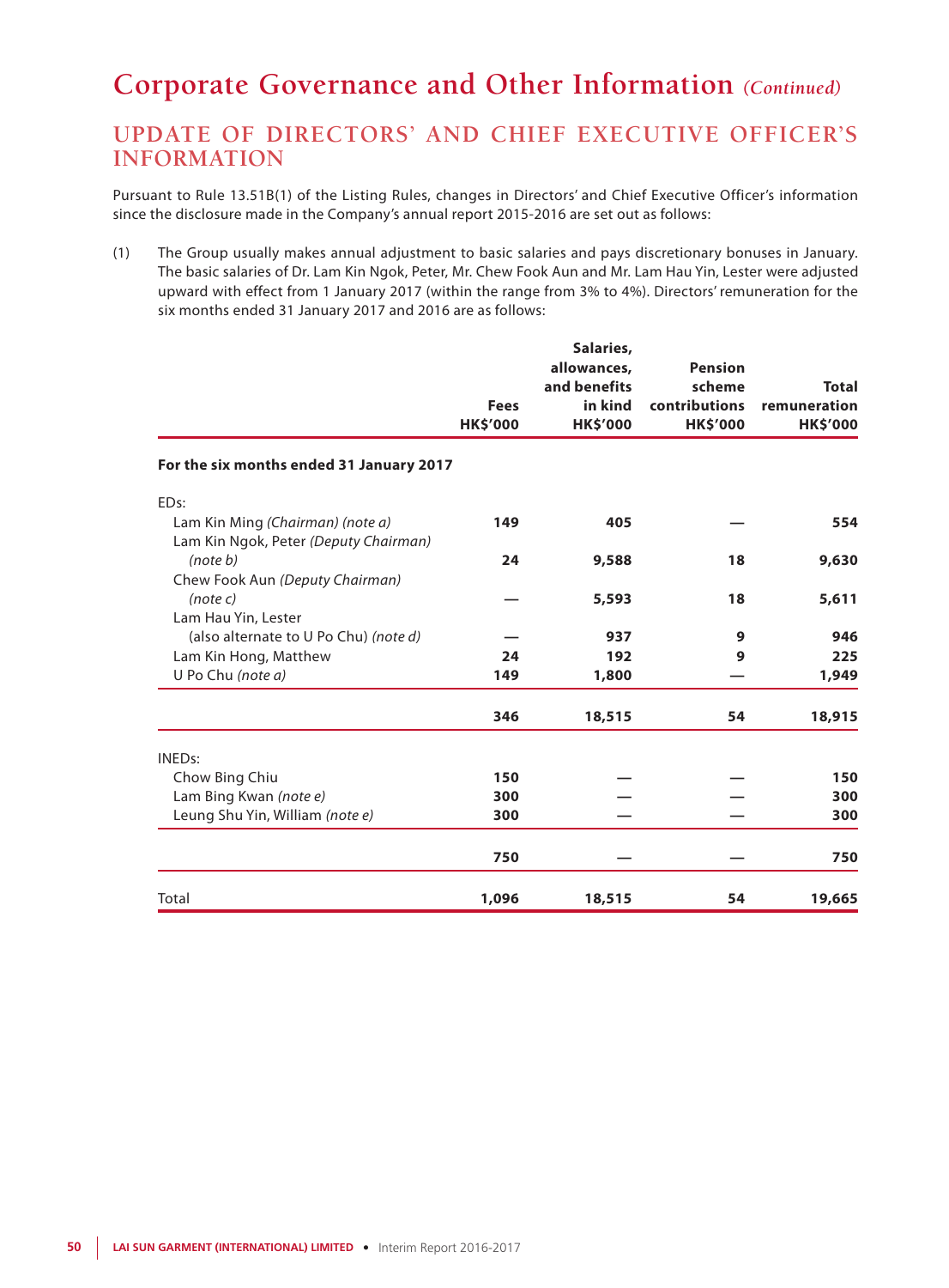# Corporate Governance and Other Information *(Continued)*

## UPDATE OF DIRECTORS' AND CHIEF EXECUTIVE OFFICER'S INFORMATION

Pursuant to Rule 13.51B(1) of the Listing Rules, changes in Directors' and Chief Executive Officer's information since the disclosure made in the Company's annual report 2015-2016 are set out as follows:

(1) The Group usually makes annual adjustment to basic salaries and pays discretionary bonuses in January. The basic salaries of Dr. Lam Kin Ngok, Peter, Mr. Chew Fook Aun and Mr. Lam Hau Yin, Lester were adjusted upward with effect from 1 January 2017 (within the range from 3% to 4%). Directors' remuneration for the six months ended 31 January 2017 and 2016 are as follows:

| | Fees HK$'000 | Salaries, allowances, and benefits in kind HK$'000 | Pension scheme contributions HK$'000 | Total remuneration HK$'000 |
|---|---|---|---|---|
| **For the six months ended 31 January 2017** | | | | |
| EDs: | | | | |
| Lam Kin Ming *(Chairman) (note a)* | **149** | **405** | **—** | **554** |
| Lam Kin Ngok, Peter *(Deputy Chairman) (note b)* | **24** | **9,588** | **18** | **9,630** |
| Chew Fook Aun *(Deputy Chairman) (note c)* | **—** | **5,593** | **18** | **5,611** |
| Lam Hau Yin, Lester (also alternate to U Po Chu) *(note d)* | **—** | **937** | **9** | **946** |
| Lam Kin Hong, Matthew | **24** | **192** | **9** | **225** |
| U Po Chu *(note a)* | **149** | **1,800** | **—** | **1,949** |
| | **346** | **18,515** | **54** | **18,915** |
| INEDs: | | | | |
| Chow Bing Chiu | **150** | **—** | **—** | **150** |
| Lam Bing Kwan *(note e)* | **300** | **—** | **—** | **300** |
| Leung Shu Yin, William *(note e)* | **300** | **—** | **—** | **300** |
| | **750** | **—** | **—** | **750** |
| Total | **1,096** | **18,515** | **54** | **19,665** |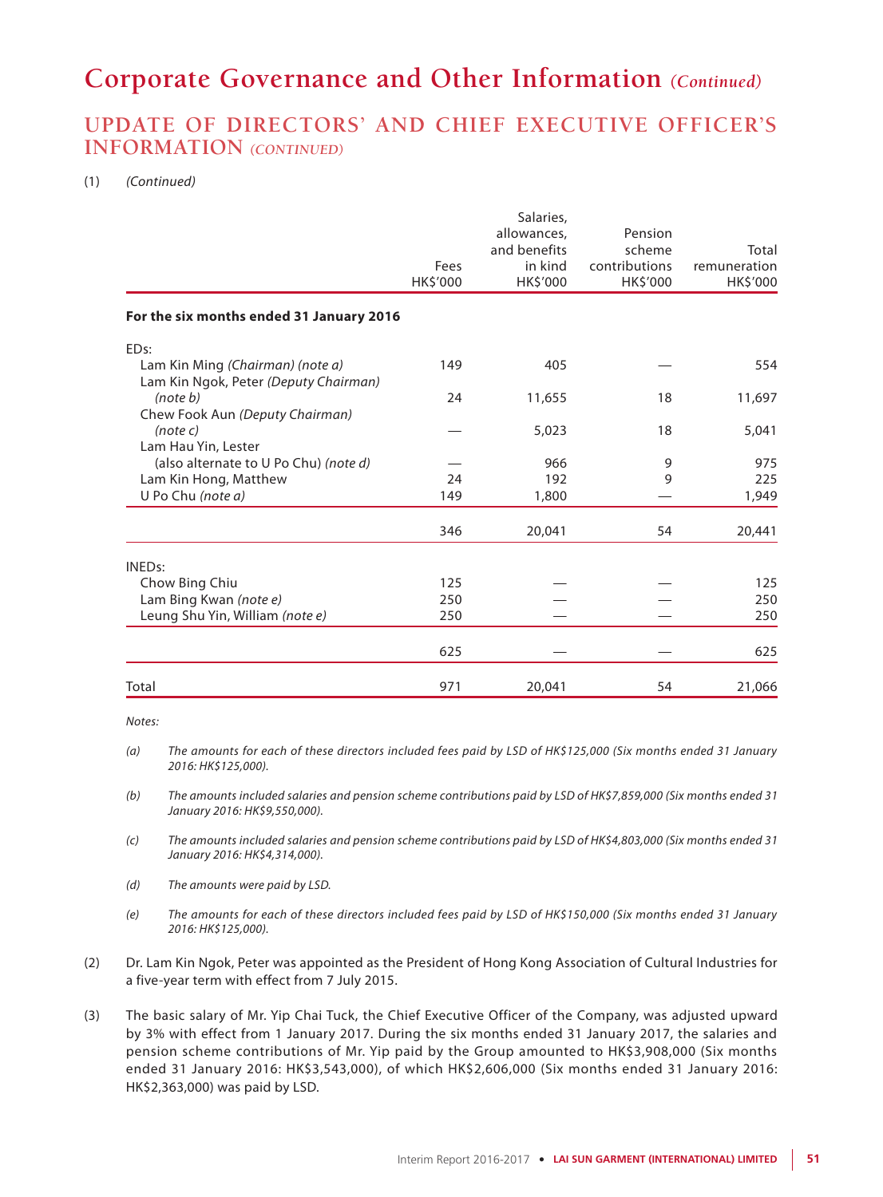# Corporate Governance and Other Information *(Continued)*

## UPDATE OF DIRECTORS' AND CHIEF EXECUTIVE OFFICER'S INFORMATION *(CONTINUED)*

(1) *(Continued)*

| | Fees HK$'000 | Salaries, allowances, and benefits in kind HK$'000 | Pension scheme contributions HK$'000 | Total remuneration HK$'000 |
|---|---|---|---|---|
| **For the six months ended 31 January 2016** | | | | |
| EDs: | | | | |
| Lam Kin Ming *(Chairman) (note a)* | 149 | 405 | — | 554 |
| Lam Kin Ngok, Peter *(Deputy Chairman) (note b)* | 24 | 11,655 | 18 | 11,697 |
| Chew Fook Aun *(Deputy Chairman) (note c)* | — | 5,023 | 18 | 5,041 |
| Lam Hau Yin, Lester (also alternate to U Po Chu) *(note d)* | — | 966 | 9 | 975 |
| Lam Kin Hong, Matthew | 24 | 192 | 9 | 225 |
| U Po Chu *(note a)* | 149 | 1,800 | — | 1,949 |
| | 346 | 20,041 | 54 | 20,441 |
| INEDs: | | | | |
| Chow Bing Chiu | 125 | — | — | 125 |
| Lam Bing Kwan *(note e)* | 250 | — | — | 250 |
| Leung Shu Yin, William *(note e)* | 250 | — | — | 250 |
| | 625 | — | — | 625 |
| Total | 971 | 20,041 | 54 | 21,066 |

*Notes:*

*(a) The amounts for each of these directors included fees paid by LSD of HK$125,000 (Six months ended 31 January 2016: HK$125,000).*

*(b) The amounts included salaries and pension scheme contributions paid by LSD of HK$7,859,000 (Six months ended 31 January 2016: HK$9,550,000).*

*(c) The amounts included salaries and pension scheme contributions paid by LSD of HK$4,803,000 (Six months ended 31 January 2016: HK$4,314,000).*

*(d) The amounts were paid by LSD.*

*(e) The amounts for each of these directors included fees paid by LSD of HK$150,000 (Six months ended 31 January 2016: HK$125,000).*

(2) Dr. Lam Kin Ngok, Peter was appointed as the President of Hong Kong Association of Cultural Industries for a five-year term with effect from 7 July 2015.

(3) The basic salary of Mr. Yip Chai Tuck, the Chief Executive Officer of the Company, was adjusted upward by 3% with effect from 1 January 2017. During the six months ended 31 January 2017, the salaries and pension scheme contributions of Mr. Yip paid by the Group amounted to HK$3,908,000 (Six months ended 31 January 2016: HK$3,543,000), of which HK$2,606,000 (Six months ended 31 January 2016: HK$2,363,000) was paid by LSD.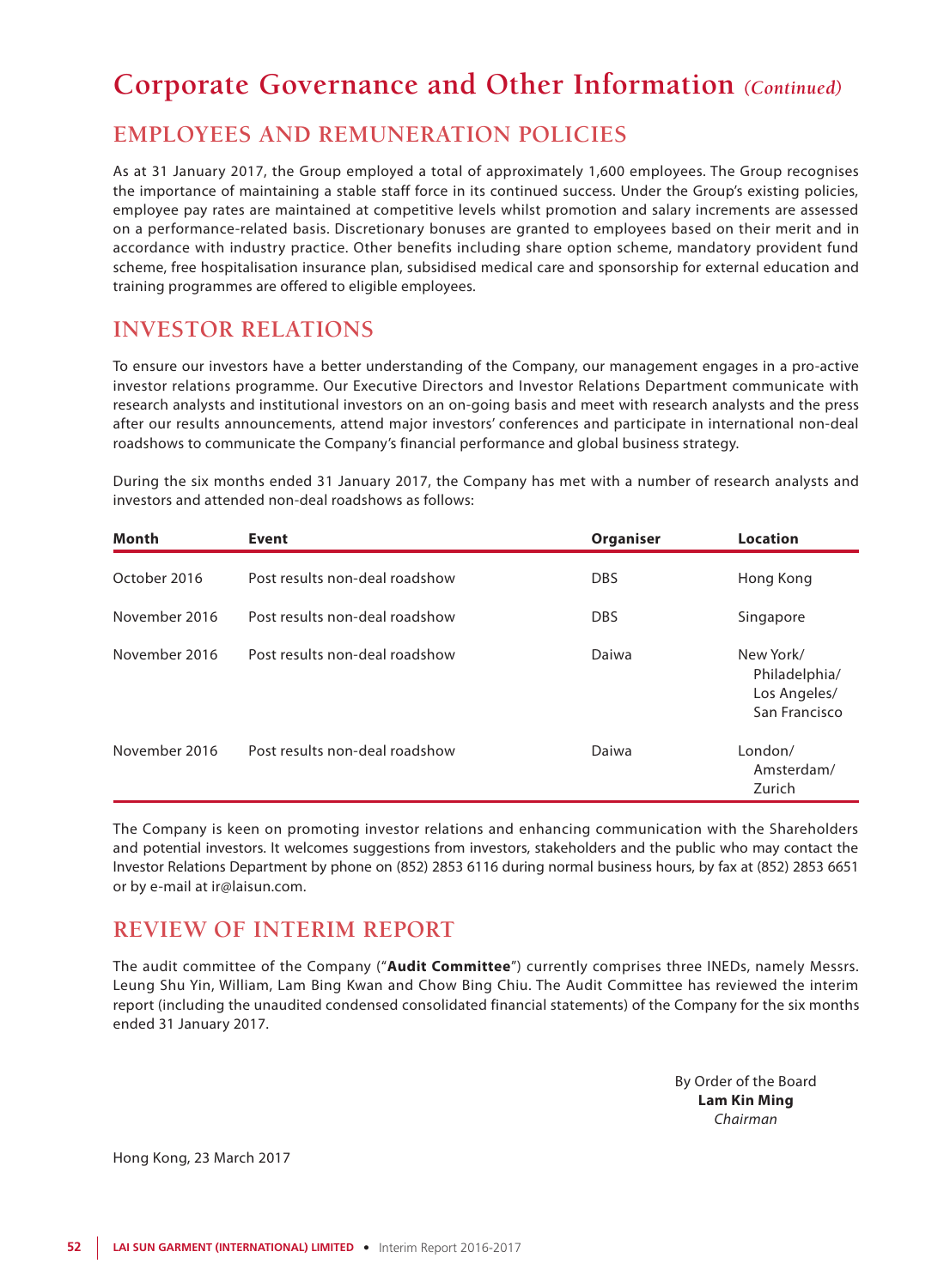# Corporate Governance and Other Information *(Continued)*

## EMPLOYEES AND REMUNERATION POLICIES

As at 31 January 2017, the Group employed a total of approximately 1,600 employees. The Group recognises the importance of maintaining a stable staff force in its continued success. Under the Group's existing policies, employee pay rates are maintained at competitive levels whilst promotion and salary increments are assessed on a performance-related basis. Discretionary bonuses are granted to employees based on their merit and in accordance with industry practice. Other benefits including share option scheme, mandatory provident fund scheme, free hospitalisation insurance plan, subsidised medical care and sponsorship for external education and training programmes are offered to eligible employees.

## INVESTOR RELATIONS

To ensure our investors have a better understanding of the Company, our management engages in a pro-active investor relations programme. Our Executive Directors and Investor Relations Department communicate with research analysts and institutional investors on an on-going basis and meet with research analysts and the press after our results announcements, attend major investors' conferences and participate in international non-deal roadshows to communicate the Company's financial performance and global business strategy.

During the six months ended 31 January 2017, the Company has met with a number of research analysts and investors and attended non-deal roadshows as follows:

| Month | Event | Organiser | Location |
|---|---|---|---|
| October 2016 | Post results non-deal roadshow | DBS | Hong Kong |
| November 2016 | Post results non-deal roadshow | DBS | Singapore |
| November 2016 | Post results non-deal roadshow | Daiwa | New York/ Philadelphia/ Los Angeles/ San Francisco |
| November 2016 | Post results non-deal roadshow | Daiwa | London/ Amsterdam/ Zurich |

The Company is keen on promoting investor relations and enhancing communication with the Shareholders and potential investors. It welcomes suggestions from investors, stakeholders and the public who may contact the Investor Relations Department by phone on (852) 2853 6116 during normal business hours, by fax at (852) 2853 6651 or by e-mail at ir@laisun.com.

## REVIEW OF INTERIM REPORT

The audit committee of the Company ("**Audit Committee**") currently comprises three INEDs, namely Messrs. Leung Shu Yin, William, Lam Bing Kwan and Chow Bing Chiu. The Audit Committee has reviewed the interim report (including the unaudited condensed consolidated financial statements) of the Company for the six months ended 31 January 2017.

By Order of the Board
**Lam Kin Ming**
*Chairman*

Hong Kong, 23 March 2017